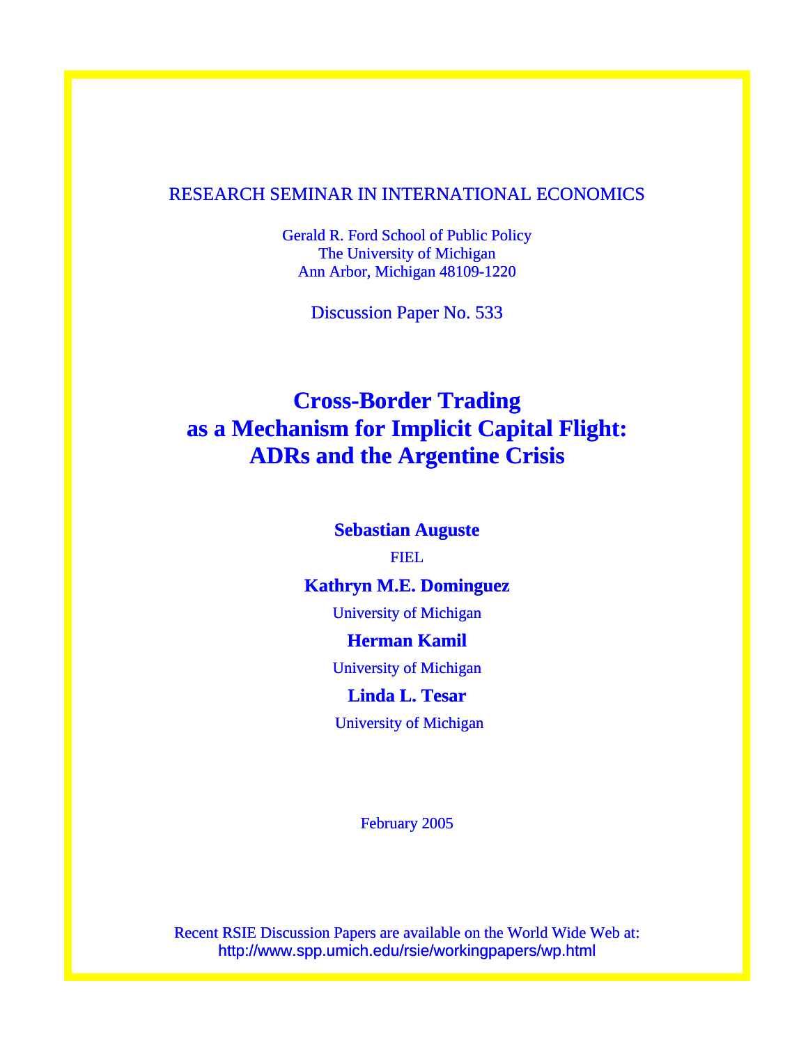RESEARCH SEMINAR IN INTERNATIONAL ECONOMICS

Gerald R. Ford School of Public Policy
The University of Michigan
Ann Arbor, Michigan 48109-1220

Discussion Paper No. 533

# Cross-Border Trading as a Mechanism for Implicit Capital Flight: ADRs and the Argentine Crisis

**Sebastian Auguste**

FIEL

**Kathryn M.E. Dominguez**

University of Michigan

**Herman Kamil**

University of Michigan

**Linda L. Tesar**

University of Michigan

February 2005

Recent RSIE Discussion Papers are available on the World Wide Web at:
http://www.spp.umich.edu/rsie/workingpapers/wp.html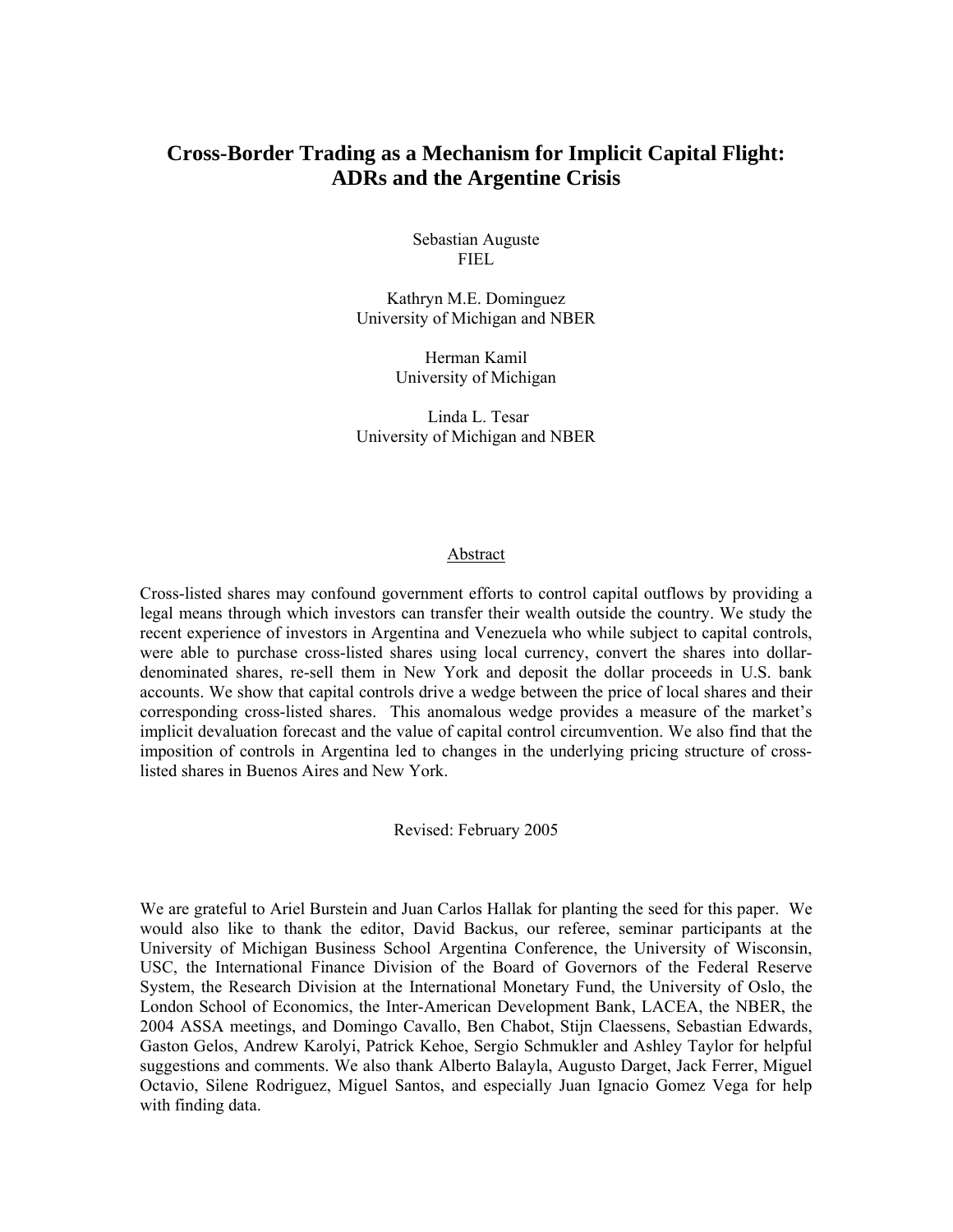# Cross-Border Trading as a Mechanism for Implicit Capital Flight: ADRs and the Argentine Crisis

Sebastian Auguste
FIEL

Kathryn M.E. Dominguez
University of Michigan and NBER

Herman Kamil
University of Michigan

Linda L. Tesar
University of Michigan and NBER

## Abstract

Cross-listed shares may confound government efforts to control capital outflows by providing a legal means through which investors can transfer their wealth outside the country. We study the recent experience of investors in Argentina and Venezuela who while subject to capital controls, were able to purchase cross-listed shares using local currency, convert the shares into dollar-denominated shares, re-sell them in New York and deposit the dollar proceeds in U.S. bank accounts. We show that capital controls drive a wedge between the price of local shares and their corresponding cross-listed shares. This anomalous wedge provides a measure of the market's implicit devaluation forecast and the value of capital control circumvention. We also find that the imposition of controls in Argentina led to changes in the underlying pricing structure of cross-listed shares in Buenos Aires and New York.

Revised: February 2005

We are grateful to Ariel Burstein and Juan Carlos Hallak for planting the seed for this paper. We would also like to thank the editor, David Backus, our referee, seminar participants at the University of Michigan Business School Argentina Conference, the University of Wisconsin, USC, the International Finance Division of the Board of Governors of the Federal Reserve System, the Research Division at the International Monetary Fund, the University of Oslo, the London School of Economics, the Inter-American Development Bank, LACEA, the NBER, the 2004 ASSA meetings, and Domingo Cavallo, Ben Chabot, Stijn Claessens, Sebastian Edwards, Gaston Gelos, Andrew Karolyi, Patrick Kehoe, Sergio Schmukler and Ashley Taylor for helpful suggestions and comments. We also thank Alberto Balayla, Augusto Darget, Jack Ferrer, Miguel Octavio, Silene Rodriguez, Miguel Santos, and especially Juan Ignacio Gomez Vega for help with finding data.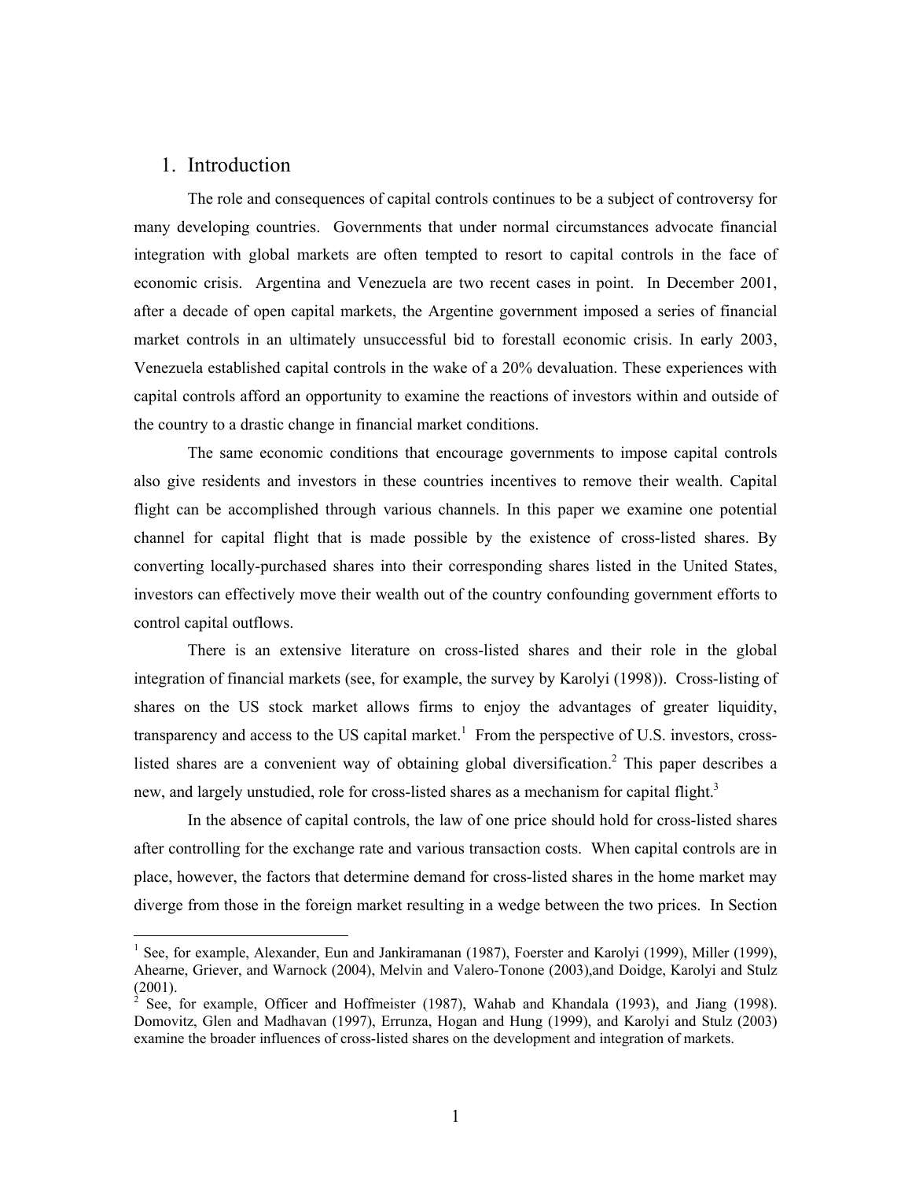# 1. Introduction

The role and consequences of capital controls continues to be a subject of controversy for many developing countries. Governments that under normal circumstances advocate financial integration with global markets are often tempted to resort to capital controls in the face of economic crisis. Argentina and Venezuela are two recent cases in point. In December 2001, after a decade of open capital markets, the Argentine government imposed a series of financial market controls in an ultimately unsuccessful bid to forestall economic crisis. In early 2003, Venezuela established capital controls in the wake of a 20% devaluation. These experiences with capital controls afford an opportunity to examine the reactions of investors within and outside of the country to a drastic change in financial market conditions.

The same economic conditions that encourage governments to impose capital controls also give residents and investors in these countries incentives to remove their wealth. Capital flight can be accomplished through various channels. In this paper we examine one potential channel for capital flight that is made possible by the existence of cross-listed shares. By converting locally-purchased shares into their corresponding shares listed in the United States, investors can effectively move their wealth out of the country confounding government efforts to control capital outflows.

There is an extensive literature on cross-listed shares and their role in the global integration of financial markets (see, for example, the survey by Karolyi (1998)). Cross-listing of shares on the US stock market allows firms to enjoy the advantages of greater liquidity, transparency and access to the US capital market.[1] From the perspective of U.S. investors, cross-listed shares are a convenient way of obtaining global diversification.[2] This paper describes a new, and largely unstudied, role for cross-listed shares as a mechanism for capital flight.[3]

In the absence of capital controls, the law of one price should hold for cross-listed shares after controlling for the exchange rate and various transaction costs. When capital controls are in place, however, the factors that determine demand for cross-listed shares in the home market may diverge from those in the foreign market resulting in a wedge between the two prices. In Section

---

[1] See, for example, Alexander, Eun and Jankiramanan (1987), Foerster and Karolyi (1999), Miller (1999), Ahearne, Griever, and Warnock (2004), Melvin and Valero-Tonone (2003),and Doidge, Karolyi and Stulz (2001).

[2] See, for example, Officer and Hoffmeister (1987), Wahab and Khandala (1993), and Jiang (1998). Domovitz, Glen and Madhavan (1997), Errunza, Hogan and Hung (1999), and Karolyi and Stulz (2003) examine the broader influences of cross-listed shares on the development and integration of markets.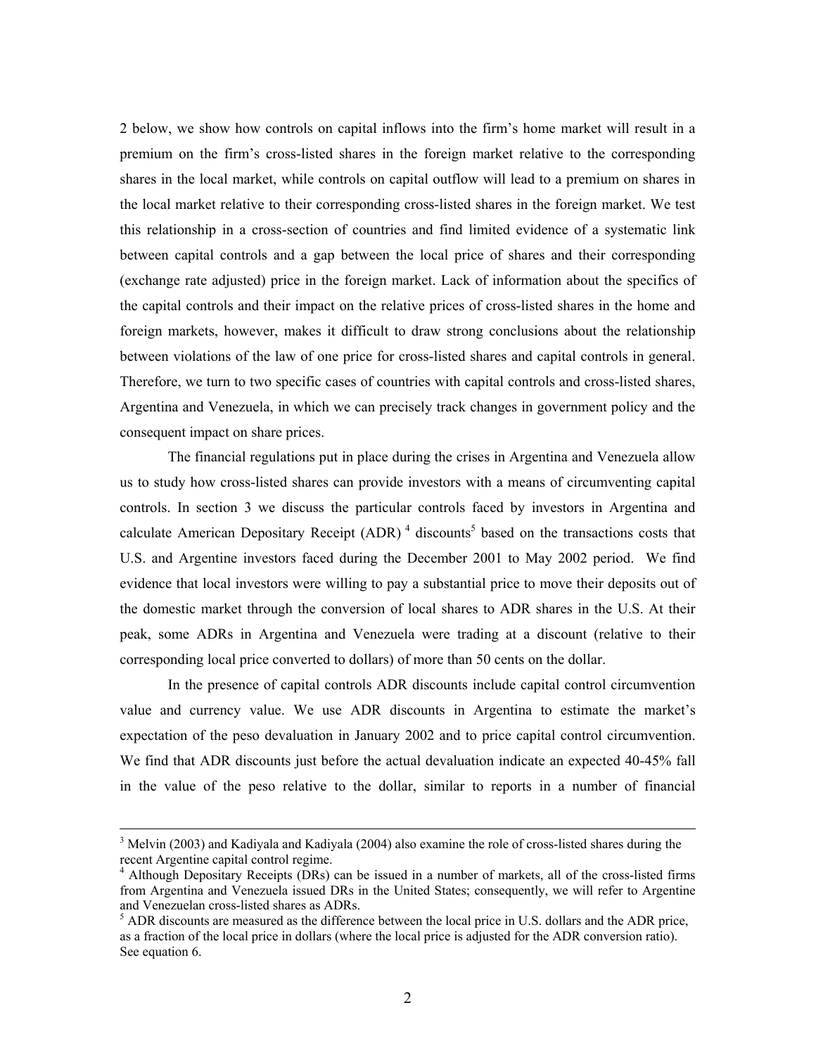2 below, we show how controls on capital inflows into the firm's home market will result in a premium on the firm's cross-listed shares in the foreign market relative to the corresponding shares in the local market, while controls on capital outflow will lead to a premium on shares in the local market relative to their corresponding cross-listed shares in the foreign market. We test this relationship in a cross-section of countries and find limited evidence of a systematic link between capital controls and a gap between the local price of shares and their corresponding (exchange rate adjusted) price in the foreign market. Lack of information about the specifics of the capital controls and their impact on the relative prices of cross-listed shares in the home and foreign markets, however, makes it difficult to draw strong conclusions about the relationship between violations of the law of one price for cross-listed shares and capital controls in general. Therefore, we turn to two specific cases of countries with capital controls and cross-listed shares, Argentina and Venezuela, in which we can precisely track changes in government policy and the consequent impact on share prices.

The financial regulations put in place during the crises in Argentina and Venezuela allow us to study how cross-listed shares can provide investors with a means of circumventing capital controls. In section 3 we discuss the particular controls faced by investors in Argentina and calculate American Depositary Receipt (ADR) [4] discounts[5] based on the transactions costs that U.S. and Argentine investors faced during the December 2001 to May 2002 period. We find evidence that local investors were willing to pay a substantial price to move their deposits out of the domestic market through the conversion of local shares to ADR shares in the U.S. At their peak, some ADRs in Argentina and Venezuela were trading at a discount (relative to their corresponding local price converted to dollars) of more than 50 cents on the dollar.

In the presence of capital controls ADR discounts include capital control circumvention value and currency value. We use ADR discounts in Argentina to estimate the market's expectation of the peso devaluation in January 2002 and to price capital control circumvention. We find that ADR discounts just before the actual devaluation indicate an expected 40-45% fall in the value of the peso relative to the dollar, similar to reports in a number of financial

[3] Melvin (2003) and Kadiyala and Kadiyala (2004) also examine the role of cross-listed shares during the recent Argentine capital control regime.

[4] Although Depositary Receipts (DRs) can be issued in a number of markets, all of the cross-listed firms from Argentina and Venezuela issued DRs in the United States; consequently, we will refer to Argentine and Venezuelan cross-listed shares as ADRs.

[5] ADR discounts are measured as the difference between the local price in U.S. dollars and the ADR price, as a fraction of the local price in dollars (where the local price is adjusted for the ADR conversion ratio). See equation 6.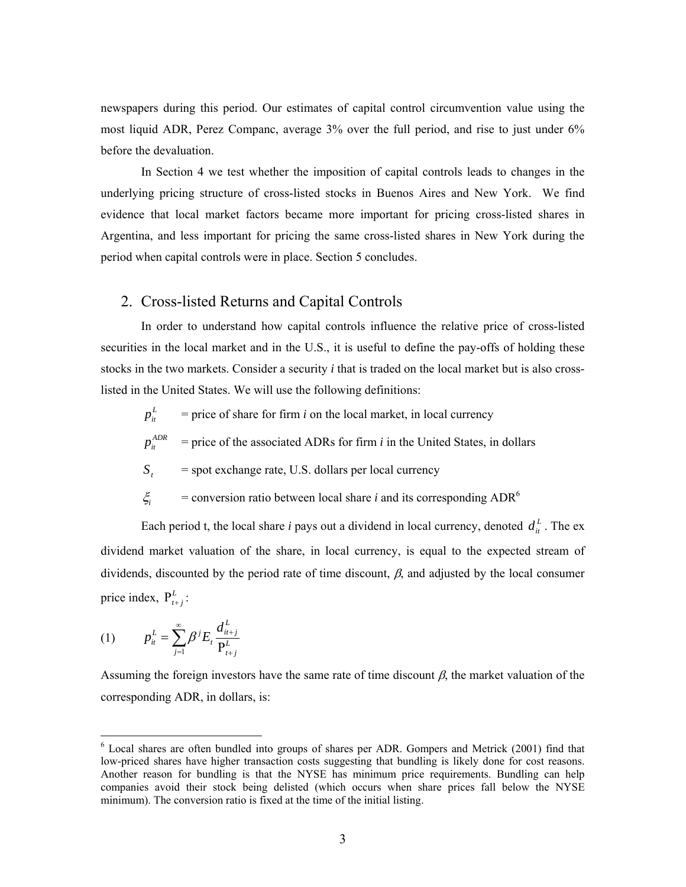newspapers during this period. Our estimates of capital control circumvention value using the most liquid ADR, Perez Companc, average 3% over the full period, and rise to just under 6% before the devaluation.

In Section 4 we test whether the imposition of capital controls leads to changes in the underlying pricing structure of cross-listed stocks in Buenos Aires and New York. We find evidence that local market factors became more important for pricing cross-listed shares in Argentina, and less important for pricing the same cross-listed shares in New York during the period when capital controls were in place. Section 5 concludes.

## 2. Cross-listed Returns and Capital Controls

In order to understand how capital controls influence the relative price of cross-listed securities in the local market and in the U.S., it is useful to define the pay-offs of holding these stocks in the two markets. Consider a security *i* that is traded on the local market but is also cross-listed in the United States. We will use the following definitions:

$p_{it}^{L}$ = price of share for firm *i* on the local market, in local currency

$p_{it}^{ADR}$ = price of the associated ADRs for firm *i* in the United States, in dollars

$S_t$ = spot exchange rate, U.S. dollars per local currency

$\xi_i$ = conversion ratio between local share *i* and its corresponding ADR[6]

Each period t, the local share *i* pays out a dividend in local currency, denoted $d_{it}^{L}$. The ex dividend market valuation of the share, in local currency, is equal to the expected stream of dividends, discounted by the period rate of time discount, $\beta$, and adjusted by the local consumer price index, $\mathrm{P}_{t+j}^{L}$:

$$(1) \qquad p_{it}^{L} = \sum_{j=1}^{\infty} \beta^{j} E_t \frac{d_{it+j}^{L}}{\mathrm{P}_{t+j}^{L}}$$

Assuming the foreign investors have the same rate of time discount $\beta$, the market valuation of the corresponding ADR, in dollars, is:

[6] Local shares are often bundled into groups of shares per ADR. Gompers and Metrick (2001) find that low-priced shares have higher transaction costs suggesting that bundling is likely done for cost reasons. Another reason for bundling is that the NYSE has minimum price requirements. Bundling can help companies avoid their stock being delisted (which occurs when share prices fall below the NYSE minimum). The conversion ratio is fixed at the time of the initial listing.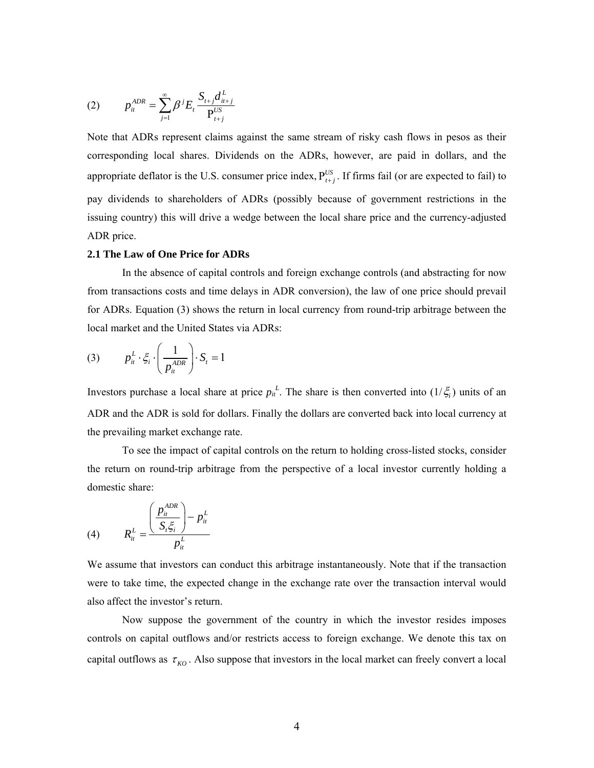$$(2) \qquad p_{it}^{ADR} = \sum_{j=1}^{\infty} \beta^j E_t \frac{S_{t+j} d_{it+j}^L}{\text{P}_{t+j}^{US}}$$

Note that ADRs represent claims against the same stream of risky cash flows in pesos as their corresponding local shares. Dividends on the ADRs, however, are paid in dollars, and the appropriate deflator is the U.S. consumer price index, $\text{P}_{t+j}^{US}$. If firms fail (or are expected to fail) to pay dividends to shareholders of ADRs (possibly because of government restrictions in the issuing country) this will drive a wedge between the local share price and the currency-adjusted ADR price.

**2.1 The Law of One Price for ADRs**

In the absence of capital controls and foreign exchange controls (and abstracting for now from transactions costs and time delays in ADR conversion), the law of one price should prevail for ADRs. Equation (3) shows the return in local currency from round-trip arbitrage between the local market and the United States via ADRs:

$$(3) \qquad p_{it}^L \cdot \xi_i \cdot \left( \frac{1}{p_{it}^{ADR}} \right) \cdot S_t = 1$$

Investors purchase a local share at price $p_{it}^L$. The share is then converted into $(1/\xi_i)$ units of an ADR and the ADR is sold for dollars. Finally the dollars are converted back into local currency at the prevailing market exchange rate.

To see the impact of capital controls on the return to holding cross-listed stocks, consider the return on round-trip arbitrage from the perspective of a local investor currently holding a domestic share:

$$(4) \qquad R_{it}^L = \frac{\left( \dfrac{p_{it}^{ADR}}{S_t \xi_i} \right) - p_{it}^L}{p_{it}^L}$$

We assume that investors can conduct this arbitrage instantaneously. Note that if the transaction were to take time, the expected change in the exchange rate over the transaction interval would also affect the investor's return.

Now suppose the government of the country in which the investor resides imposes controls on capital outflows and/or restricts access to foreign exchange. We denote this tax on capital outflows as $\tau_{KO}$. Also suppose that investors in the local market can freely convert a local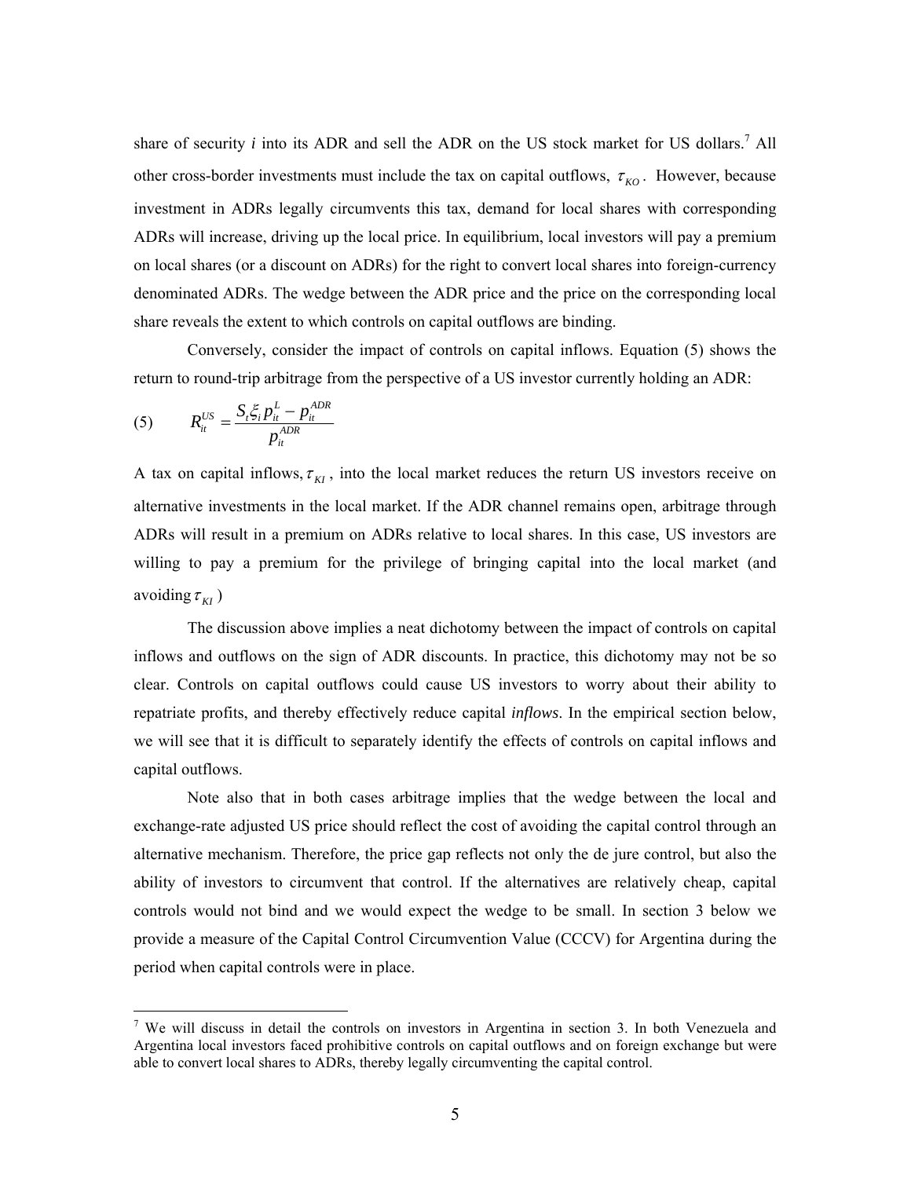share of security *i* into its ADR and sell the ADR on the US stock market for US dollars.[7] All other cross-border investments must include the tax on capital outflows, $\tau_{KO}$. However, because investment in ADRs legally circumvents this tax, demand for local shares with corresponding ADRs will increase, driving up the local price. In equilibrium, local investors will pay a premium on local shares (or a discount on ADRs) for the right to convert local shares into foreign-currency denominated ADRs. The wedge between the ADR price and the price on the corresponding local share reveals the extent to which controls on capital outflows are binding.

Conversely, consider the impact of controls on capital inflows. Equation (5) shows the return to round-trip arbitrage from the perspective of a US investor currently holding an ADR:

$$(5) \qquad R_{it}^{US} = \frac{S_t \xi_i p_{it}^L - p_{it}^{ADR}}{p_{it}^{ADR}}$$

A tax on capital inflows, $\tau_{KI}$, into the local market reduces the return US investors receive on alternative investments in the local market. If the ADR channel remains open, arbitrage through ADRs will result in a premium on ADRs relative to local shares. In this case, US investors are willing to pay a premium for the privilege of bringing capital into the local market (and avoiding $\tau_{KI}$)

The discussion above implies a neat dichotomy between the impact of controls on capital inflows and outflows on the sign of ADR discounts. In practice, this dichotomy may not be so clear. Controls on capital outflows could cause US investors to worry about their ability to repatriate profits, and thereby effectively reduce capital *inflows*. In the empirical section below, we will see that it is difficult to separately identify the effects of controls on capital inflows and capital outflows.

Note also that in both cases arbitrage implies that the wedge between the local and exchange-rate adjusted US price should reflect the cost of avoiding the capital control through an alternative mechanism. Therefore, the price gap reflects not only the de jure control, but also the ability of investors to circumvent that control. If the alternatives are relatively cheap, capital controls would not bind and we would expect the wedge to be small. In section 3 below we provide a measure of the Capital Control Circumvention Value (CCCV) for Argentina during the period when capital controls were in place.

[7] We will discuss in detail the controls on investors in Argentina in section 3. In both Venezuela and Argentina local investors faced prohibitive controls on capital outflows and on foreign exchange but were able to convert local shares to ADRs, thereby legally circumventing the capital control.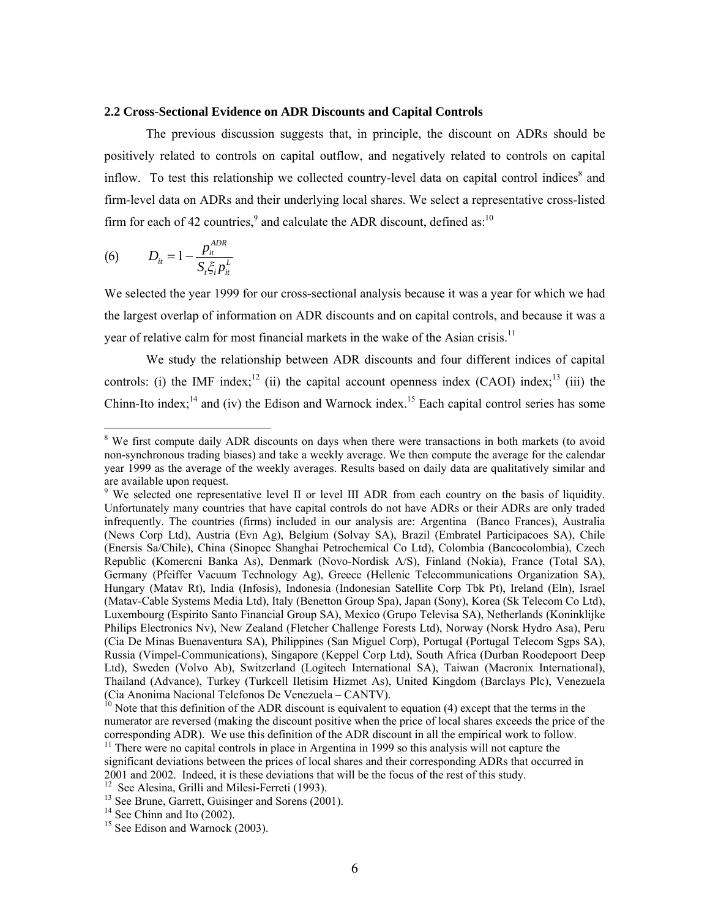### 2.2 Cross-Sectional Evidence on ADR Discounts and Capital Controls

The previous discussion suggests that, in principle, the discount on ADRs should be positively related to controls on capital outflow, and negatively related to controls on capital inflow. To test this relationship we collected country-level data on capital control indices[8] and firm-level data on ADRs and their underlying local shares. We select a representative cross-listed firm for each of 42 countries,[9] and calculate the ADR discount, defined as:[10]

$$(6) \qquad D_{it} = 1 - \frac{p_{it}^{ADR}}{S_t \xi_i p_{it}^{L}}$$

We selected the year 1999 for our cross-sectional analysis because it was a year for which we had the largest overlap of information on ADR discounts and on capital controls, and because it was a year of relative calm for most financial markets in the wake of the Asian crisis.[11]

We study the relationship between ADR discounts and four different indices of capital controls: (i) the IMF index;[12] (ii) the capital account openness index (CAOI) index;[13] (iii) the Chinn-Ito index;[14] and (iv) the Edison and Warnock index.[15] Each capital control series has some

---

[8] We first compute daily ADR discounts on days when there were transactions in both markets (to avoid non-synchronous trading biases) and take a weekly average. We then compute the average for the calendar year 1999 as the average of the weekly averages. Results based on daily data are qualitatively similar and are available upon request.

[9] We selected one representative level II or level III ADR from each country on the basis of liquidity. Unfortunately many countries that have capital controls do not have ADRs or their ADRs are only traded infrequently. The countries (firms) included in our analysis are: Argentina (Banco Frances), Australia (News Corp Ltd), Austria (Evn Ag), Belgium (Solvay SA), Brazil (Embratel Participacoes SA), Chile (Enersis Sa/Chile), China (Sinopec Shanghai Petrochemical Co Ltd), Colombia (Bancocolombia), Czech Republic (Komercni Banka As), Denmark (Novo-Nordisk A/S), Finland (Nokia), France (Total SA), Germany (Pfeiffer Vacuum Technology Ag), Greece (Hellenic Telecommunications Organization SA), Hungary (Matav Rt), India (Infosis), Indonesia (Indonesian Satellite Corp Tbk Pt), Ireland (Eln), Israel (Matav-Cable Systems Media Ltd), Italy (Benetton Group Spa), Japan (Sony), Korea (Sk Telecom Co Ltd), Luxembourg (Espirito Santo Financial Group SA), Mexico (Grupo Televisa SA), Netherlands (Koninklijke Philips Electronics Nv), New Zealand (Fletcher Challenge Forests Ltd), Norway (Norsk Hydro Asa), Peru (Cia De Minas Buenaventura SA), Philippines (San Miguel Corp), Portugal (Portugal Telecom Sgps SA), Russia (Vimpel-Communications), Singapore (Keppel Corp Ltd), South Africa (Durban Roodepoort Deep Ltd), Sweden (Volvo Ab), Switzerland (Logitech International SA), Taiwan (Macronix International), Thailand (Advance), Turkey (Turkcell Iletisim Hizmet As), United Kingdom (Barclays Plc), Venezuela (Cia Anonima Nacional Telefonos De Venezuela – CANTV).

[10] Note that this definition of the ADR discount is equivalent to equation (4) except that the terms in the numerator are reversed (making the discount positive when the price of local shares exceeds the price of the corresponding ADR). We use this definition of the ADR discount in all the empirical work to follow.

[11] There were no capital controls in place in Argentina in 1999 so this analysis will not capture the significant deviations between the prices of local shares and their corresponding ADRs that occurred in 2001 and 2002. Indeed, it is these deviations that will be the focus of the rest of this study.

[12] See Alesina, Grilli and Milesi-Ferreti (1993).

[13] See Brune, Garrett, Guisinger and Sorens (2001).

[14] See Chinn and Ito (2002).

[15] See Edison and Warnock (2003).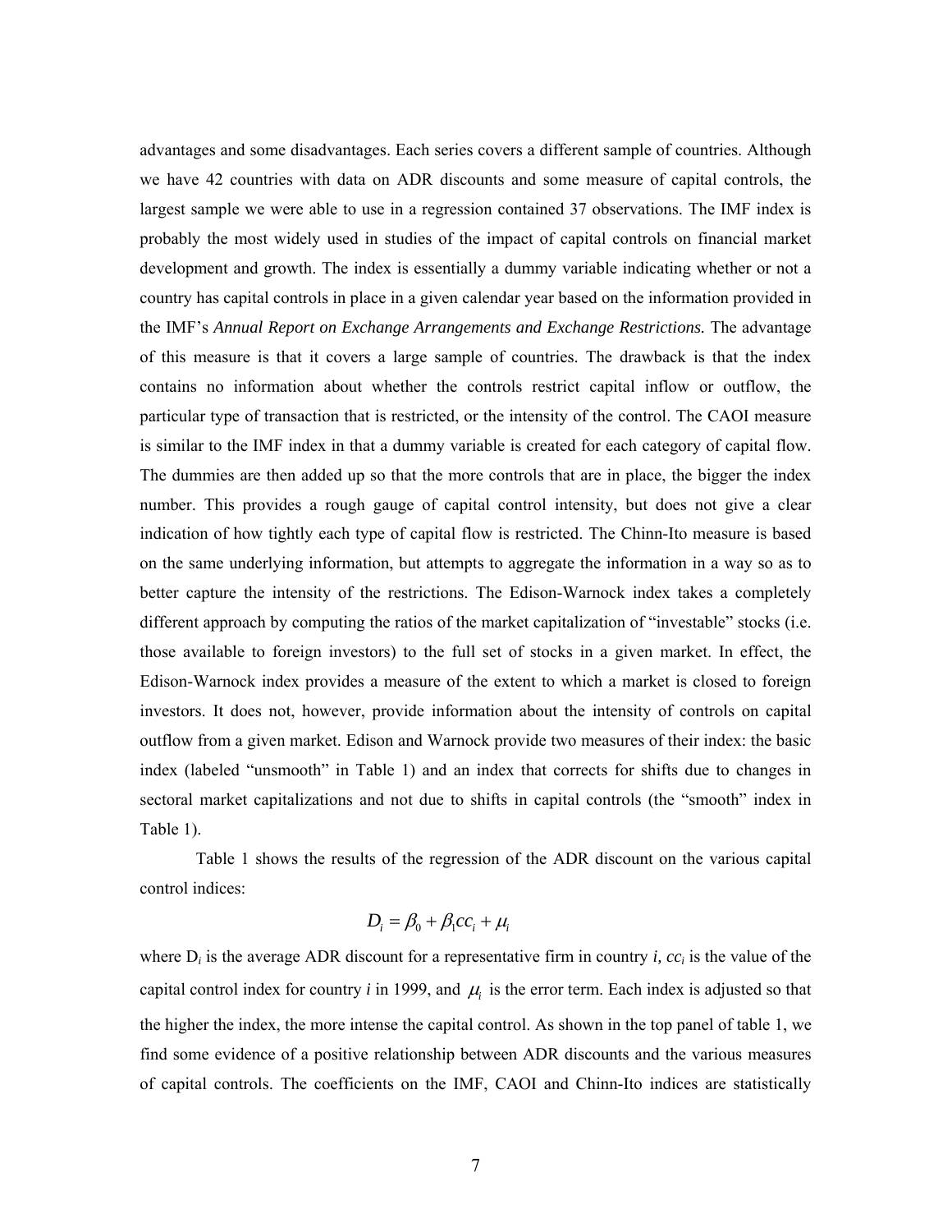advantages and some disadvantages. Each series covers a different sample of countries. Although we have 42 countries with data on ADR discounts and some measure of capital controls, the largest sample we were able to use in a regression contained 37 observations. The IMF index is probably the most widely used in studies of the impact of capital controls on financial market development and growth. The index is essentially a dummy variable indicating whether or not a country has capital controls in place in a given calendar year based on the information provided in the IMF's *Annual Report on Exchange Arrangements and Exchange Restrictions.* The advantage of this measure is that it covers a large sample of countries. The drawback is that the index contains no information about whether the controls restrict capital inflow or outflow, the particular type of transaction that is restricted, or the intensity of the control. The CAOI measure is similar to the IMF index in that a dummy variable is created for each category of capital flow. The dummies are then added up so that the more controls that are in place, the bigger the index number. This provides a rough gauge of capital control intensity, but does not give a clear indication of how tightly each type of capital flow is restricted. The Chinn-Ito measure is based on the same underlying information, but attempts to aggregate the information in a way so as to better capture the intensity of the restrictions. The Edison-Warnock index takes a completely different approach by computing the ratios of the market capitalization of "investable" stocks (i.e. those available to foreign investors) to the full set of stocks in a given market. In effect, the Edison-Warnock index provides a measure of the extent to which a market is closed to foreign investors. It does not, however, provide information about the intensity of controls on capital outflow from a given market. Edison and Warnock provide two measures of their index: the basic index (labeled "unsmooth" in Table 1) and an index that corrects for shifts due to changes in sectoral market capitalizations and not due to shifts in capital controls (the "smooth" index in Table 1).

Table 1 shows the results of the regression of the ADR discount on the various capital control indices:

$$D_i = \beta_0 + \beta_1 cc_i + \mu_i$$

where $D_i$ is the average ADR discount for a representative firm in country *i*, $cc_i$ is the value of the capital control index for country *i* in 1999, and $\mu_i$ is the error term. Each index is adjusted so that the higher the index, the more intense the capital control. As shown in the top panel of table 1, we find some evidence of a positive relationship between ADR discounts and the various measures of capital controls. The coefficients on the IMF, CAOI and Chinn-Ito indices are statistically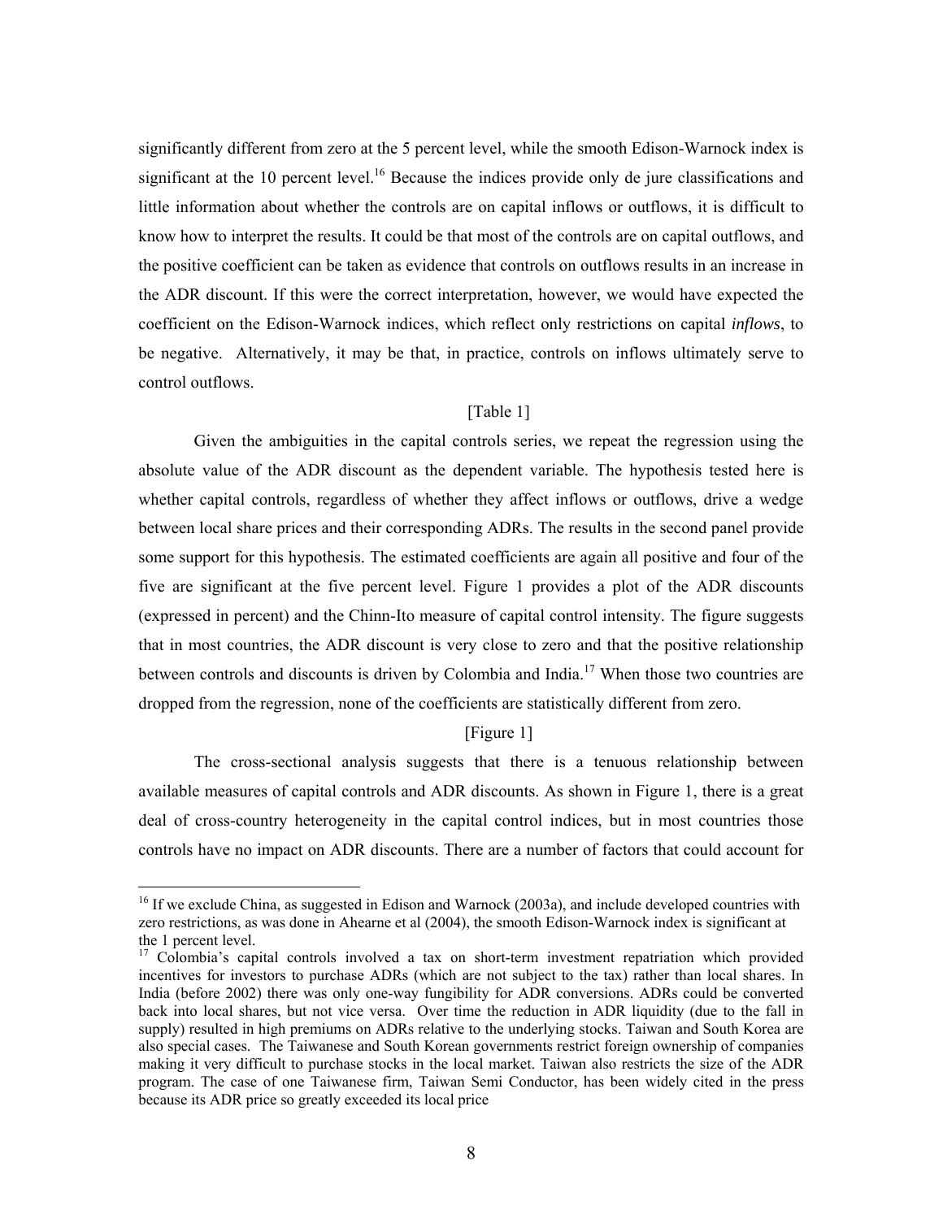significantly different from zero at the 5 percent level, while the smooth Edison-Warnock index is significant at the 10 percent level.[16] Because the indices provide only de jure classifications and little information about whether the controls are on capital inflows or outflows, it is difficult to know how to interpret the results. It could be that most of the controls are on capital outflows, and the positive coefficient can be taken as evidence that controls on outflows results in an increase in the ADR discount. If this were the correct interpretation, however, we would have expected the coefficient on the Edison-Warnock indices, which reflect only restrictions on capital *inflows*, to be negative. Alternatively, it may be that, in practice, controls on inflows ultimately serve to control outflows.

[Table 1]

Given the ambiguities in the capital controls series, we repeat the regression using the absolute value of the ADR discount as the dependent variable. The hypothesis tested here is whether capital controls, regardless of whether they affect inflows or outflows, drive a wedge between local share prices and their corresponding ADRs. The results in the second panel provide some support for this hypothesis. The estimated coefficients are again all positive and four of the five are significant at the five percent level. Figure 1 provides a plot of the ADR discounts (expressed in percent) and the Chinn-Ito measure of capital control intensity. The figure suggests that in most countries, the ADR discount is very close to zero and that the positive relationship between controls and discounts is driven by Colombia and India.[17] When those two countries are dropped from the regression, none of the coefficients are statistically different from zero.

[Figure 1]

The cross-sectional analysis suggests that there is a tenuous relationship between available measures of capital controls and ADR discounts. As shown in Figure 1, there is a great deal of cross-country heterogeneity in the capital control indices, but in most countries those controls have no impact on ADR discounts. There are a number of factors that could account for

---

[16] If we exclude China, as suggested in Edison and Warnock (2003a), and include developed countries with zero restrictions, as was done in Ahearne et al (2004), the smooth Edison-Warnock index is significant at the 1 percent level.

[17] Colombia's capital controls involved a tax on short-term investment repatriation which provided incentives for investors to purchase ADRs (which are not subject to the tax) rather than local shares. In India (before 2002) there was only one-way fungibility for ADR conversions. ADRs could be converted back into local shares, but not vice versa. Over time the reduction in ADR liquidity (due to the fall in supply) resulted in high premiums on ADRs relative to the underlying stocks. Taiwan and South Korea are also special cases. The Taiwanese and South Korean governments restrict foreign ownership of companies making it very difficult to purchase stocks in the local market. Taiwan also restricts the size of the ADR program. The case of one Taiwanese firm, Taiwan Semi Conductor, has been widely cited in the press because its ADR price so greatly exceeded its local price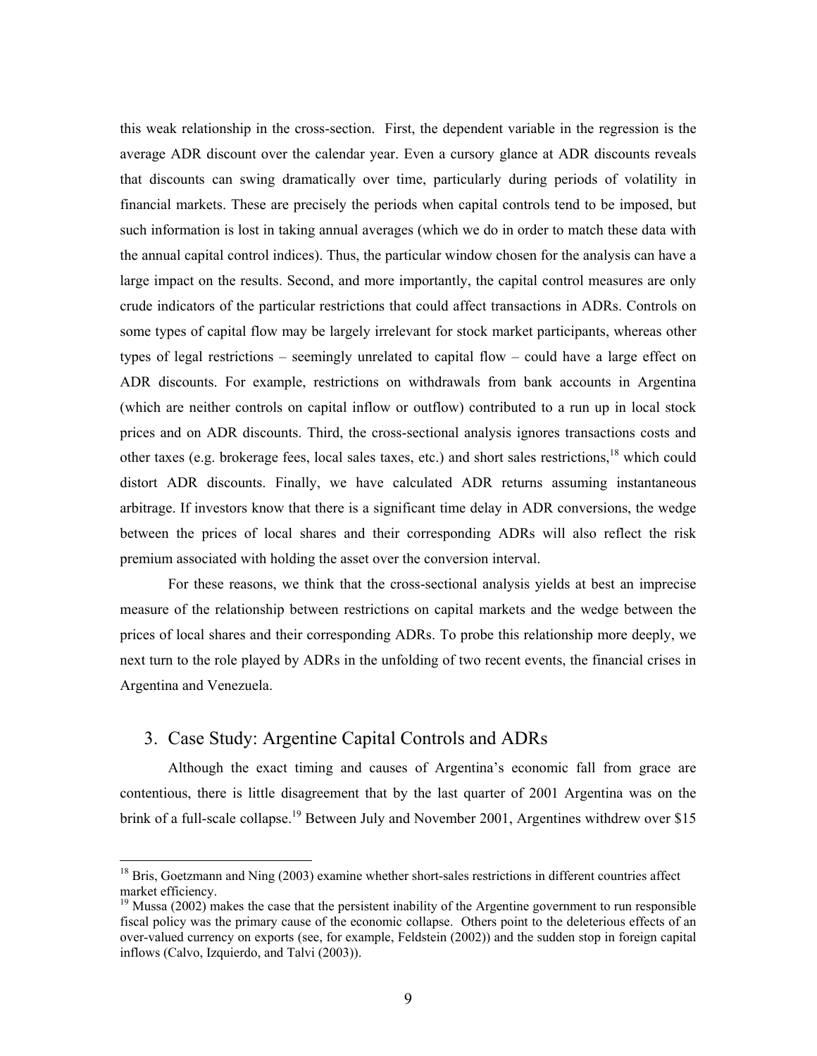this weak relationship in the cross-section. First, the dependent variable in the regression is the average ADR discount over the calendar year. Even a cursory glance at ADR discounts reveals that discounts can swing dramatically over time, particularly during periods of volatility in financial markets. These are precisely the periods when capital controls tend to be imposed, but such information is lost in taking annual averages (which we do in order to match these data with the annual capital control indices). Thus, the particular window chosen for the analysis can have a large impact on the results. Second, and more importantly, the capital control measures are only crude indicators of the particular restrictions that could affect transactions in ADRs. Controls on some types of capital flow may be largely irrelevant for stock market participants, whereas other types of legal restrictions – seemingly unrelated to capital flow – could have a large effect on ADR discounts. For example, restrictions on withdrawals from bank accounts in Argentina (which are neither controls on capital inflow or outflow) contributed to a run up in local stock prices and on ADR discounts. Third, the cross-sectional analysis ignores transactions costs and other taxes (e.g. brokerage fees, local sales taxes, etc.) and short sales restrictions,[18] which could distort ADR discounts. Finally, we have calculated ADR returns assuming instantaneous arbitrage. If investors know that there is a significant time delay in ADR conversions, the wedge between the prices of local shares and their corresponding ADRs will also reflect the risk premium associated with holding the asset over the conversion interval.

For these reasons, we think that the cross-sectional analysis yields at best an imprecise measure of the relationship between restrictions on capital markets and the wedge between the prices of local shares and their corresponding ADRs. To probe this relationship more deeply, we next turn to the role played by ADRs in the unfolding of two recent events, the financial crises in Argentina and Venezuela.

## 3. Case Study: Argentine Capital Controls and ADRs

Although the exact timing and causes of Argentina's economic fall from grace are contentious, there is little disagreement that by the last quarter of 2001 Argentina was on the brink of a full-scale collapse.[19] Between July and November 2001, Argentines withdrew over $15

---

[18] Bris, Goetzmann and Ning (2003) examine whether short-sales restrictions in different countries affect market efficiency.

[19] Mussa (2002) makes the case that the persistent inability of the Argentine government to run responsible fiscal policy was the primary cause of the economic collapse. Others point to the deleterious effects of an over-valued currency on exports (see, for example, Feldstein (2002)) and the sudden stop in foreign capital inflows (Calvo, Izquierdo, and Talvi (2003)).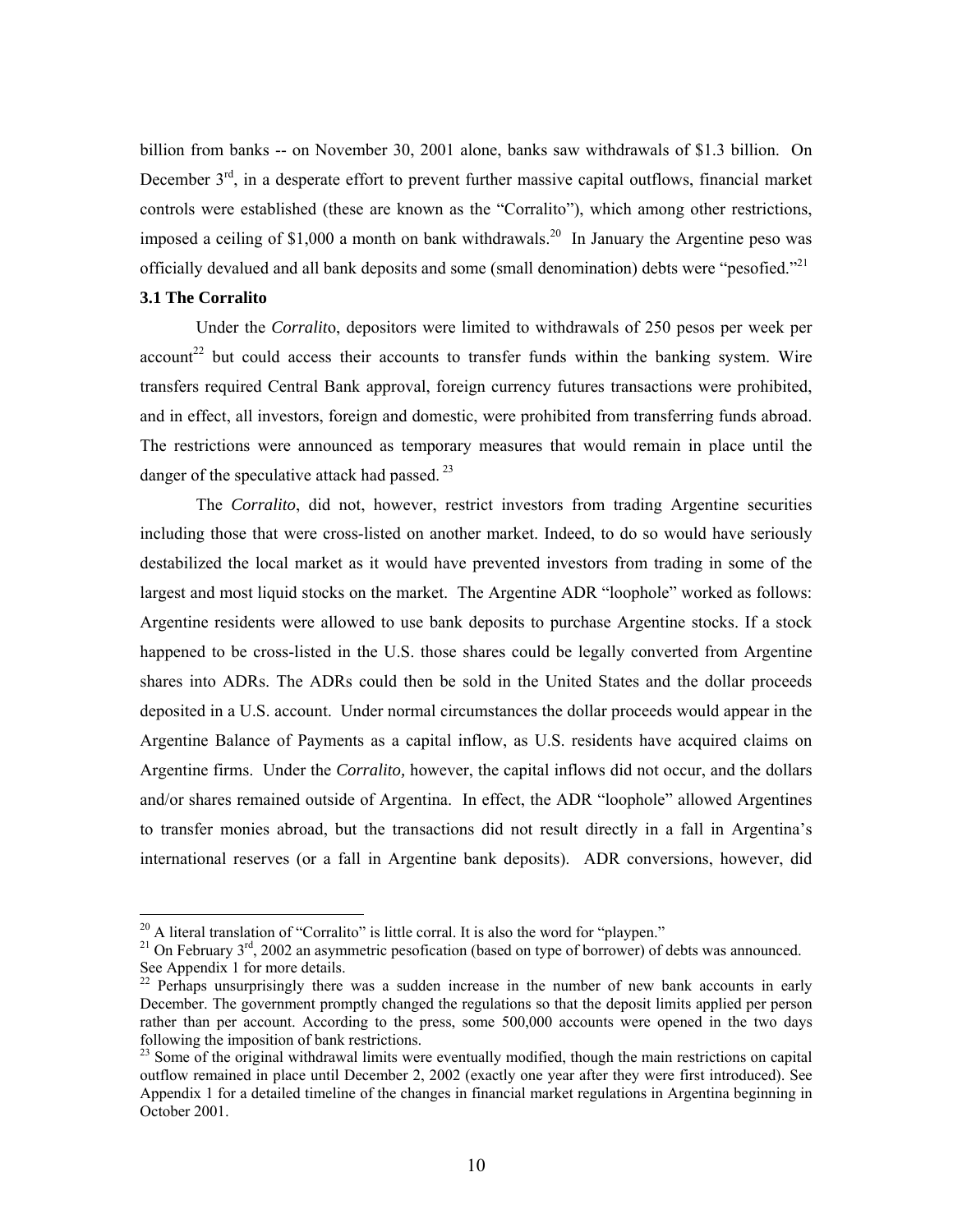billion from banks -- on November 30, 2001 alone, banks saw withdrawals of $1.3 billion. On December 3rd, in a desperate effort to prevent further massive capital outflows, financial market controls were established (these are known as the "Corralito"), which among other restrictions, imposed a ceiling of $1,000 a month on bank withdrawals.[20] In January the Argentine peso was officially devalued and all bank deposits and some (small denomination) debts were "pesofied."[21]

### 3.1 The Corralito

Under the *Corralito*, depositors were limited to withdrawals of 250 pesos per week per account[22] but could access their accounts to transfer funds within the banking system. Wire transfers required Central Bank approval, foreign currency futures transactions were prohibited, and in effect, all investors, foreign and domestic, were prohibited from transferring funds abroad. The restrictions were announced as temporary measures that would remain in place until the danger of the speculative attack had passed.[23]

The *Corralito*, did not, however, restrict investors from trading Argentine securities including those that were cross-listed on another market. Indeed, to do so would have seriously destabilized the local market as it would have prevented investors from trading in some of the largest and most liquid stocks on the market. The Argentine ADR "loophole" worked as follows: Argentine residents were allowed to use bank deposits to purchase Argentine stocks. If a stock happened to be cross-listed in the U.S. those shares could be legally converted from Argentine shares into ADRs. The ADRs could then be sold in the United States and the dollar proceeds deposited in a U.S. account. Under normal circumstances the dollar proceeds would appear in the Argentine Balance of Payments as a capital inflow, as U.S. residents have acquired claims on Argentine firms. Under the *Corralito,* however, the capital inflows did not occur, and the dollars and/or shares remained outside of Argentina. In effect, the ADR "loophole" allowed Argentines to transfer monies abroad, but the transactions did not result directly in a fall in Argentina's international reserves (or a fall in Argentine bank deposits). ADR conversions, however, did

[20] A literal translation of "Corralito" is little corral. It is also the word for "playpen."

[21] On February 3rd, 2002 an asymmetric pesofication (based on type of borrower) of debts was announced. See Appendix 1 for more details.

[22] Perhaps unsurprisingly there was a sudden increase in the number of new bank accounts in early December. The government promptly changed the regulations so that the deposit limits applied per person rather than per account. According to the press, some 500,000 accounts were opened in the two days following the imposition of bank restrictions.

[23] Some of the original withdrawal limits were eventually modified, though the main restrictions on capital outflow remained in place until December 2, 2002 (exactly one year after they were first introduced). See Appendix 1 for a detailed timeline of the changes in financial market regulations in Argentina beginning in October 2001.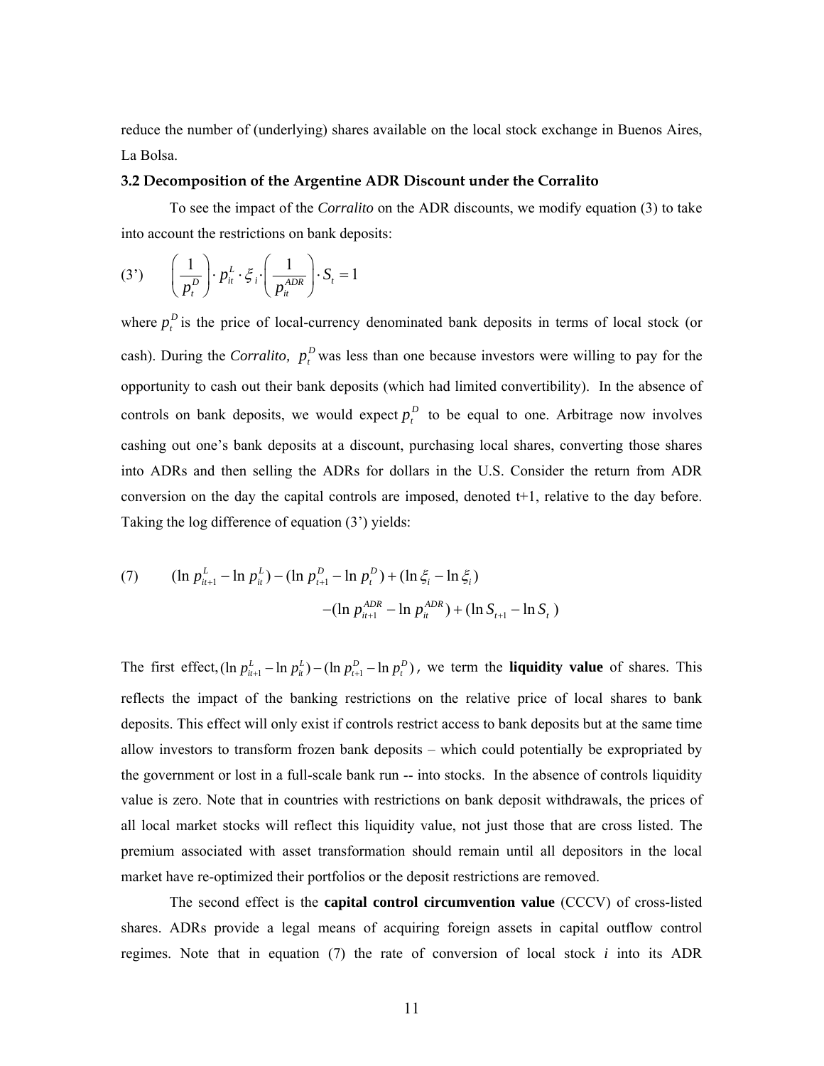reduce the number of (underlying) shares available on the local stock exchange in Buenos Aires, La Bolsa.

### 3.2 Decomposition of the Argentine ADR Discount under the Corralito

To see the impact of the *Corralito* on the ADR discounts, we modify equation (3) to take into account the restrictions on bank deposits:

$$\text{(3')} \qquad \left(\frac{1}{p_t^D}\right) \cdot p_{it}^L \cdot \xi_i \cdot \left(\frac{1}{p_{it}^{ADR}}\right) \cdot S_t = 1$$

where $p_t^D$ is the price of local-currency denominated bank deposits in terms of local stock (or cash). During the *Corralito,* $p_t^D$ was less than one because investors were willing to pay for the opportunity to cash out their bank deposits (which had limited convertibility). In the absence of controls on bank deposits, we would expect $p_t^D$ to be equal to one. Arbitrage now involves cashing out one's bank deposits at a discount, purchasing local shares, converting those shares into ADRs and then selling the ADRs for dollars in the U.S. Consider the return from ADR conversion on the day the capital controls are imposed, denoted t+1, relative to the day before. Taking the log difference of equation (3') yields:

$$\text{(7)} \qquad (\ln p_{it+1}^L - \ln p_{it}^L) - (\ln p_{t+1}^D - \ln p_t^D) + (\ln \xi_i - \ln \xi_i)$$
$$-(\ln p_{it+1}^{ADR} - \ln p_{it}^{ADR}) + (\ln S_{t+1} - \ln S_t)$$

The first effect, $(\ln p_{it+1}^L - \ln p_{it}^L) - (\ln p_{t+1}^D - \ln p_t^D)$, we term the **liquidity value** of shares. This reflects the impact of the banking restrictions on the relative price of local shares to bank deposits. This effect will only exist if controls restrict access to bank deposits but at the same time allow investors to transform frozen bank deposits – which could potentially be expropriated by the government or lost in a full-scale bank run -- into stocks. In the absence of controls liquidity value is zero. Note that in countries with restrictions on bank deposit withdrawals, the prices of all local market stocks will reflect this liquidity value, not just those that are cross listed. The premium associated with asset transformation should remain until all depositors in the local market have re-optimized their portfolios or the deposit restrictions are removed.

The second effect is the **capital control circumvention value** (CCCV) of cross-listed shares. ADRs provide a legal means of acquiring foreign assets in capital outflow control regimes. Note that in equation (7) the rate of conversion of local stock *i* into its ADR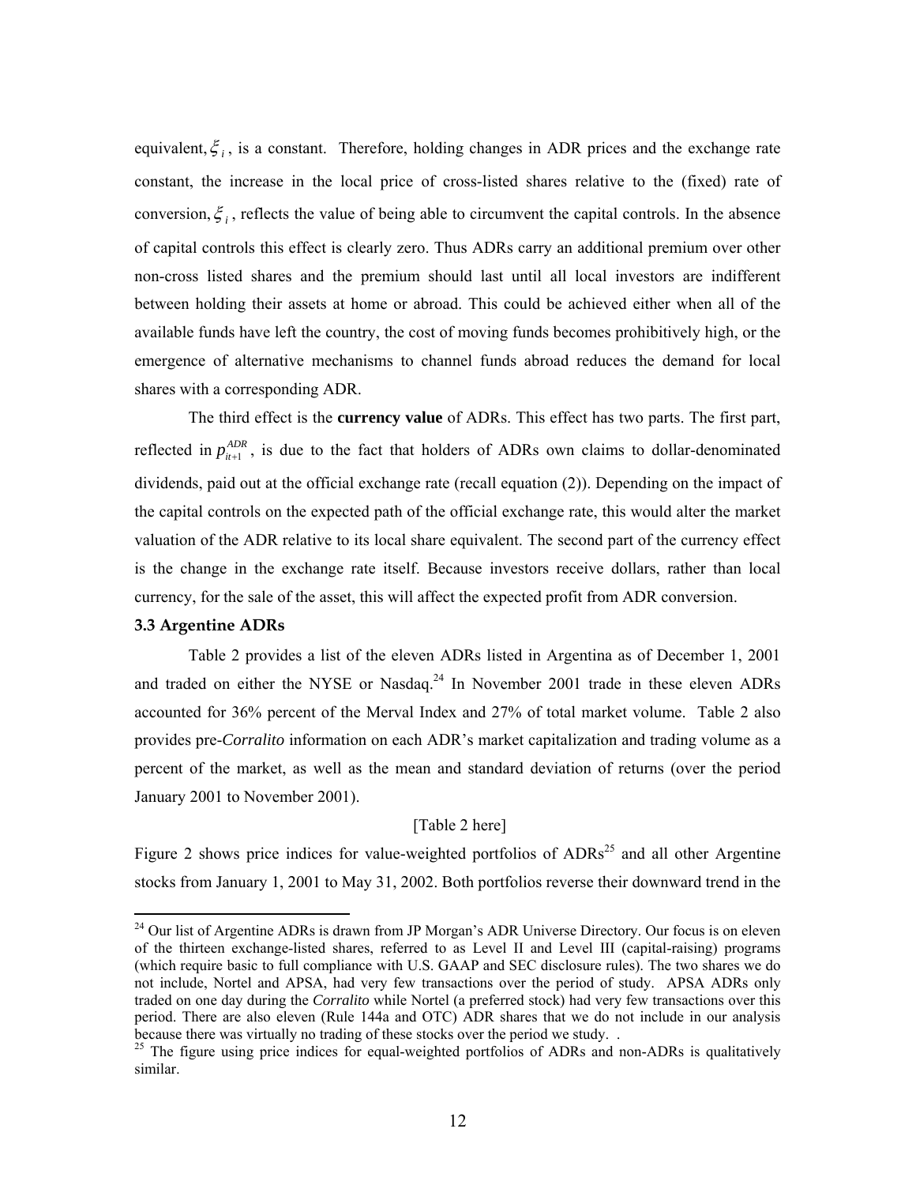equivalent, $\xi_i$, is a constant. Therefore, holding changes in ADR prices and the exchange rate constant, the increase in the local price of cross-listed shares relative to the (fixed) rate of conversion, $\xi_i$, reflects the value of being able to circumvent the capital controls. In the absence of capital controls this effect is clearly zero. Thus ADRs carry an additional premium over other non-cross listed shares and the premium should last until all local investors are indifferent between holding their assets at home or abroad. This could be achieved either when all of the available funds have left the country, the cost of moving funds becomes prohibitively high, or the emergence of alternative mechanisms to channel funds abroad reduces the demand for local shares with a corresponding ADR.

The third effect is the **currency value** of ADRs. This effect has two parts. The first part, reflected in $p_{it+1}^{ADR}$, is due to the fact that holders of ADRs own claims to dollar-denominated dividends, paid out at the official exchange rate (recall equation (2)). Depending on the impact of the capital controls on the expected path of the official exchange rate, this would alter the market valuation of the ADR relative to its local share equivalent. The second part of the currency effect is the change in the exchange rate itself. Because investors receive dollars, rather than local currency, for the sale of the asset, this will affect the expected profit from ADR conversion.

### 3.3 Argentine ADRs

Table 2 provides a list of the eleven ADRs listed in Argentina as of December 1, 2001 and traded on either the NYSE or Nasdaq.[24] In November 2001 trade in these eleven ADRs accounted for 36% percent of the Merval Index and 27% of total market volume. Table 2 also provides pre-*Corralito* information on each ADR's market capitalization and trading volume as a percent of the market, as well as the mean and standard deviation of returns (over the period January 2001 to November 2001).

[Table 2 here]

Figure 2 shows price indices for value-weighted portfolios of ADRs[25] and all other Argentine stocks from January 1, 2001 to May 31, 2002. Both portfolios reverse their downward trend in the

---

[24] Our list of Argentine ADRs is drawn from JP Morgan's ADR Universe Directory. Our focus is on eleven of the thirteen exchange-listed shares, referred to as Level II and Level III (capital-raising) programs (which require basic to full compliance with U.S. GAAP and SEC disclosure rules). The two shares we do not include, Nortel and APSA, had very few transactions over the period of study. APSA ADRs only traded on one day during the *Corralito* while Nortel (a preferred stock) had very few transactions over this period. There are also eleven (Rule 144a and OTC) ADR shares that we do not include in our analysis because there was virtually no trading of these stocks over the period we study. .

[25] The figure using price indices for equal-weighted portfolios of ADRs and non-ADRs is qualitatively similar.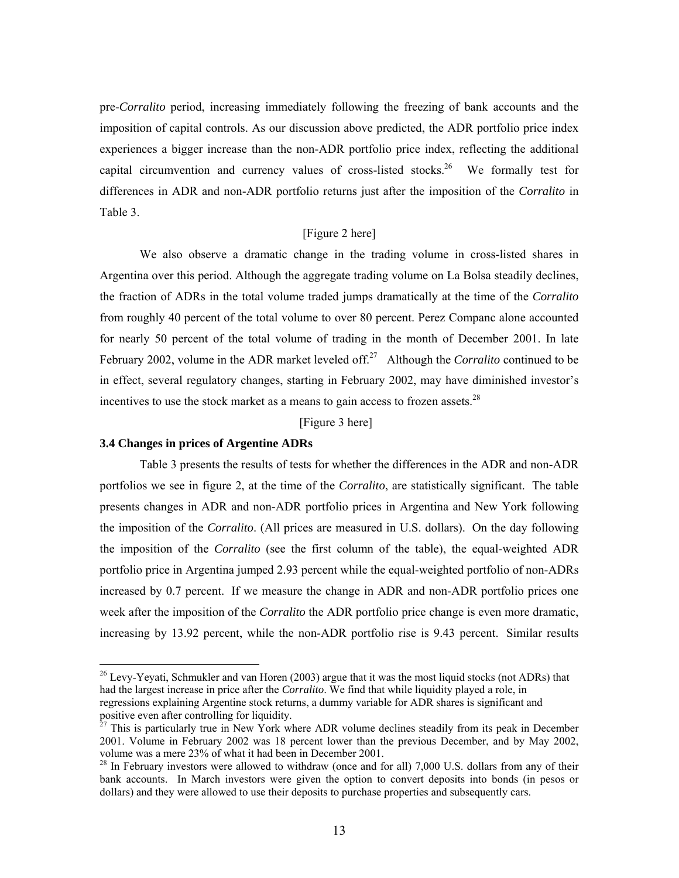pre-*Corralito* period, increasing immediately following the freezing of bank accounts and the imposition of capital controls. As our discussion above predicted, the ADR portfolio price index experiences a bigger increase than the non-ADR portfolio price index, reflecting the additional capital circumvention and currency values of cross-listed stocks.[26] We formally test for differences in ADR and non-ADR portfolio returns just after the imposition of the *Corralito* in Table 3.

[Figure 2 here]

We also observe a dramatic change in the trading volume in cross-listed shares in Argentina over this period. Although the aggregate trading volume on La Bolsa steadily declines, the fraction of ADRs in the total volume traded jumps dramatically at the time of the *Corralito* from roughly 40 percent of the total volume to over 80 percent. Perez Companc alone accounted for nearly 50 percent of the total volume of trading in the month of December 2001. In late February 2002, volume in the ADR market leveled off.[27] Although the *Corralito* continued to be in effect, several regulatory changes, starting in February 2002, may have diminished investor's incentives to use the stock market as a means to gain access to frozen assets.[28]

[Figure 3 here]

### 3.4 Changes in prices of Argentine ADRs

Table 3 presents the results of tests for whether the differences in the ADR and non-ADR portfolios we see in figure 2, at the time of the *Corralito*, are statistically significant. The table presents changes in ADR and non-ADR portfolio prices in Argentina and New York following the imposition of the *Corralito*. (All prices are measured in U.S. dollars). On the day following the imposition of the *Corralito* (see the first column of the table), the equal-weighted ADR portfolio price in Argentina jumped 2.93 percent while the equal-weighted portfolio of non-ADRs increased by 0.7 percent. If we measure the change in ADR and non-ADR portfolio prices one week after the imposition of the *Corralito* the ADR portfolio price change is even more dramatic, increasing by 13.92 percent, while the non-ADR portfolio rise is 9.43 percent. Similar results

---

[26] Levy-Yeyati, Schmukler and van Horen (2003) argue that it was the most liquid stocks (not ADRs) that had the largest increase in price after the *Corralito*. We find that while liquidity played a role, in regressions explaining Argentine stock returns, a dummy variable for ADR shares is significant and positive even after controlling for liquidity.

[27] This is particularly true in New York where ADR volume declines steadily from its peak in December 2001. Volume in February 2002 was 18 percent lower than the previous December, and by May 2002, volume was a mere 23% of what it had been in December 2001.

[28] In February investors were allowed to withdraw (once and for all) 7,000 U.S. dollars from any of their bank accounts. In March investors were given the option to convert deposits into bonds (in pesos or dollars) and they were allowed to use their deposits to purchase properties and subsequently cars.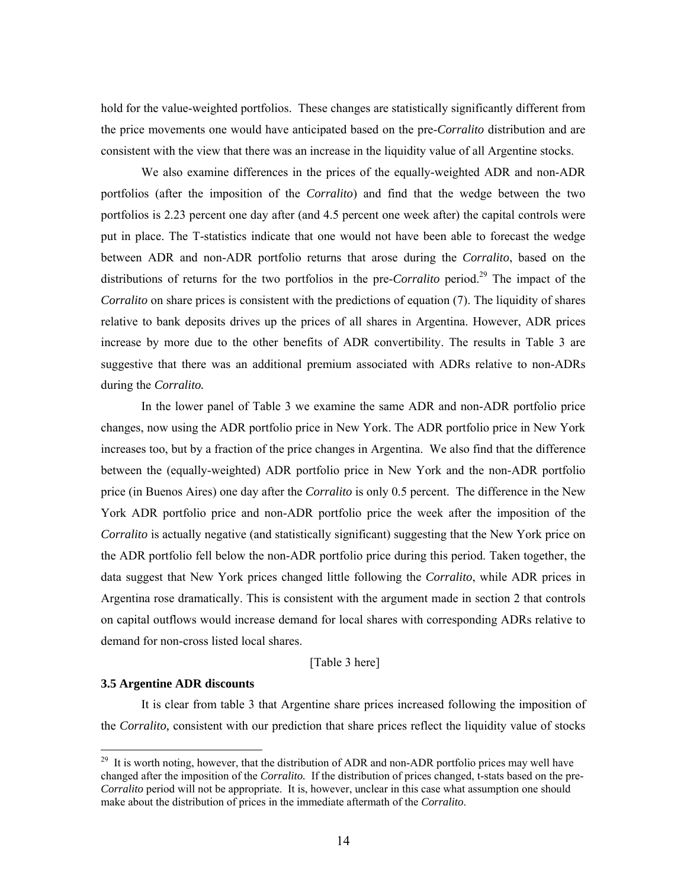hold for the value-weighted portfolios. These changes are statistically significantly different from the price movements one would have anticipated based on the pre-*Corralito* distribution and are consistent with the view that there was an increase in the liquidity value of all Argentine stocks.

We also examine differences in the prices of the equally-weighted ADR and non-ADR portfolios (after the imposition of the *Corralito*) and find that the wedge between the two portfolios is 2.23 percent one day after (and 4.5 percent one week after) the capital controls were put in place. The T-statistics indicate that one would not have been able to forecast the wedge between ADR and non-ADR portfolio returns that arose during the *Corralito*, based on the distributions of returns for the two portfolios in the pre-*Corralito* period.[29] The impact of the *Corralito* on share prices is consistent with the predictions of equation (7). The liquidity of shares relative to bank deposits drives up the prices of all shares in Argentina. However, ADR prices increase by more due to the other benefits of ADR convertibility. The results in Table 3 are suggestive that there was an additional premium associated with ADRs relative to non-ADRs during the *Corralito.*

In the lower panel of Table 3 we examine the same ADR and non-ADR portfolio price changes, now using the ADR portfolio price in New York. The ADR portfolio price in New York increases too, but by a fraction of the price changes in Argentina. We also find that the difference between the (equally-weighted) ADR portfolio price in New York and the non-ADR portfolio price (in Buenos Aires) one day after the *Corralito* is only 0.5 percent. The difference in the New York ADR portfolio price and non-ADR portfolio price the week after the imposition of the *Corralito* is actually negative (and statistically significant) suggesting that the New York price on the ADR portfolio fell below the non-ADR portfolio price during this period. Taken together, the data suggest that New York prices changed little following the *Corralito*, while ADR prices in Argentina rose dramatically. This is consistent with the argument made in section 2 that controls on capital outflows would increase demand for local shares with corresponding ADRs relative to demand for non-cross listed local shares.

[Table 3 here]

### 3.5 Argentine ADR discounts

It is clear from table 3 that Argentine share prices increased following the imposition of the *Corralito,* consistent with our prediction that share prices reflect the liquidity value of stocks

---

[29] It is worth noting, however, that the distribution of ADR and non-ADR portfolio prices may well have changed after the imposition of the *Corralito.* If the distribution of prices changed, t-stats based on the pre-*Corralito* period will not be appropriate. It is, however, unclear in this case what assumption one should make about the distribution of prices in the immediate aftermath of the *Corralito*.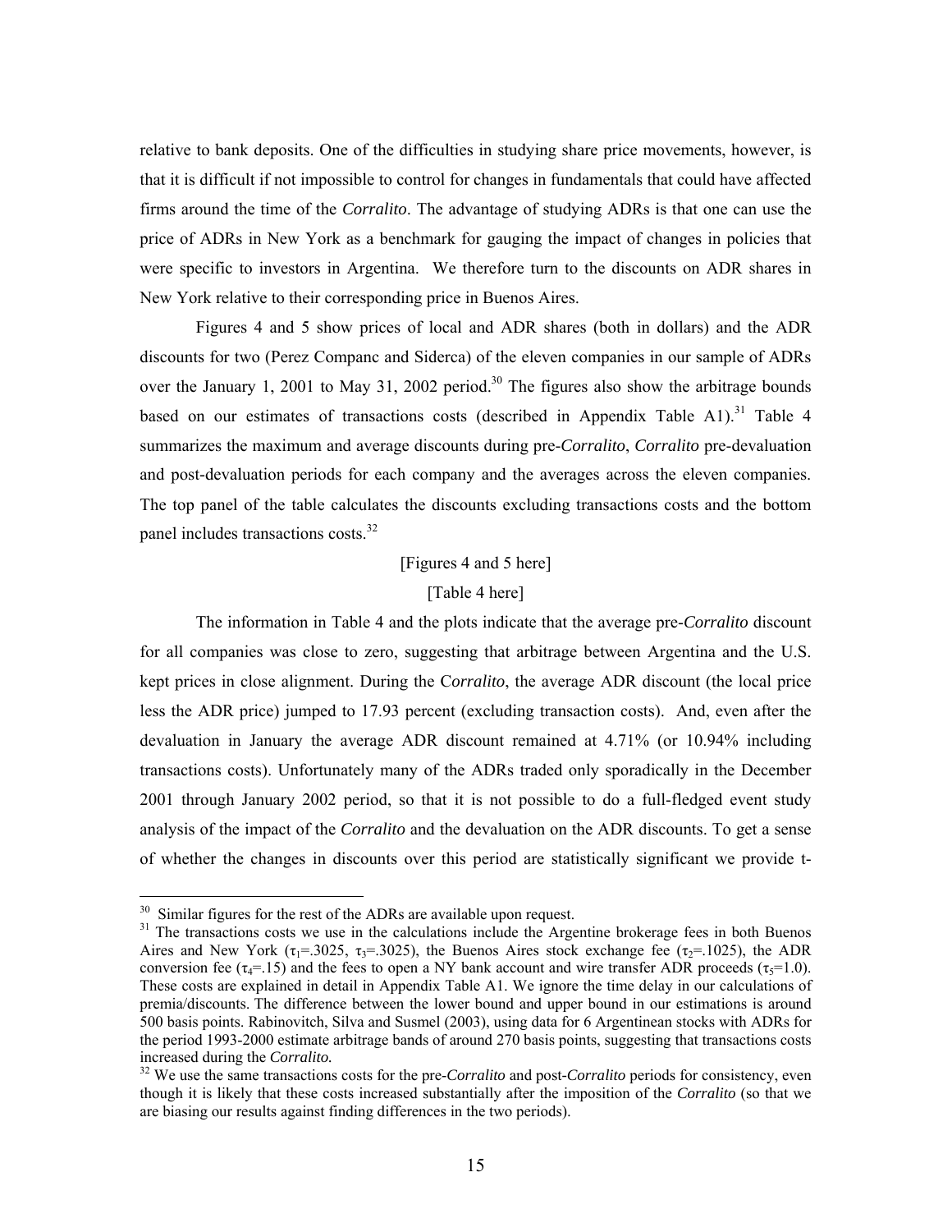relative to bank deposits. One of the difficulties in studying share price movements, however, is that it is difficult if not impossible to control for changes in fundamentals that could have affected firms around the time of the *Corralito*. The advantage of studying ADRs is that one can use the price of ADRs in New York as a benchmark for gauging the impact of changes in policies that were specific to investors in Argentina. We therefore turn to the discounts on ADR shares in New York relative to their corresponding price in Buenos Aires.

Figures 4 and 5 show prices of local and ADR shares (both in dollars) and the ADR discounts for two (Perez Companc and Siderca) of the eleven companies in our sample of ADRs over the January 1, 2001 to May 31, 2002 period.[30] The figures also show the arbitrage bounds based on our estimates of transactions costs (described in Appendix Table A1).[31] Table 4 summarizes the maximum and average discounts during pre-*Corralito*, *Corralito* pre-devaluation and post-devaluation periods for each company and the averages across the eleven companies. The top panel of the table calculates the discounts excluding transactions costs and the bottom panel includes transactions costs.[32]

[Figures 4 and 5 here]

[Table 4 here]

The information in Table 4 and the plots indicate that the average pre-*Corralito* discount for all companies was close to zero, suggesting that arbitrage between Argentina and the U.S. kept prices in close alignment. During the C*orralito*, the average ADR discount (the local price less the ADR price) jumped to 17.93 percent (excluding transaction costs). And, even after the devaluation in January the average ADR discount remained at 4.71% (or 10.94% including transactions costs). Unfortunately many of the ADRs traded only sporadically in the December 2001 through January 2002 period, so that it is not possible to do a full-fledged event study analysis of the impact of the *Corralito* and the devaluation on the ADR discounts. To get a sense of whether the changes in discounts over this period are statistically significant we provide t-

---

[30] Similar figures for the rest of the ADRs are available upon request.

[31] The transactions costs we use in the calculations include the Argentine brokerage fees in both Buenos Aires and New York ($\tau_1$=.3025, $\tau_3$=.3025), the Buenos Aires stock exchange fee ($\tau_2$=.1025), the ADR conversion fee ($\tau_4$=.15) and the fees to open a NY bank account and wire transfer ADR proceeds ($\tau_5$=1.0). These costs are explained in detail in Appendix Table A1. We ignore the time delay in our calculations of premia/discounts. The difference between the lower bound and upper bound in our estimations is around 500 basis points. Rabinovitch, Silva and Susmel (2003), using data for 6 Argentinean stocks with ADRs for the period 1993-2000 estimate arbitrage bands of around 270 basis points, suggesting that transactions costs increased during the *Corralito.*

[32] We use the same transactions costs for the pre-*Corralito* and post-*Corralito* periods for consistency, even though it is likely that these costs increased substantially after the imposition of the *Corralito* (so that we are biasing our results against finding differences in the two periods).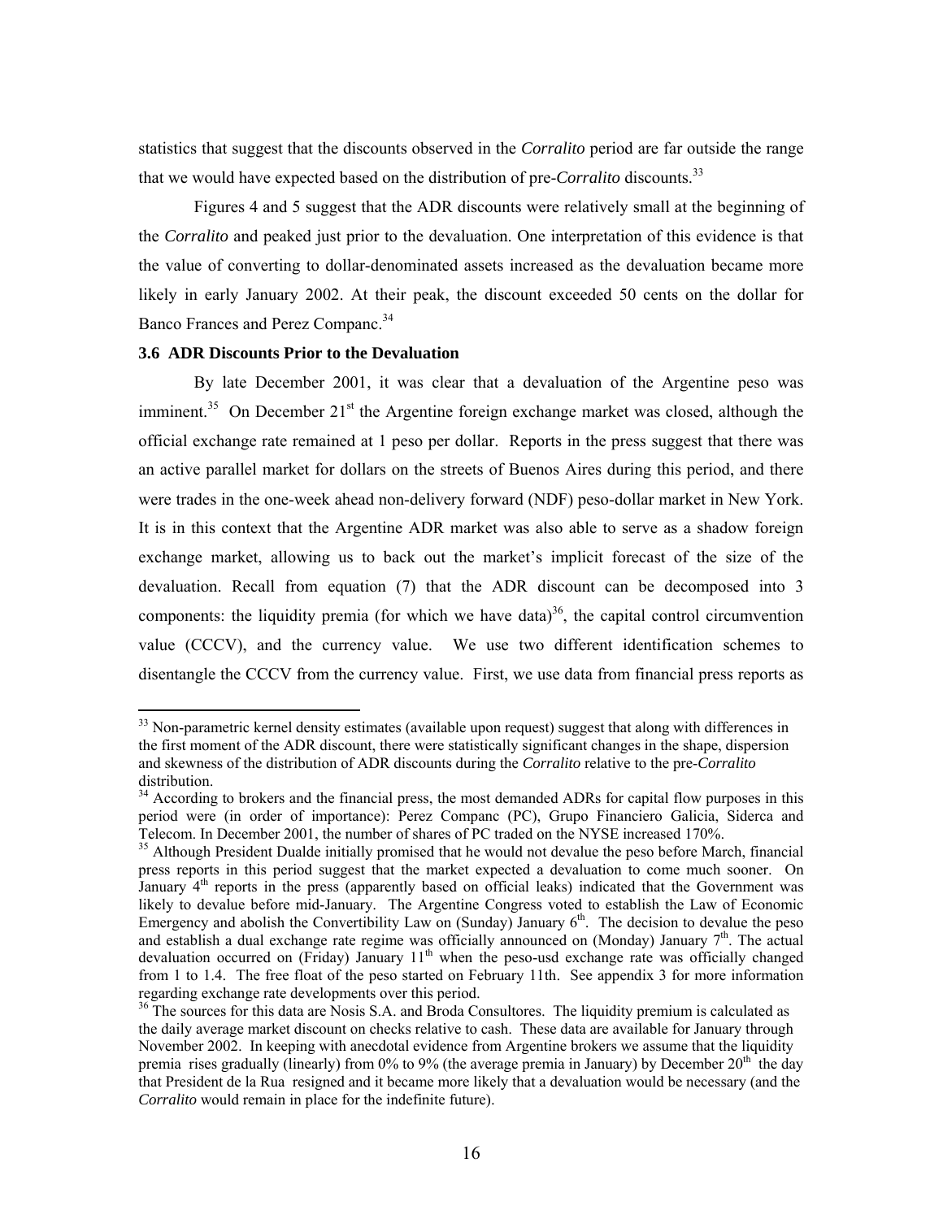statistics that suggest that the discounts observed in the *Corralito* period are far outside the range that we would have expected based on the distribution of pre-*Corralito* discounts.[33]

Figures 4 and 5 suggest that the ADR discounts were relatively small at the beginning of the *Corralito* and peaked just prior to the devaluation. One interpretation of this evidence is that the value of converting to dollar-denominated assets increased as the devaluation became more likely in early January 2002. At their peak, the discount exceeded 50 cents on the dollar for Banco Frances and Perez Companc.[34]

### 3.6 ADR Discounts Prior to the Devaluation

By late December 2001, it was clear that a devaluation of the Argentine peso was imminent.[35] On December 21[st] the Argentine foreign exchange market was closed, although the official exchange rate remained at 1 peso per dollar. Reports in the press suggest that there was an active parallel market for dollars on the streets of Buenos Aires during this period, and there were trades in the one-week ahead non-delivery forward (NDF) peso-dollar market in New York. It is in this context that the Argentine ADR market was also able to serve as a shadow foreign exchange market, allowing us to back out the market's implicit forecast of the size of the devaluation. Recall from equation (7) that the ADR discount can be decomposed into 3 components: the liquidity premia (for which we have data)[36], the capital control circumvention value (CCCV), and the currency value. We use two different identification schemes to disentangle the CCCV from the currency value. First, we use data from financial press reports as

---

[33] Non-parametric kernel density estimates (available upon request) suggest that along with differences in the first moment of the ADR discount, there were statistically significant changes in the shape, dispersion and skewness of the distribution of ADR discounts during the *Corralito* relative to the pre-*Corralito* distribution.

[34] According to brokers and the financial press, the most demanded ADRs for capital flow purposes in this period were (in order of importance): Perez Companc (PC), Grupo Financiero Galicia, Siderca and Telecom. In December 2001, the number of shares of PC traded on the NYSE increased 170%.

[35] Although President Dualde initially promised that he would not devalue the peso before March, financial press reports in this period suggest that the market expected a devaluation to come much sooner. On January 4[th] reports in the press (apparently based on official leaks) indicated that the Government was likely to devalue before mid-January. The Argentine Congress voted to establish the Law of Economic Emergency and abolish the Convertibility Law on (Sunday) January 6[th]. The decision to devalue the peso and establish a dual exchange rate regime was officially announced on (Monday) January 7[th]. The actual devaluation occurred on (Friday) January 11[th] when the peso-usd exchange rate was officially changed from 1 to 1.4. The free float of the peso started on February 11th. See appendix 3 for more information regarding exchange rate developments over this period.

[36] The sources for this data are Nosis S.A. and Broda Consultores. The liquidity premium is calculated as the daily average market discount on checks relative to cash. These data are available for January through November 2002. In keeping with anecdotal evidence from Argentine brokers we assume that the liquidity premia rises gradually (linearly) from 0% to 9% (the average premia in January) by December 20[th] the day that President de la Rua resigned and it became more likely that a devaluation would be necessary (and the *Corralito* would remain in place for the indefinite future).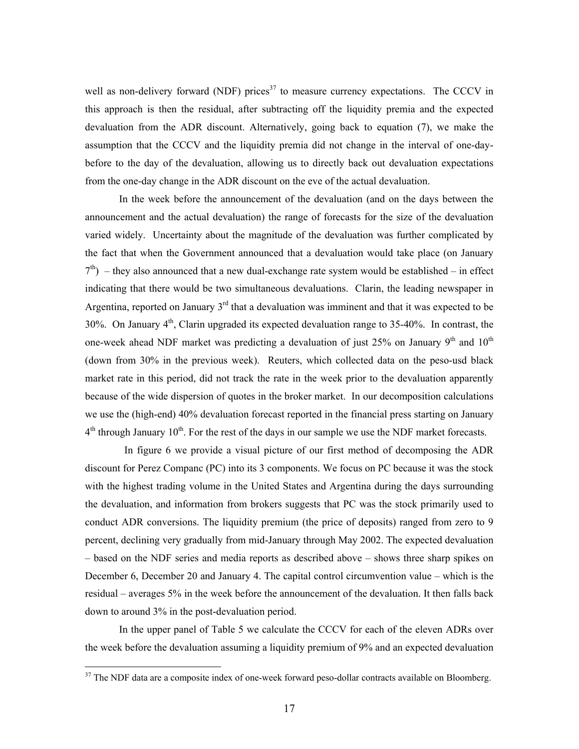well as non-delivery forward (NDF) prices[37] to measure currency expectations. The CCCV in this approach is then the residual, after subtracting off the liquidity premia and the expected devaluation from the ADR discount. Alternatively, going back to equation (7), we make the assumption that the CCCV and the liquidity premia did not change in the interval of one-day-before to the day of the devaluation, allowing us to directly back out devaluation expectations from the one-day change in the ADR discount on the eve of the actual devaluation.

In the week before the announcement of the devaluation (and on the days between the announcement and the actual devaluation) the range of forecasts for the size of the devaluation varied widely. Uncertainty about the magnitude of the devaluation was further complicated by the fact that when the Government announced that a devaluation would take place (on January 7th) – they also announced that a new dual-exchange rate system would be established – in effect indicating that there would be two simultaneous devaluations. Clarin, the leading newspaper in Argentina, reported on January 3rd that a devaluation was imminent and that it was expected to be 30%. On January 4th, Clarin upgraded its expected devaluation range to 35-40%. In contrast, the one-week ahead NDF market was predicting a devaluation of just 25% on January 9th and 10th (down from 30% in the previous week). Reuters, which collected data on the peso-usd black market rate in this period, did not track the rate in the week prior to the devaluation apparently because of the wide dispersion of quotes in the broker market. In our decomposition calculations we use the (high-end) 40% devaluation forecast reported in the financial press starting on January 4th through January 10th. For the rest of the days in our sample we use the NDF market forecasts.

In figure 6 we provide a visual picture of our first method of decomposing the ADR discount for Perez Companc (PC) into its 3 components. We focus on PC because it was the stock with the highest trading volume in the United States and Argentina during the days surrounding the devaluation, and information from brokers suggests that PC was the stock primarily used to conduct ADR conversions. The liquidity premium (the price of deposits) ranged from zero to 9 percent, declining very gradually from mid-January through May 2002. The expected devaluation – based on the NDF series and media reports as described above – shows three sharp spikes on December 6, December 20 and January 4. The capital control circumvention value – which is the residual – averages 5% in the week before the announcement of the devaluation. It then falls back down to around 3% in the post-devaluation period.

In the upper panel of Table 5 we calculate the CCCV for each of the eleven ADRs over the week before the devaluation assuming a liquidity premium of 9% and an expected devaluation

[37] The NDF data are a composite index of one-week forward peso-dollar contracts available on Bloomberg.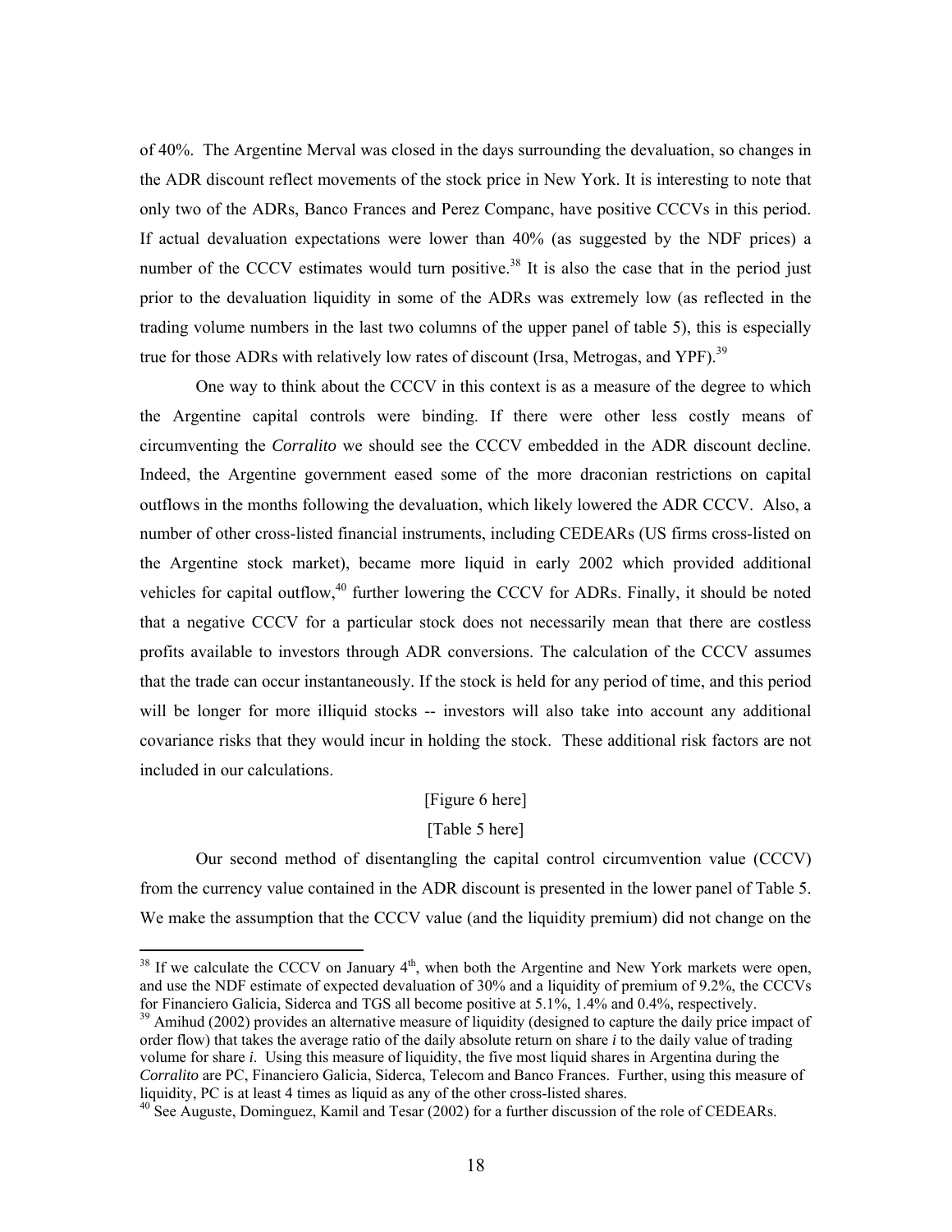of 40%. The Argentine Merval was closed in the days surrounding the devaluation, so changes in the ADR discount reflect movements of the stock price in New York. It is interesting to note that only two of the ADRs, Banco Frances and Perez Companc, have positive CCCVs in this period. If actual devaluation expectations were lower than 40% (as suggested by the NDF prices) a number of the CCCV estimates would turn positive.[38] It is also the case that in the period just prior to the devaluation liquidity in some of the ADRs was extremely low (as reflected in the trading volume numbers in the last two columns of the upper panel of table 5), this is especially true for those ADRs with relatively low rates of discount (Irsa, Metrogas, and YPF).[39]

One way to think about the CCCV in this context is as a measure of the degree to which the Argentine capital controls were binding. If there were other less costly means of circumventing the *Corralito* we should see the CCCV embedded in the ADR discount decline. Indeed, the Argentine government eased some of the more draconian restrictions on capital outflows in the months following the devaluation, which likely lowered the ADR CCCV. Also, a number of other cross-listed financial instruments, including CEDEARs (US firms cross-listed on the Argentine stock market), became more liquid in early 2002 which provided additional vehicles for capital outflow,[40] further lowering the CCCV for ADRs. Finally, it should be noted that a negative CCCV for a particular stock does not necessarily mean that there are costless profits available to investors through ADR conversions. The calculation of the CCCV assumes that the trade can occur instantaneously. If the stock is held for any period of time, and this period will be longer for more illiquid stocks -- investors will also take into account any additional covariance risks that they would incur in holding the stock. These additional risk factors are not included in our calculations.

[Figure 6 here]

[Table 5 here]

Our second method of disentangling the capital control circumvention value (CCCV) from the currency value contained in the ADR discount is presented in the lower panel of Table 5. We make the assumption that the CCCV value (and the liquidity premium) did not change on the

---

[38] If we calculate the CCCV on January 4th, when both the Argentine and New York markets were open, and use the NDF estimate of expected devaluation of 30% and a liquidity of premium of 9.2%, the CCCVs for Financiero Galicia, Siderca and TGS all become positive at 5.1%, 1.4% and 0.4%, respectively.

[39] Amihud (2002) provides an alternative measure of liquidity (designed to capture the daily price impact of order flow) that takes the average ratio of the daily absolute return on share *i* to the daily value of trading volume for share *i*. Using this measure of liquidity, the five most liquid shares in Argentina during the *Corralito* are PC, Financiero Galicia, Siderca, Telecom and Banco Frances. Further, using this measure of liquidity, PC is at least 4 times as liquid as any of the other cross-listed shares.

[40] See Auguste, Dominguez, Kamil and Tesar (2002) for a further discussion of the role of CEDEARs.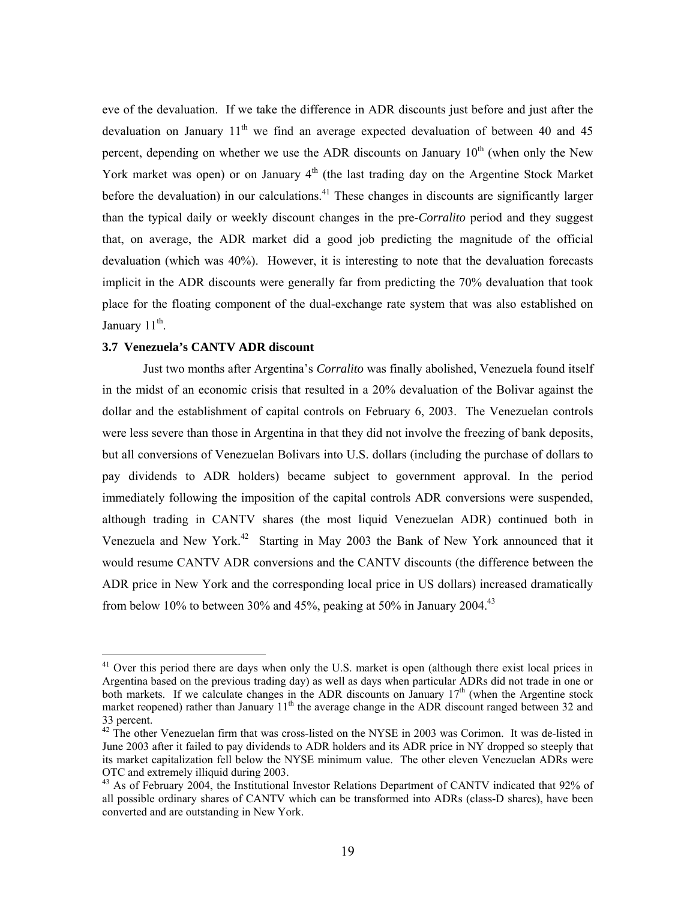eve of the devaluation. If we take the difference in ADR discounts just before and just after the devaluation on January 11th we find an average expected devaluation of between 40 and 45 percent, depending on whether we use the ADR discounts on January 10th (when only the New York market was open) or on January 4th (the last trading day on the Argentine Stock Market before the devaluation) in our calculations.[41] These changes in discounts are significantly larger than the typical daily or weekly discount changes in the pre-*Corralito* period and they suggest that, on average, the ADR market did a good job predicting the magnitude of the official devaluation (which was 40%). However, it is interesting to note that the devaluation forecasts implicit in the ADR discounts were generally far from predicting the 70% devaluation that took place for the floating component of the dual-exchange rate system that was also established on January 11th.

### 3.7 Venezuela's CANTV ADR discount

Just two months after Argentina's *Corralito* was finally abolished, Venezuela found itself in the midst of an economic crisis that resulted in a 20% devaluation of the Bolivar against the dollar and the establishment of capital controls on February 6, 2003. The Venezuelan controls were less severe than those in Argentina in that they did not involve the freezing of bank deposits, but all conversions of Venezuelan Bolivars into U.S. dollars (including the purchase of dollars to pay dividends to ADR holders) became subject to government approval. In the period immediately following the imposition of the capital controls ADR conversions were suspended, although trading in CANTV shares (the most liquid Venezuelan ADR) continued both in Venezuela and New York.[42] Starting in May 2003 the Bank of New York announced that it would resume CANTV ADR conversions and the CANTV discounts (the difference between the ADR price in New York and the corresponding local price in US dollars) increased dramatically from below 10% to between 30% and 45%, peaking at 50% in January 2004.[43]

---

[41] Over this period there are days when only the U.S. market is open (although there exist local prices in Argentina based on the previous trading day) as well as days when particular ADRs did not trade in one or both markets. If we calculate changes in the ADR discounts on January 17th (when the Argentine stock market reopened) rather than January 11th the average change in the ADR discount ranged between 32 and 33 percent.

[42] The other Venezuelan firm that was cross-listed on the NYSE in 2003 was Corimon. It was de-listed in June 2003 after it failed to pay dividends to ADR holders and its ADR price in NY dropped so steeply that its market capitalization fell below the NYSE minimum value. The other eleven Venezuelan ADRs were OTC and extremely illiquid during 2003.

[43] As of February 2004, the Institutional Investor Relations Department of CANTV indicated that 92% of all possible ordinary shares of CANTV which can be transformed into ADRs (class-D shares), have been converted and are outstanding in New York.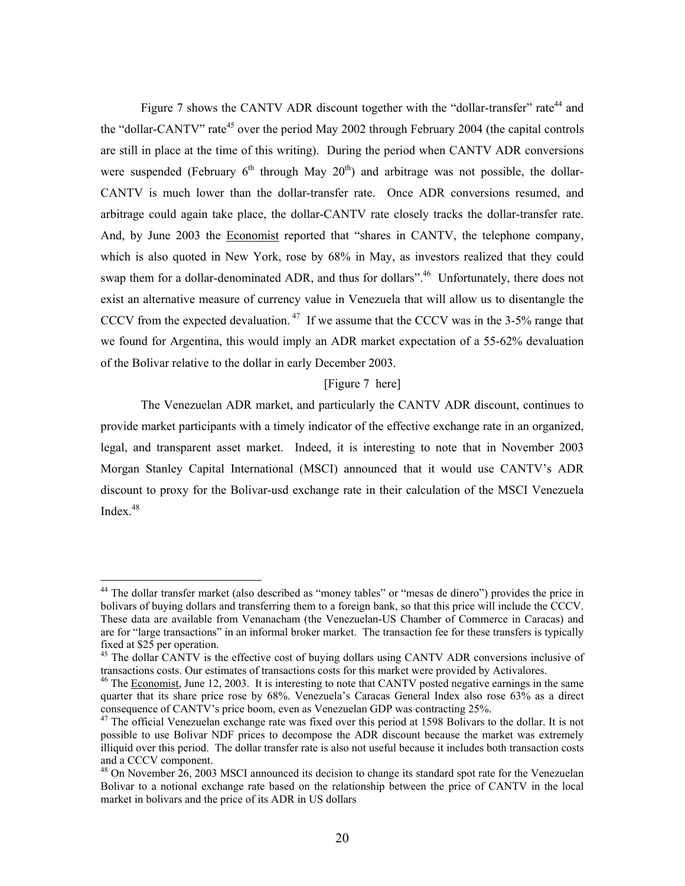Figure 7 shows the CANTV ADR discount together with the "dollar-transfer" rate[44] and the "dollar-CANTV" rate[45] over the period May 2002 through February 2004 (the capital controls are still in place at the time of this writing). During the period when CANTV ADR conversions were suspended (February 6th through May 20th) and arbitrage was not possible, the dollar-CANTV is much lower than the dollar-transfer rate. Once ADR conversions resumed, and arbitrage could again take place, the dollar-CANTV rate closely tracks the dollar-transfer rate. And, by June 2003 the Economist reported that "shares in CANTV, the telephone company, which is also quoted in New York, rose by 68% in May, as investors realized that they could swap them for a dollar-denominated ADR, and thus for dollars".[46] Unfortunately, there does not exist an alternative measure of currency value in Venezuela that will allow us to disentangle the CCCV from the expected devaluation.[47] If we assume that the CCCV was in the 3-5% range that we found for Argentina, this would imply an ADR market expectation of a 55-62% devaluation of the Bolivar relative to the dollar in early December 2003.

[Figure 7 here]

The Venezuelan ADR market, and particularly the CANTV ADR discount, continues to provide market participants with a timely indicator of the effective exchange rate in an organized, legal, and transparent asset market. Indeed, it is interesting to note that in November 2003 Morgan Stanley Capital International (MSCI) announced that it would use CANTV's ADR discount to proxy for the Bolivar-usd exchange rate in their calculation of the MSCI Venezuela Index.[48]

---

[44] The dollar transfer market (also described as "money tables" or "mesas de dinero") provides the price in bolivars of buying dollars and transferring them to a foreign bank, so that this price will include the CCCV. These data are available from Venanacham (the Venezuelan-US Chamber of Commerce in Caracas) and are for "large transactions" in an informal broker market. The transaction fee for these transfers is typically fixed at $25 per operation.

[45] The dollar CANTV is the effective cost of buying dollars using CANTV ADR conversions inclusive of transactions costs. Our estimates of transactions costs for this market were provided by Activalores.

[46] The Economist, June 12, 2003. It is interesting to note that CANTV posted negative earnings in the same quarter that its share price rose by 68%. Venezuela's Caracas General Index also rose 63% as a direct consequence of CANTV's price boom, even as Venezuelan GDP was contracting 25%.

[47] The official Venezuelan exchange rate was fixed over this period at 1598 Bolivars to the dollar. It is not possible to use Bolivar NDF prices to decompose the ADR discount because the market was extremely illiquid over this period. The dollar transfer rate is also not useful because it includes both transaction costs and a CCCV component.

[48] On November 26, 2003 MSCI announced its decision to change its standard spot rate for the Venezuelan Bolivar to a notional exchange rate based on the relationship between the price of CANTV in the local market in bolivars and the price of its ADR in US dollars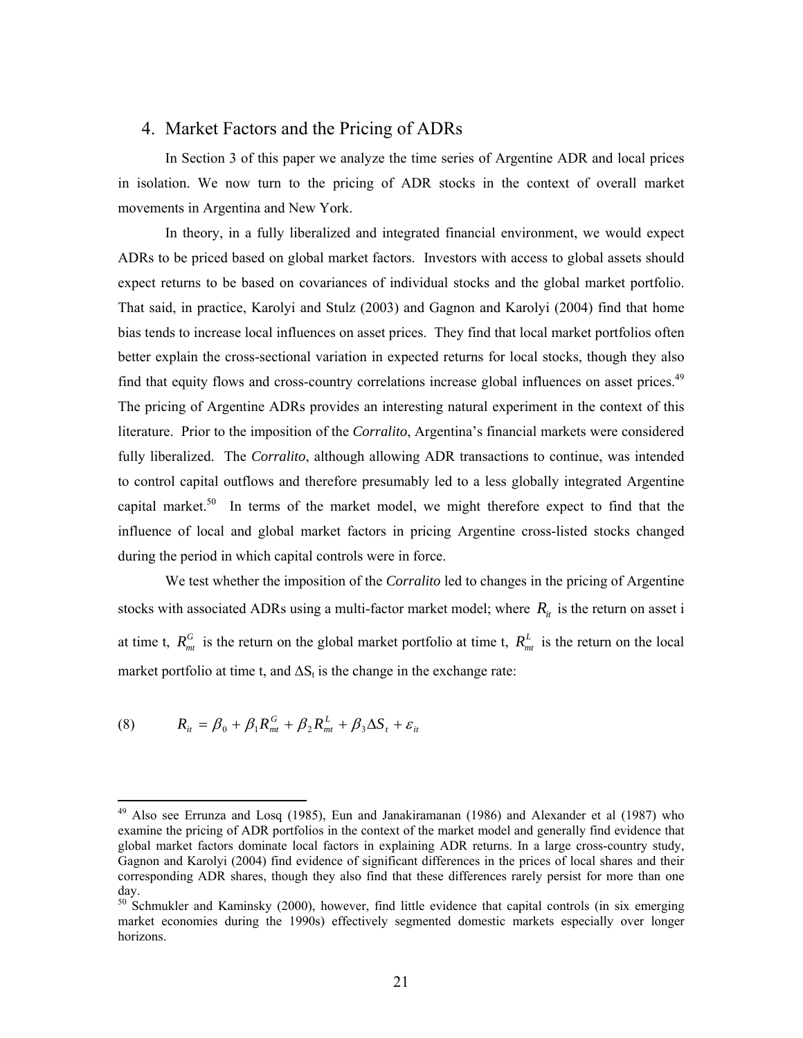## 4. Market Factors and the Pricing of ADRs

In Section 3 of this paper we analyze the time series of Argentine ADR and local prices in isolation. We now turn to the pricing of ADR stocks in the context of overall market movements in Argentina and New York.

In theory, in a fully liberalized and integrated financial environment, we would expect ADRs to be priced based on global market factors. Investors with access to global assets should expect returns to be based on covariances of individual stocks and the global market portfolio. That said, in practice, Karolyi and Stulz (2003) and Gagnon and Karolyi (2004) find that home bias tends to increase local influences on asset prices. They find that local market portfolios often better explain the cross-sectional variation in expected returns for local stocks, though they also find that equity flows and cross-country correlations increase global influences on asset prices.[49] The pricing of Argentine ADRs provides an interesting natural experiment in the context of this literature. Prior to the imposition of the *Corralito*, Argentina's financial markets were considered fully liberalized. The *Corralito*, although allowing ADR transactions to continue, was intended to control capital outflows and therefore presumably led to a less globally integrated Argentine capital market.[50] In terms of the market model, we might therefore expect to find that the influence of local and global market factors in pricing Argentine cross-listed stocks changed during the period in which capital controls were in force.

We test whether the imposition of the *Corralito* led to changes in the pricing of Argentine stocks with associated ADRs using a multi-factor market model; where $R_{it}$ is the return on asset i at time t, $R^G_{mt}$ is the return on the global market portfolio at time t, $R^L_{mt}$ is the return on the local market portfolio at time t, and $\Delta S_t$ is the change in the exchange rate:

$$R_{it} = \beta_0 + \beta_1 R^G_{mt} + \beta_2 R^L_{mt} + \beta_3 \Delta S_t + \varepsilon_{it} \tag{8}$$

---

[49] Also see Errunza and Losq (1985), Eun and Janakiramanan (1986) and Alexander et al (1987) who examine the pricing of ADR portfolios in the context of the market model and generally find evidence that global market factors dominate local factors in explaining ADR returns. In a large cross-country study, Gagnon and Karolyi (2004) find evidence of significant differences in the prices of local shares and their corresponding ADR shares, though they also find that these differences rarely persist for more than one day.

[50] Schmukler and Kaminsky (2000), however, find little evidence that capital controls (in six emerging market economies during the 1990s) effectively segmented domestic markets especially over longer horizons.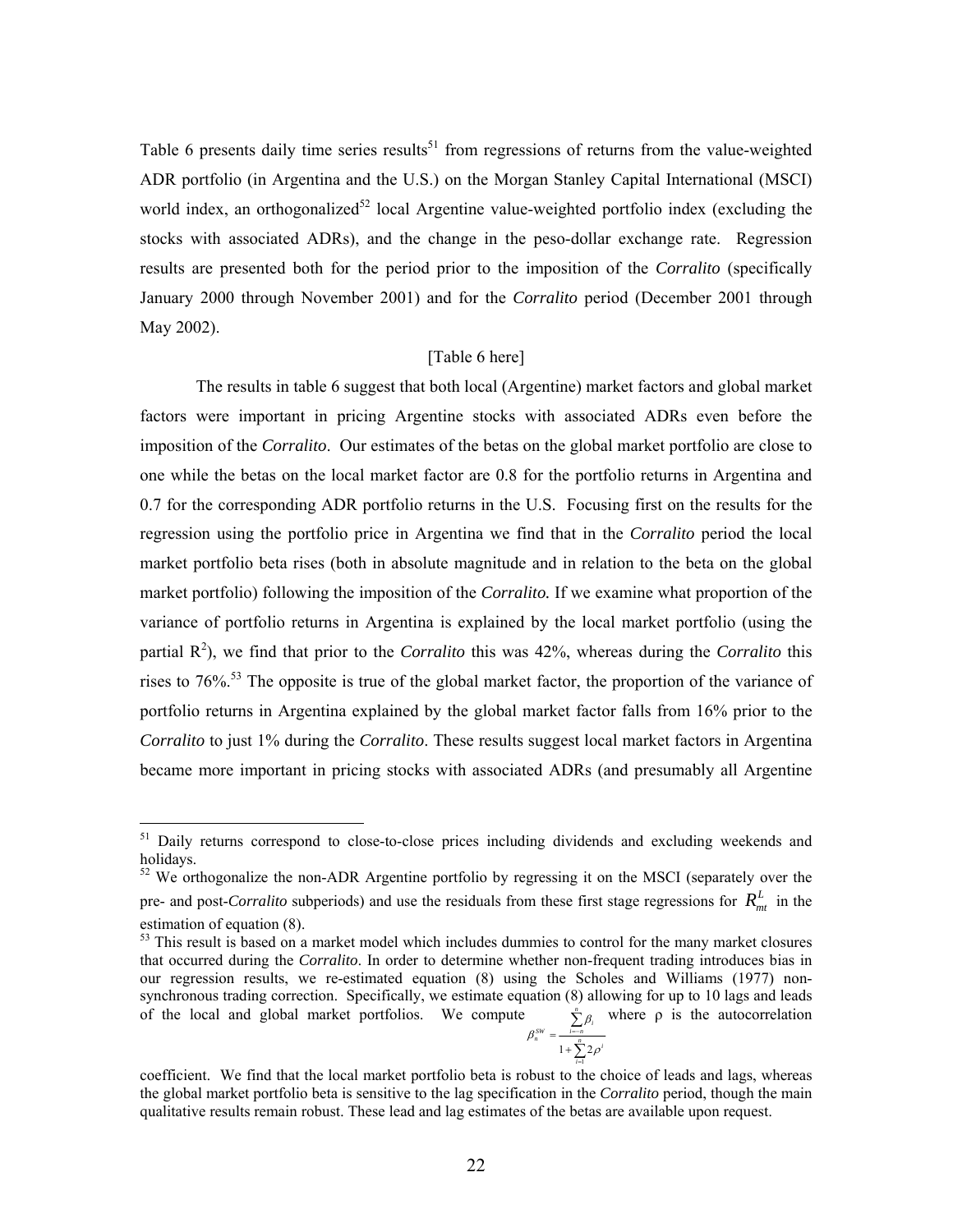Table 6 presents daily time series results[51] from regressions of returns from the value-weighted ADR portfolio (in Argentina and the U.S.) on the Morgan Stanley Capital International (MSCI) world index, an orthogonalized[52] local Argentine value-weighted portfolio index (excluding the stocks with associated ADRs), and the change in the peso-dollar exchange rate. Regression results are presented both for the period prior to the imposition of the *Corralito* (specifically January 2000 through November 2001) and for the *Corralito* period (December 2001 through May 2002).

[Table 6 here]

The results in table 6 suggest that both local (Argentine) market factors and global market factors were important in pricing Argentine stocks with associated ADRs even before the imposition of the *Corralito*. Our estimates of the betas on the global market portfolio are close to one while the betas on the local market factor are 0.8 for the portfolio returns in Argentina and 0.7 for the corresponding ADR portfolio returns in the U.S. Focusing first on the results for the regression using the portfolio price in Argentina we find that in the *Corralito* period the local market portfolio beta rises (both in absolute magnitude and in relation to the beta on the global market portfolio) following the imposition of the *Corralito.* If we examine what proportion of the variance of portfolio returns in Argentina is explained by the local market portfolio (using the partial $R^2$), we find that prior to the *Corralito* this was 42%, whereas during the *Corralito* this rises to 76%.[53] The opposite is true of the global market factor, the proportion of the variance of portfolio returns in Argentina explained by the global market factor falls from 16% prior to the *Corralito* to just 1% during the *Corralito*. These results suggest local market factors in Argentina became more important in pricing stocks with associated ADRs (and presumably all Argentine

---

[51] Daily returns correspond to close-to-close prices including dividends and excluding weekends and holidays.

[52] We orthogonalize the non-ADR Argentine portfolio by regressing it on the MSCI (separately over the pre- and post-*Corralito* subperiods) and use the residuals from these first stage regressions for $R_{mt}^{L}$ in the estimation of equation (8).

[53] This result is based on a market model which includes dummies to control for the many market closures that occurred during the *Corralito*. In order to determine whether non-frequent trading introduces bias in our regression results, we re-estimated equation (8) using the Scholes and Williams (1977) non-synchronous trading correction. Specifically, we estimate equation (8) allowing for up to 10 lags and leads of the local and global market portfolios. We compute $\beta_n^{SW} = \frac{\sum_{i=-n}^{n} \beta_i}{1 + \sum_{i=1}^{n} 2\rho^i}$ where ρ is the autocorrelation coefficient. We find that the local market portfolio beta is robust to the choice of leads and lags, whereas the global market portfolio beta is sensitive to the lag specification in the *Corralito* period, though the main qualitative results remain robust. These lead and lag estimates of the betas are available upon request.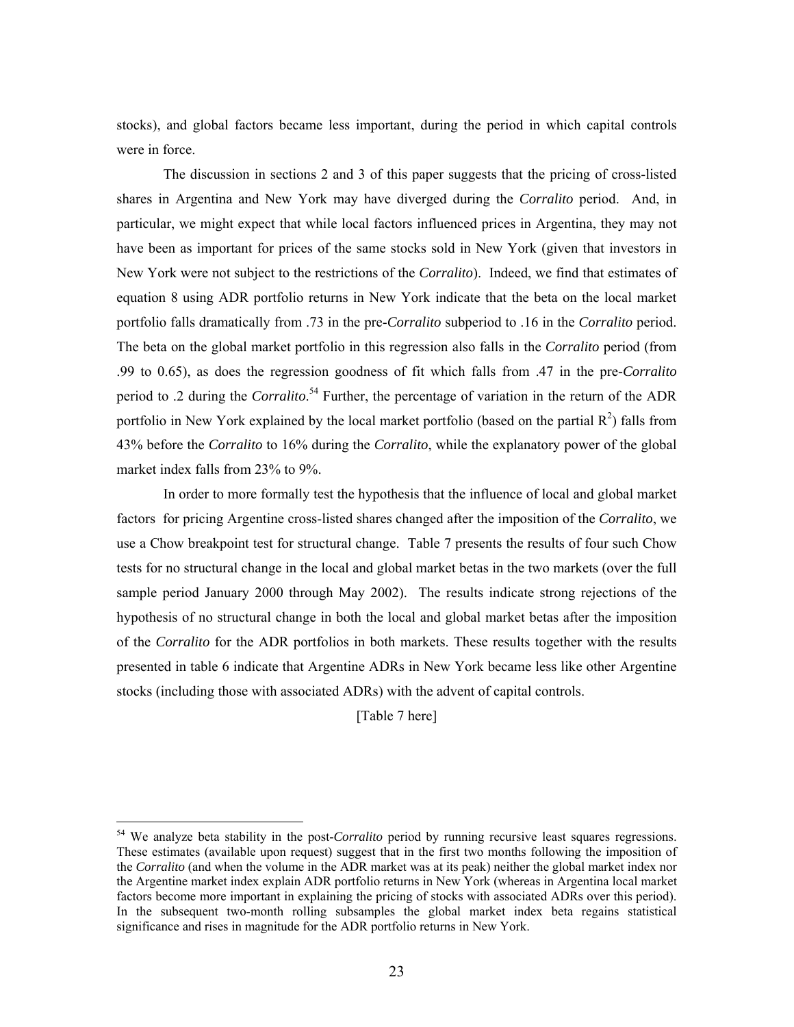stocks), and global factors became less important, during the period in which capital controls were in force.

The discussion in sections 2 and 3 of this paper suggests that the pricing of cross-listed shares in Argentina and New York may have diverged during the *Corralito* period. And, in particular, we might expect that while local factors influenced prices in Argentina, they may not have been as important for prices of the same stocks sold in New York (given that investors in New York were not subject to the restrictions of the *Corralito*). Indeed, we find that estimates of equation 8 using ADR portfolio returns in New York indicate that the beta on the local market portfolio falls dramatically from .73 in the pre-*Corralito* subperiod to .16 in the *Corralito* period. The beta on the global market portfolio in this regression also falls in the *Corralito* period (from .99 to 0.65), as does the regression goodness of fit which falls from .47 in the pre-*Corralito* period to .2 during the *Corralito*.[54] Further, the percentage of variation in the return of the ADR portfolio in New York explained by the local market portfolio (based on the partial $R^2$) falls from 43% before the *Corralito* to 16% during the *Corralito*, while the explanatory power of the global market index falls from 23% to 9%.

In order to more formally test the hypothesis that the influence of local and global market factors for pricing Argentine cross-listed shares changed after the imposition of the *Corralito*, we use a Chow breakpoint test for structural change. Table 7 presents the results of four such Chow tests for no structural change in the local and global market betas in the two markets (over the full sample period January 2000 through May 2002). The results indicate strong rejections of the hypothesis of no structural change in both the local and global market betas after the imposition of the *Corralito* for the ADR portfolios in both markets. These results together with the results presented in table 6 indicate that Argentine ADRs in New York became less like other Argentine stocks (including those with associated ADRs) with the advent of capital controls.

[Table 7 here]

[54] We analyze beta stability in the post-*Corralito* period by running recursive least squares regressions. These estimates (available upon request) suggest that in the first two months following the imposition of the *Corralito* (and when the volume in the ADR market was at its peak) neither the global market index nor the Argentine market index explain ADR portfolio returns in New York (whereas in Argentina local market factors become more important in explaining the pricing of stocks with associated ADRs over this period). In the subsequent two-month rolling subsamples the global market index beta regains statistical significance and rises in magnitude for the ADR portfolio returns in New York.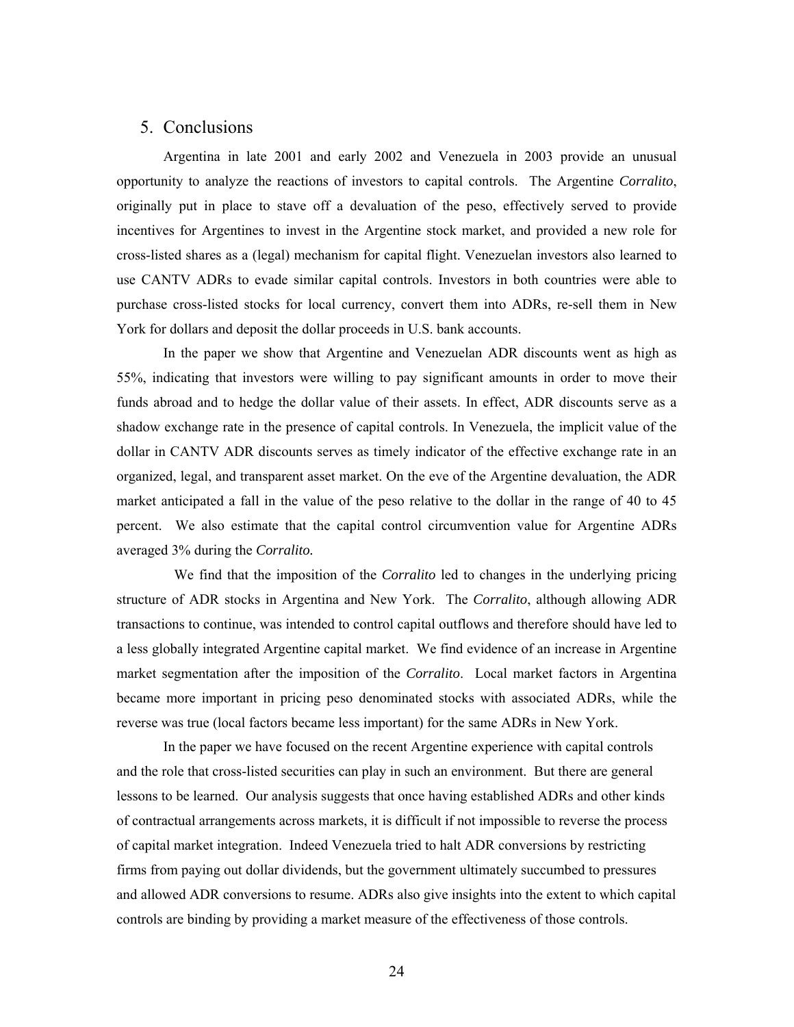## 5. Conclusions

Argentina in late 2001 and early 2002 and Venezuela in 2003 provide an unusual opportunity to analyze the reactions of investors to capital controls. The Argentine *Corralito*, originally put in place to stave off a devaluation of the peso, effectively served to provide incentives for Argentines to invest in the Argentine stock market, and provided a new role for cross-listed shares as a (legal) mechanism for capital flight. Venezuelan investors also learned to use CANTV ADRs to evade similar capital controls. Investors in both countries were able to purchase cross-listed stocks for local currency, convert them into ADRs, re-sell them in New York for dollars and deposit the dollar proceeds in U.S. bank accounts.

In the paper we show that Argentine and Venezuelan ADR discounts went as high as 55%, indicating that investors were willing to pay significant amounts in order to move their funds abroad and to hedge the dollar value of their assets. In effect, ADR discounts serve as a shadow exchange rate in the presence of capital controls. In Venezuela, the implicit value of the dollar in CANTV ADR discounts serves as timely indicator of the effective exchange rate in an organized, legal, and transparent asset market. On the eve of the Argentine devaluation, the ADR market anticipated a fall in the value of the peso relative to the dollar in the range of 40 to 45 percent. We also estimate that the capital control circumvention value for Argentine ADRs averaged 3% during the *Corralito.*

We find that the imposition of the *Corralito* led to changes in the underlying pricing structure of ADR stocks in Argentina and New York. The *Corralito*, although allowing ADR transactions to continue, was intended to control capital outflows and therefore should have led to a less globally integrated Argentine capital market. We find evidence of an increase in Argentine market segmentation after the imposition of the *Corralito*. Local market factors in Argentina became more important in pricing peso denominated stocks with associated ADRs, while the reverse was true (local factors became less important) for the same ADRs in New York.

In the paper we have focused on the recent Argentine experience with capital controls and the role that cross-listed securities can play in such an environment. But there are general lessons to be learned. Our analysis suggests that once having established ADRs and other kinds of contractual arrangements across markets, it is difficult if not impossible to reverse the process of capital market integration. Indeed Venezuela tried to halt ADR conversions by restricting firms from paying out dollar dividends, but the government ultimately succumbed to pressures and allowed ADR conversions to resume. ADRs also give insights into the extent to which capital controls are binding by providing a market measure of the effectiveness of those controls.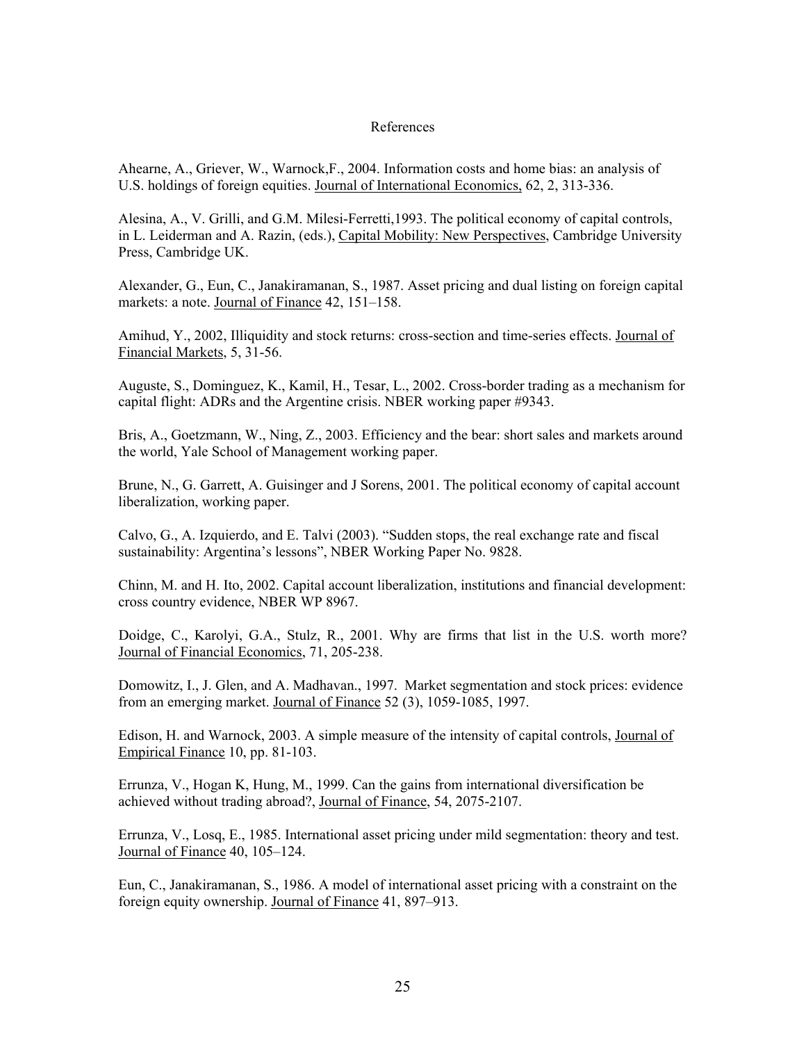# References

Ahearne, A., Griever, W., Warnock,F., 2004. Information costs and home bias: an analysis of U.S. holdings of foreign equities. Journal of International Economics, 62, 2, 313-336.

Alesina, A., V. Grilli, and G.M. Milesi-Ferretti,1993. The political economy of capital controls, in L. Leiderman and A. Razin, (eds.), Capital Mobility: New Perspectives, Cambridge University Press, Cambridge UK.

Alexander, G., Eun, C., Janakiramanan, S., 1987. Asset pricing and dual listing on foreign capital markets: a note. Journal of Finance 42, 151–158.

Amihud, Y., 2002, Illiquidity and stock returns: cross-section and time-series effects. Journal of Financial Markets, 5, 31-56.

Auguste, S., Dominguez, K., Kamil, H., Tesar, L., 2002. Cross-border trading as a mechanism for capital flight: ADRs and the Argentine crisis. NBER working paper #9343.

Bris, A., Goetzmann, W., Ning, Z., 2003. Efficiency and the bear: short sales and markets around the world, Yale School of Management working paper.

Brune, N., G. Garrett, A. Guisinger and J Sorens, 2001. The political economy of capital account liberalization, working paper.

Calvo, G., A. Izquierdo, and E. Talvi (2003). "Sudden stops, the real exchange rate and fiscal sustainability: Argentina's lessons", NBER Working Paper No. 9828.

Chinn, M. and H. Ito, 2002. Capital account liberalization, institutions and financial development: cross country evidence, NBER WP 8967.

Doidge, C., Karolyi, G.A., Stulz, R., 2001. Why are firms that list in the U.S. worth more? Journal of Financial Economics, 71, 205-238.

Domowitz, I., J. Glen, and A. Madhavan., 1997. Market segmentation and stock prices: evidence from an emerging market. Journal of Finance 52 (3), 1059-1085, 1997.

Edison, H. and Warnock, 2003. A simple measure of the intensity of capital controls, Journal of Empirical Finance 10, pp. 81-103.

Errunza, V., Hogan K, Hung, M., 1999. Can the gains from international diversification be achieved without trading abroad?, Journal of Finance, 54, 2075-2107.

Errunza, V., Losq, E., 1985. International asset pricing under mild segmentation: theory and test. Journal of Finance 40, 105–124.

Eun, C., Janakiramanan, S., 1986. A model of international asset pricing with a constraint on the foreign equity ownership. Journal of Finance 41, 897–913.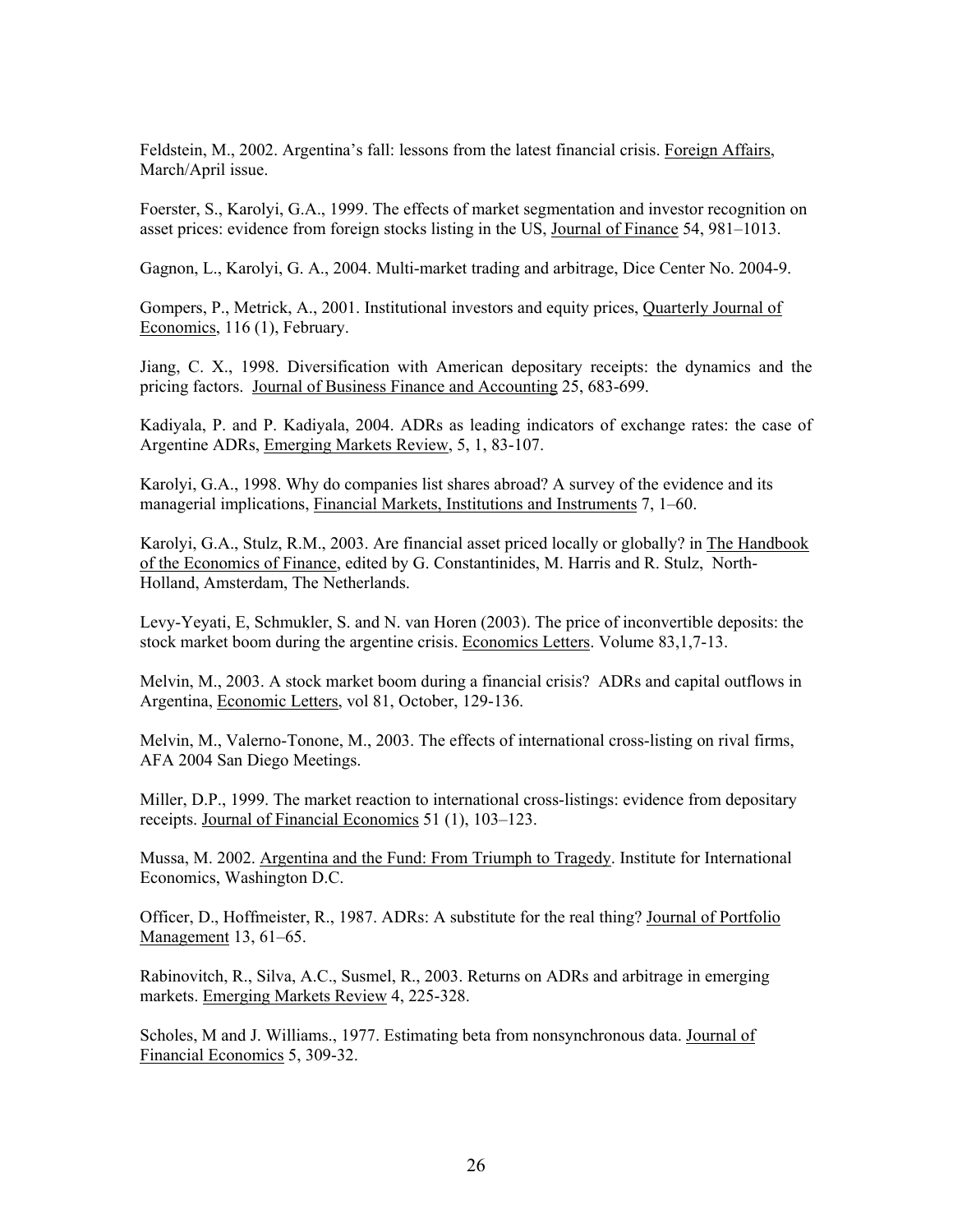Feldstein, M., 2002. Argentina's fall: lessons from the latest financial crisis. Foreign Affairs, March/April issue.

Foerster, S., Karolyi, G.A., 1999. The effects of market segmentation and investor recognition on asset prices: evidence from foreign stocks listing in the US, Journal of Finance 54, 981–1013.

Gagnon, L., Karolyi, G. A., 2004. Multi-market trading and arbitrage, Dice Center No. 2004-9.

Gompers, P., Metrick, A., 2001. Institutional investors and equity prices, Quarterly Journal of Economics, 116 (1), February.

Jiang, C. X., 1998. Diversification with American depositary receipts: the dynamics and the pricing factors. Journal of Business Finance and Accounting 25, 683-699.

Kadiyala, P. and P. Kadiyala, 2004. ADRs as leading indicators of exchange rates: the case of Argentine ADRs, Emerging Markets Review, 5, 1, 83-107.

Karolyi, G.A., 1998. Why do companies list shares abroad? A survey of the evidence and its managerial implications, Financial Markets, Institutions and Instruments 7, 1–60.

Karolyi, G.A., Stulz, R.M., 2003. Are financial asset priced locally or globally? in The Handbook of the Economics of Finance, edited by G. Constantinides, M. Harris and R. Stulz, North-Holland, Amsterdam, The Netherlands.

Levy-Yeyati, E, Schmukler, S. and N. van Horen (2003). The price of inconvertible deposits: the stock market boom during the argentine crisis. Economics Letters. Volume 83,1,7-13.

Melvin, M., 2003. A stock market boom during a financial crisis? ADRs and capital outflows in Argentina, Economic Letters, vol 81, October, 129-136.

Melvin, M., Valerno-Tonone, M., 2003. The effects of international cross-listing on rival firms, AFA 2004 San Diego Meetings.

Miller, D.P., 1999. The market reaction to international cross-listings: evidence from depositary receipts. Journal of Financial Economics 51 (1), 103–123.

Mussa, M. 2002. Argentina and the Fund: From Triumph to Tragedy. Institute for International Economics, Washington D.C.

Officer, D., Hoffmeister, R., 1987. ADRs: A substitute for the real thing? Journal of Portfolio Management 13, 61–65.

Rabinovitch, R., Silva, A.C., Susmel, R., 2003. Returns on ADRs and arbitrage in emerging markets. Emerging Markets Review 4, 225-328.

Scholes, M and J. Williams., 1977. Estimating beta from nonsynchronous data. Journal of Financial Economics 5, 309-32.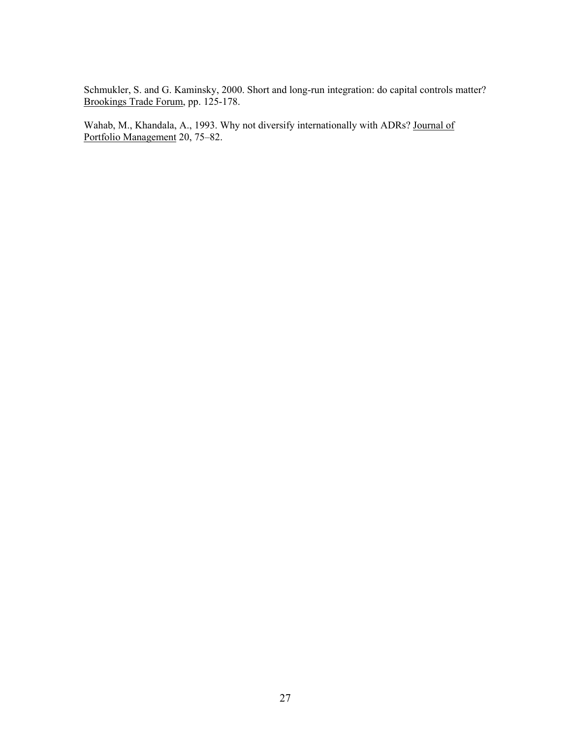Schmukler, S. and G. Kaminsky, 2000. Short and long-run integration: do capital controls matter? Brookings Trade Forum, pp. 125-178.

Wahab, M., Khandala, A., 1993. Why not diversify internationally with ADRs? Journal of Portfolio Management 20, 75–82.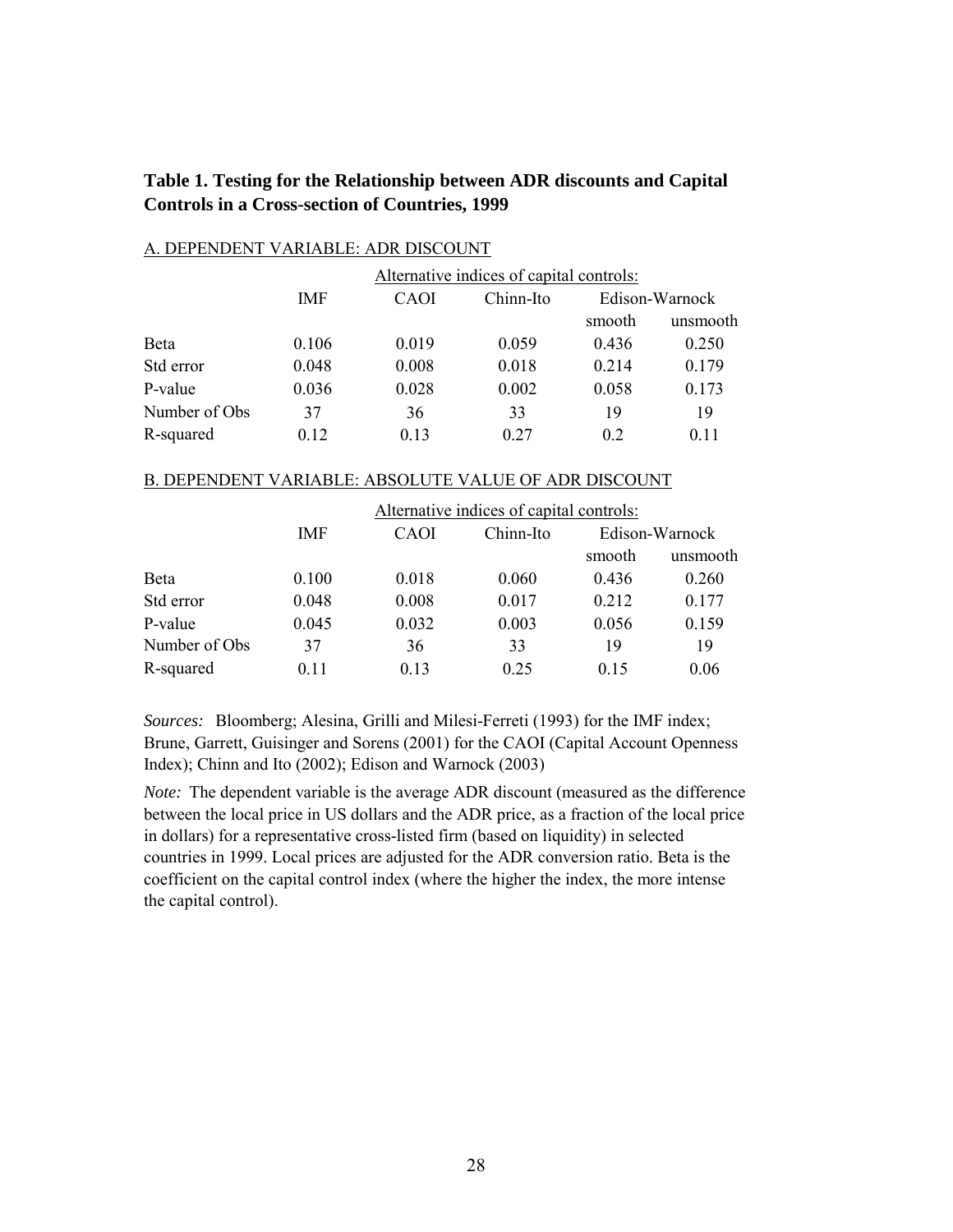**Table 1. Testing for the Relationship between ADR discounts and Capital Controls in a Cross-section of Countries, 1999**

A. DEPENDENT VARIABLE: ADR DISCOUNT

| | Alternative indices of capital controls: | | | | |
|---|---|---|---|---|---|
| | IMF | CAOI | Chinn-Ito | Edison-Warnock | |
| | | | | smooth | unsmooth |
| Beta | 0.106 | 0.019 | 0.059 | 0.436 | 0.250 |
| Std error | 0.048 | 0.008 | 0.018 | 0.214 | 0.179 |
| P-value | 0.036 | 0.028 | 0.002 | 0.058 | 0.173 |
| Number of Obs | 37 | 36 | 33 | 19 | 19 |
| R-squared | 0.12 | 0.13 | 0.27 | 0.2 | 0.11 |

B. DEPENDENT VARIABLE: ABSOLUTE VALUE OF ADR DISCOUNT

| | Alternative indices of capital controls: | | | | |
|---|---|---|---|---|---|
| | IMF | CAOI | Chinn-Ito | Edison-Warnock | |
| | | | | smooth | unsmooth |
| Beta | 0.100 | 0.018 | 0.060 | 0.436 | 0.260 |
| Std error | 0.048 | 0.008 | 0.017 | 0.212 | 0.177 |
| P-value | 0.045 | 0.032 | 0.003 | 0.056 | 0.159 |
| Number of Obs | 37 | 36 | 33 | 19 | 19 |
| R-squared | 0.11 | 0.13 | 0.25 | 0.15 | 0.06 |

*Sources:* Bloomberg; Alesina, Grilli and Milesi-Ferreti (1993) for the IMF index; Brune, Garrett, Guisinger and Sorens (2001) for the CAOI (Capital Account Openness Index); Chinn and Ito (2002); Edison and Warnock (2003)

*Note:* The dependent variable is the average ADR discount (measured as the difference between the local price in US dollars and the ADR price, as a fraction of the local price in dollars) for a representative cross-listed firm (based on liquidity) in selected countries in 1999. Local prices are adjusted for the ADR conversion ratio. Beta is the coefficient on the capital control index (where the higher the index, the more intense the capital control).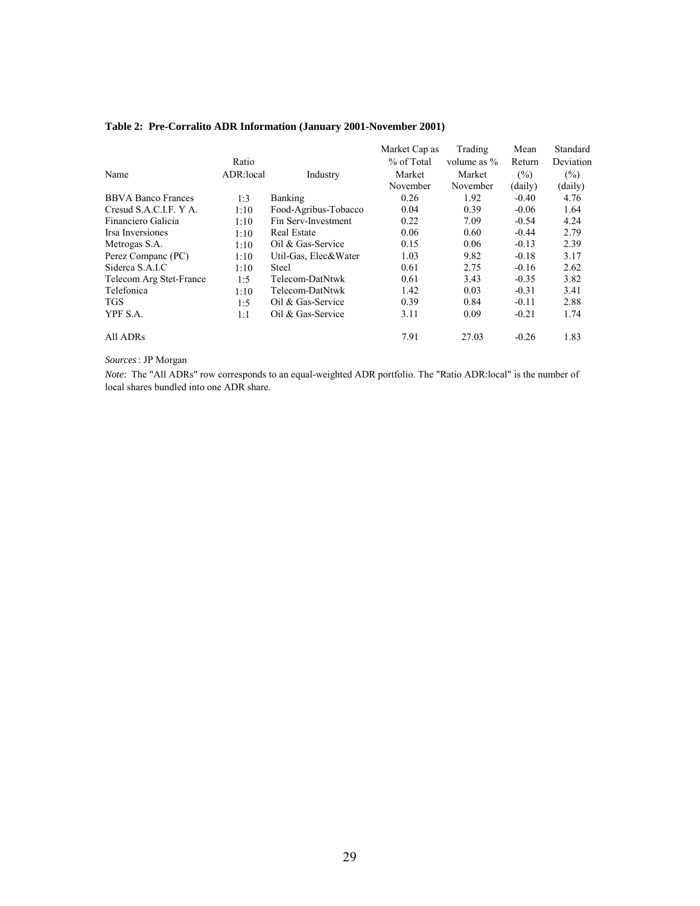**Table 2: Pre-Corralito ADR Information (January 2001-November 2001)**

| Name | Ratio ADR:local | Industry | Market Cap as % of Total Market November | Trading volume as % Market November | Mean Return (%) (daily) | Standard Deviation (%) (daily) |
|---|---|---|---|---|---|---|
| BBVA Banco Frances | 1:3 | Banking | 0.26 | 1.92 | -0.40 | 4.76 |
| Cresud S.A.C.I.F. Y A. | 1:10 | Food-Agribus-Tobacco | 0.04 | 0.39 | -0.06 | 1.64 |
| Financiero Galicia | 1:10 | Fin Serv-Investment | 0.22 | 7.09 | -0.54 | 4.24 |
| Irsa Inversiones | 1:10 | Real Estate | 0.06 | 0.60 | -0.44 | 2.79 |
| Metrogas S.A. | 1:10 | Oil & Gas-Service | 0.15 | 0.06 | -0.13 | 2.39 |
| Perez Companc (PC) | 1:10 | Util-Gas, Elec&Water | 1.03 | 9.82 | -0.18 | 3.17 |
| Siderca S.A.I.C | 1:10 | Steel | 0.61 | 2.75 | -0.16 | 2.62 |
| Telecom Arg Stet-France | 1:5 | Telecom-DatNtwk | 0.61 | 3.43 | -0.35 | 3.82 |
| Telefonica | 1:10 | Telecom-DatNtwk | 1.42 | 0.03 | -0.31 | 3.41 |
| TGS | 1:5 | Oil & Gas-Service | 0.39 | 0.84 | -0.11 | 2.88 |
| YPF S.A. | 1:1 | Oil & Gas-Service | 3.11 | 0.09 | -0.21 | 1.74 |
| All ADRs | | | 7.91 | 27.03 | -0.26 | 1.83 |

*Sources*: JP Morgan

*Note:* The "All ADRs" row corresponds to an equal-weighted ADR portfolio. The "Ratio ADR:local" is the number of local shares bundled into one ADR share.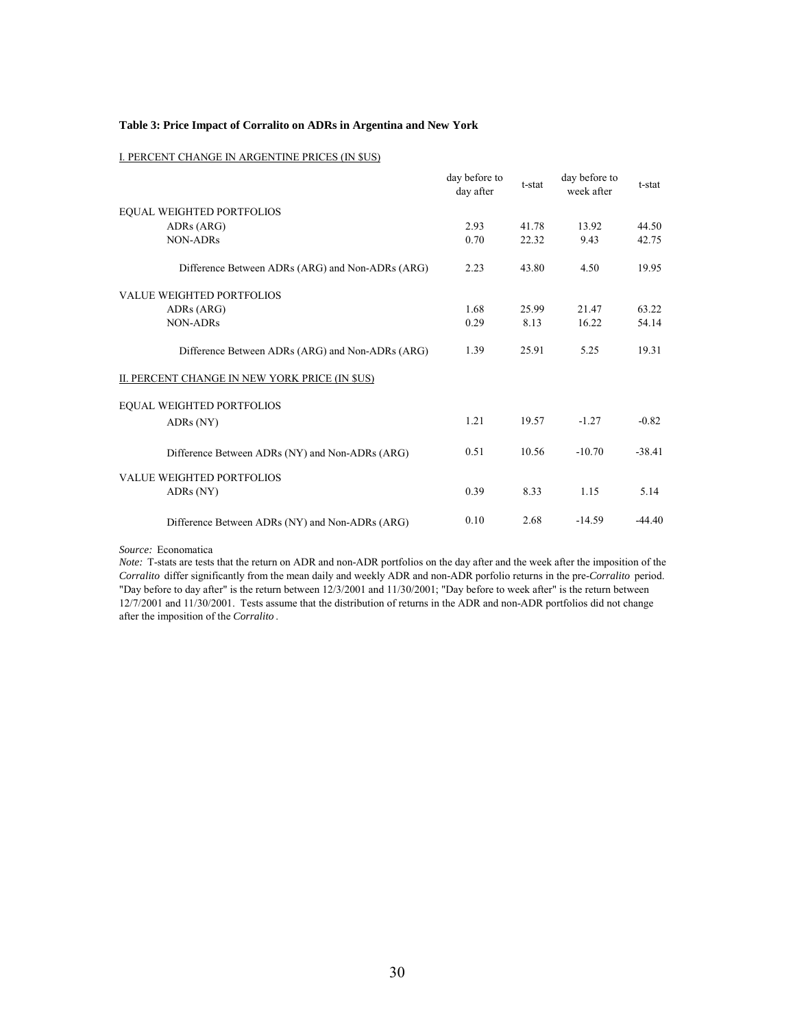**Table 3: Price Impact of Corralito on ADRs in Argentina and New York**

| | day before to day after | t-stat | day before to week after | t-stat |
|---|---|---|---|---|
| I. PERCENT CHANGE IN ARGENTINE PRICES (IN $US) | | | | |
| EQUAL WEIGHTED PORTFOLIOS | | | | |
| ADRs (ARG) | 2.93 | 41.78 | 13.92 | 44.50 |
| NON-ADRs | 0.70 | 22.32 | 9.43 | 42.75 |
| Difference Between ADRs (ARG) and Non-ADRs (ARG) | 2.23 | 43.80 | 4.50 | 19.95 |
| VALUE WEIGHTED PORTFOLIOS | | | | |
| ADRs (ARG) | 1.68 | 25.99 | 21.47 | 63.22 |
| NON-ADRs | 0.29 | 8.13 | 16.22 | 54.14 |
| Difference Between ADRs (ARG) and Non-ADRs (ARG) | 1.39 | 25.91 | 5.25 | 19.31 |
| II. PERCENT CHANGE IN NEW YORK PRICE (IN $US) | | | | |
| EQUAL WEIGHTED PORTFOLIOS | | | | |
| ADRs (NY) | 1.21 | 19.57 | -1.27 | -0.82 |
| Difference Between ADRs (NY) and Non-ADRs (ARG) | 0.51 | 10.56 | -10.70 | -38.41 |
| VALUE WEIGHTED PORTFOLIOS | | | | |
| ADRs (NY) | 0.39 | 8.33 | 1.15 | 5.14 |
| Difference Between ADRs (NY) and Non-ADRs (ARG) | 0.10 | 2.68 | -14.59 | -44.40 |

*Source:* Economatica

*Note:* T-stats are tests that the return on ADR and non-ADR portfolios on the day after and the week after the imposition of the *Corralito* differ significantly from the mean daily and weekly ADR and non-ADR porfolio returns in the pre-*Corralito* period. "Day before to day after" is the return between 12/3/2001 and 11/30/2001; "Day before to week after" is the return between 12/7/2001 and 11/30/2001. Tests assume that the distribution of returns in the ADR and non-ADR portfolios did not change after the imposition of the *Corralito*.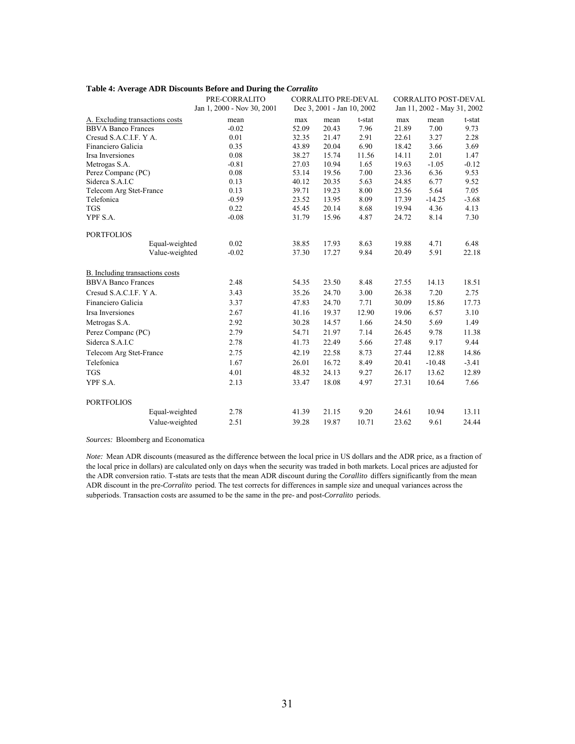**Table 4: Average ADR Discounts Before and During the *Corralito***

| | PRE-CORRALITO Jan 1, 2000 - Nov 30, 2001 | CORRALITO PRE-DEVAL Dec 3, 2001 - Jan 10, 2002 | | | CORRALITO POST-DEVAL Jan 11, 2002 - May 31, 2002 | | |
|---|---|---|---|---|---|---|---|
| A. Excluding transactions costs | mean | max | mean | t-stat | max | mean | t-stat |
| BBVA Banco Frances | -0.02 | 52.09 | 20.43 | 7.96 | 21.89 | 7.00 | 9.73 |
| Cresud S.A.C.I.F. Y A. | 0.01 | 32.35 | 21.47 | 2.91 | 22.61 | 3.27 | 2.28 |
| Financiero Galicia | 0.35 | 43.89 | 20.04 | 6.90 | 18.42 | 3.66 | 3.69 |
| Irsa Inversiones | 0.08 | 38.27 | 15.74 | 11.56 | 14.11 | 2.01 | 1.47 |
| Metrogas S.A. | -0.81 | 27.03 | 10.94 | 1.65 | 19.63 | -1.05 | -0.12 |
| Perez Companc (PC) | 0.08 | 53.14 | 19.56 | 7.00 | 23.36 | 6.36 | 9.53 |
| Siderca S.A.I.C | 0.13 | 40.12 | 20.35 | 5.63 | 24.85 | 6.77 | 9.52 |
| Telecom Arg Stet-France | 0.13 | 39.71 | 19.23 | 8.00 | 23.56 | 5.64 | 7.05 |
| Telefonica | -0.59 | 23.52 | 13.95 | 8.09 | 17.39 | -14.25 | -3.68 |
| TGS | 0.22 | 45.45 | 20.14 | 8.68 | 19.94 | 4.36 | 4.13 |
| YPF S.A. | -0.08 | 31.79 | 15.96 | 4.87 | 24.72 | 8.14 | 7.30 |
| PORTFOLIOS | | | | | | | |
| Equal-weighted | 0.02 | 38.85 | 17.93 | 8.63 | 19.88 | 4.71 | 6.48 |
| Value-weighted | -0.02 | 37.30 | 17.27 | 9.84 | 20.49 | 5.91 | 22.18 |
| B. Including transactions costs | | | | | | | |
| BBVA Banco Frances | 2.48 | 54.35 | 23.50 | 8.48 | 27.55 | 14.13 | 18.51 |
| Cresud S.A.C.I.F. Y A. | 3.43 | 35.26 | 24.70 | 3.00 | 26.38 | 7.20 | 2.75 |
| Financiero Galicia | 3.37 | 47.83 | 24.70 | 7.71 | 30.09 | 15.86 | 17.73 |
| Irsa Inversiones | 2.67 | 41.16 | 19.37 | 12.90 | 19.06 | 6.57 | 3.10 |
| Metrogas S.A. | 2.92 | 30.28 | 14.57 | 1.66 | 24.50 | 5.69 | 1.49 |
| Perez Companc (PC) | 2.79 | 54.71 | 21.97 | 7.14 | 26.45 | 9.78 | 11.38 |
| Siderca S.A.I.C | 2.78 | 41.73 | 22.49 | 5.66 | 27.48 | 9.17 | 9.44 |
| Telecom Arg Stet-France | 2.75 | 42.19 | 22.58 | 8.73 | 27.44 | 12.88 | 14.86 |
| Telefonica | 1.67 | 26.01 | 16.72 | 8.49 | 20.41 | -10.48 | -3.41 |
| TGS | 4.01 | 48.32 | 24.13 | 9.27 | 26.17 | 13.62 | 12.89 |
| YPF S.A. | 2.13 | 33.47 | 18.08 | 4.97 | 27.31 | 10.64 | 7.66 |
| PORTFOLIOS | | | | | | | |
| Equal-weighted | 2.78 | 41.39 | 21.15 | 9.20 | 24.61 | 10.94 | 13.11 |
| Value-weighted | 2.51 | 39.28 | 19.87 | 10.71 | 23.62 | 9.61 | 24.44 |

*Sources:* Bloomberg and Economatica

*Note:* Mean ADR discounts (measured as the difference between the local price in US dollars and the ADR price, as a fraction of the local price in dollars) are calculated only on days when the security was traded in both markets. Local prices are adjusted for the ADR conversion ratio. T-stats are tests that the mean ADR discount during the *Corallito* differs significantly from the mean ADR discount in the pre-*Corralito* period. The test corrects for differences in sample size and unequal variances across the subperiods. Transaction costs are assumed to be the same in the pre- and post-*Corralito* periods.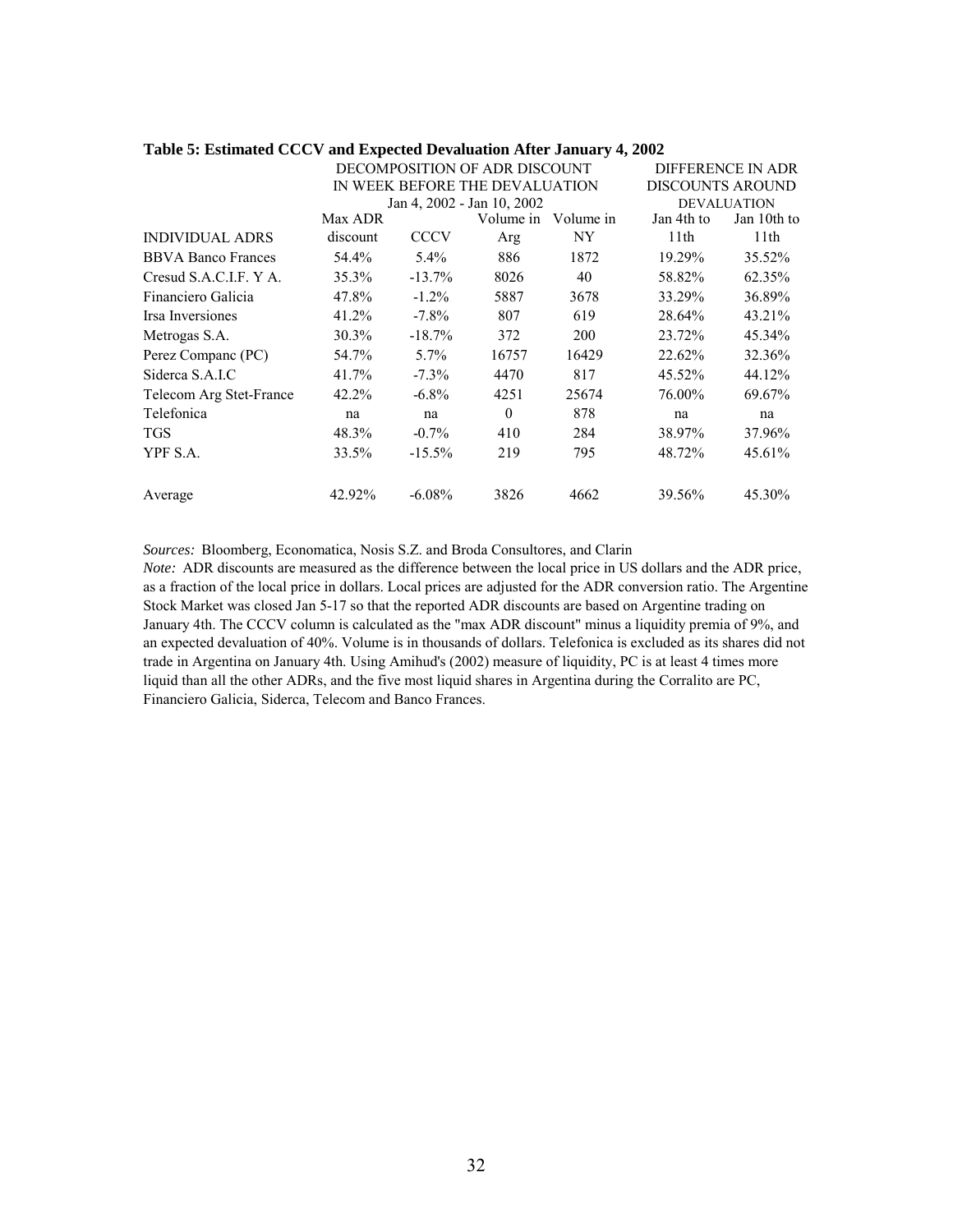**Table 5: Estimated CCCV and Expected Devaluation After January 4, 2002**

| | DECOMPOSITION OF ADR DISCOUNT IN WEEK BEFORE THE DEVALUATION Jan 4, 2002 - Jan 10, 2002 | | | | DIFFERENCE IN ADR DISCOUNTS AROUND DEVALUATION | |
|---|---|---|---|---|---|---|
| INDIVIDUAL ADRS | Max ADR discount | CCCV | Volume in Arg | Volume in NY | Jan 4th to 11th | Jan 10th to 11th |
| BBVA Banco Frances | 54.4% | 5.4% | 886 | 1872 | 19.29% | 35.52% |
| Cresud S.A.C.I.F. Y A. | 35.3% | -13.7% | 8026 | 40 | 58.82% | 62.35% |
| Financiero Galicia | 47.8% | -1.2% | 5887 | 3678 | 33.29% | 36.89% |
| Irsa Inversiones | 41.2% | -7.8% | 807 | 619 | 28.64% | 43.21% |
| Metrogas S.A. | 30.3% | -18.7% | 372 | 200 | 23.72% | 45.34% |
| Perez Companc (PC) | 54.7% | 5.7% | 16757 | 16429 | 22.62% | 32.36% |
| Siderca S.A.I.C | 41.7% | -7.3% | 4470 | 817 | 45.52% | 44.12% |
| Telecom Arg Stet-France | 42.2% | -6.8% | 4251 | 25674 | 76.00% | 69.67% |
| Telefonica | na | na | 0 | 878 | na | na |
| TGS | 48.3% | -0.7% | 410 | 284 | 38.97% | 37.96% |
| YPF S.A. | 33.5% | -15.5% | 219 | 795 | 48.72% | 45.61% |
| Average | 42.92% | -6.08% | 3826 | 4662 | 39.56% | 45.30% |

*Sources:* Bloomberg, Economatica, Nosis S.Z. and Broda Consultores, and Clarin

*Note:* ADR discounts are measured as the difference between the local price in US dollars and the ADR price, as a fraction of the local price in dollars. Local prices are adjusted for the ADR conversion ratio. The Argentine Stock Market was closed Jan 5-17 so that the reported ADR discounts are based on Argentine trading on January 4th. The CCCV column is calculated as the "max ADR discount" minus a liquidity premia of 9%, and an expected devaluation of 40%. Volume is in thousands of dollars. Telefonica is excluded as its shares did not trade in Argentina on January 4th. Using Amihud's (2002) measure of liquidity, PC is at least 4 times more liquid than all the other ADRs, and the five most liquid shares in Argentina during the Corralito are PC, Financiero Galicia, Siderca, Telecom and Banco Frances.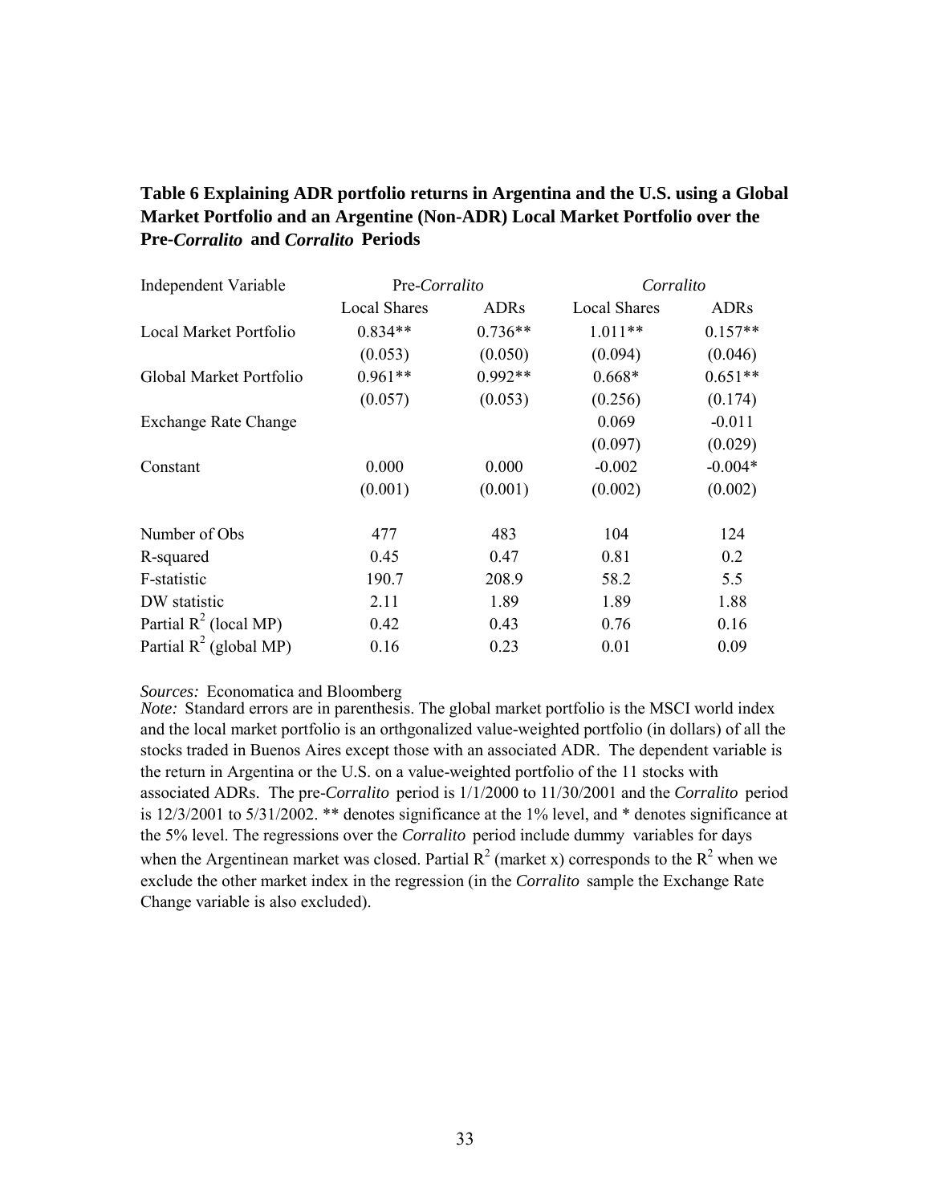**Table 6 Explaining ADR portfolio returns in Argentina and the U.S. using a Global Market Portfolio and an Argentine (Non-ADR) Local Market Portfolio over the Pre-*Corralito* and *Corralito* Periods**

| Independent Variable | Pre-*Corralito* | | *Corralito* | |
|---|---|---|---|---|
| | Local Shares | ADRs | Local Shares | ADRs |
| Local Market Portfolio | 0.834** | 0.736** | 1.011** | 0.157** |
| | (0.053) | (0.050) | (0.094) | (0.046) |
| Global Market Portfolio | 0.961** | 0.992** | 0.668* | 0.651** |
| | (0.057) | (0.053) | (0.256) | (0.174) |
| Exchange Rate Change | | | 0.069 | -0.011 |
| | | | (0.097) | (0.029) |
| Constant | 0.000 | 0.000 | -0.002 | -0.004* |
| | (0.001) | (0.001) | (0.002) | (0.002) |
| Number of Obs | 477 | 483 | 104 | 124 |
| R-squared | 0.45 | 0.47 | 0.81 | 0.2 |
| F-statistic | 190.7 | 208.9 | 58.2 | 5.5 |
| DW statistic | 2.11 | 1.89 | 1.89 | 1.88 |
| Partial $R^2$ (local MP) | 0.42 | 0.43 | 0.76 | 0.16 |
| Partial $R^2$ (global MP) | 0.16 | 0.23 | 0.01 | 0.09 |

*Sources:* Economatica and Bloomberg

*Note:* Standard errors are in parenthesis. The global market portfolio is the MSCI world index and the local market portfolio is an orthgonalized value-weighted portfolio (in dollars) of all the stocks traded in Buenos Aires except those with an associated ADR. The dependent variable is the return in Argentina or the U.S. on a value-weighted portfolio of the 11 stocks with associated ADRs. The pre-*Corralito* period is 1/1/2000 to 11/30/2001 and the *Corralito* period is 12/3/2001 to 5/31/2002. ** denotes significance at the 1% level, and * denotes significance at the 5% level. The regressions over the *Corralito* period include dummy variables for days when the Argentinean market was closed. Partial $R^2$ (market x) corresponds to the $R^2$ when we exclude the other market index in the regression (in the *Corralito* sample the Exchange Rate Change variable is also excluded).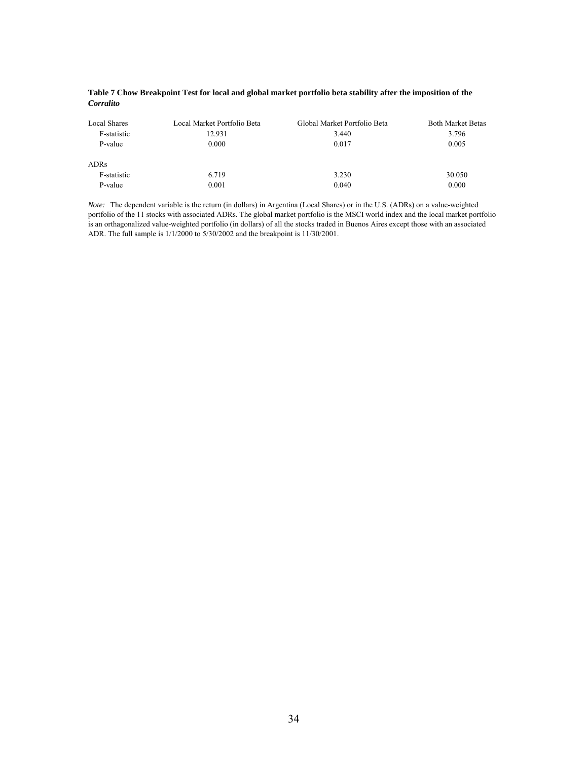**Table 7 Chow Breakpoint Test for local and global market portfolio beta stability after the imposition of the *Corralito***

| | Local Market Portfolio Beta | Global Market Portfolio Beta | Both Market Betas |
|---|---|---|---|
| Local Shares | | | |
| F-statistic | 12.931 | 3.440 | 3.796 |
| P-value | 0.000 | 0.017 | 0.005 |
| ADRs | | | |
| F-statistic | 6.719 | 3.230 | 30.050 |
| P-value | 0.001 | 0.040 | 0.000 |

*Note:* The dependent variable is the return (in dollars) in Argentina (Local Shares) or in the U.S. (ADRs) on a value-weighted portfolio of the 11 stocks with associated ADRs. The global market portfolio is the MSCI world index and the local market portfolio is an orthagonalized value-weighted portfolio (in dollars) of all the stocks traded in Buenos Aires except those with an associated ADR. The full sample is 1/1/2000 to 5/30/2002 and the breakpoint is 11/30/2001.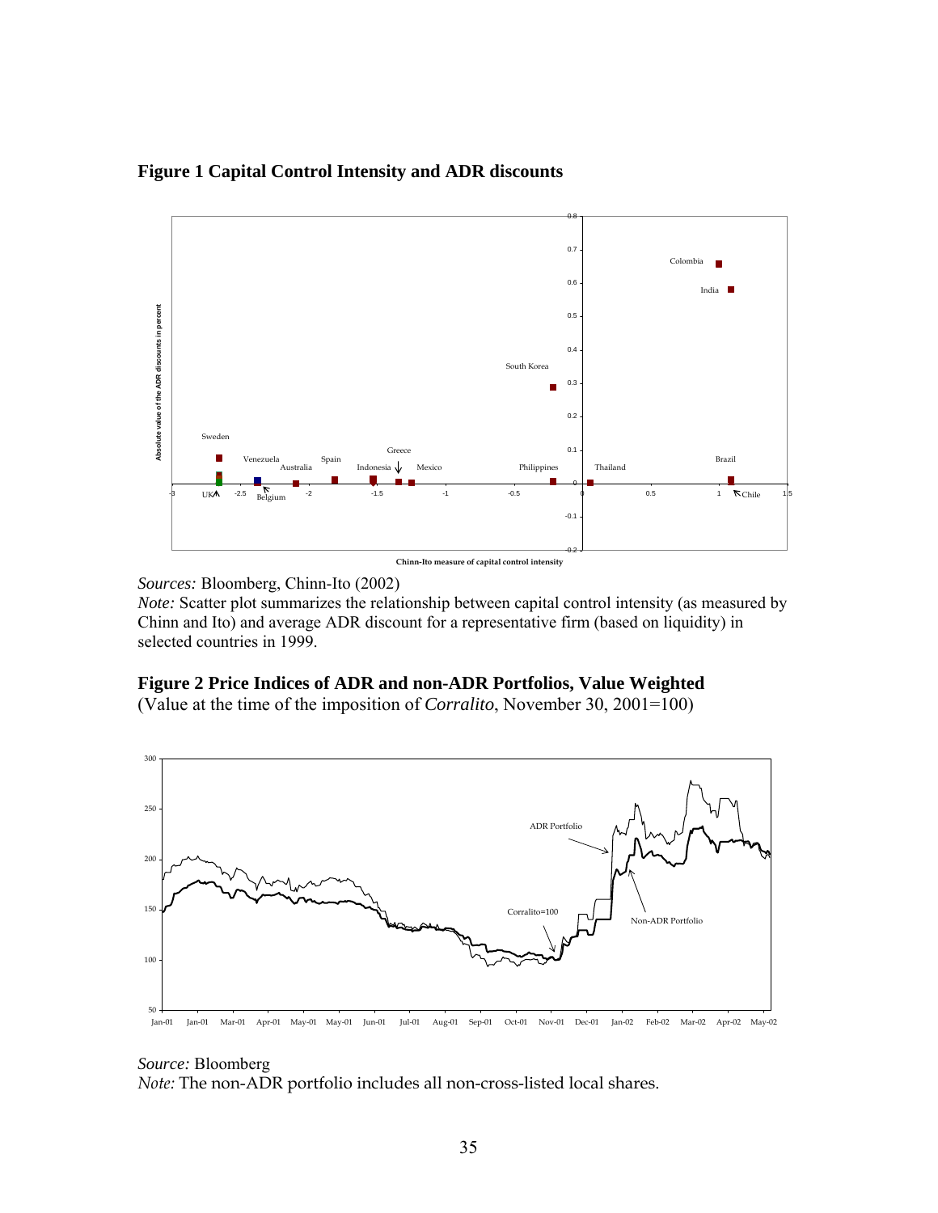**Figure 1 Capital Control Intensity and ADR discounts**

*Sources:* Bloomberg, Chinn-Ito (2002)
*Note:* Scatter plot summarizes the relationship between capital control intensity (as measured by Chinn and Ito) and average ADR discount for a representative firm (based on liquidity) in selected countries in 1999.

**Figure 2 Price Indices of ADR and non-ADR Portfolios, Value Weighted**
(Value at the time of the imposition of *Corralito*, November 30, 2001=100)

*Source:* Bloomberg
*Note:* The non-ADR portfolio includes all non-cross-listed local shares.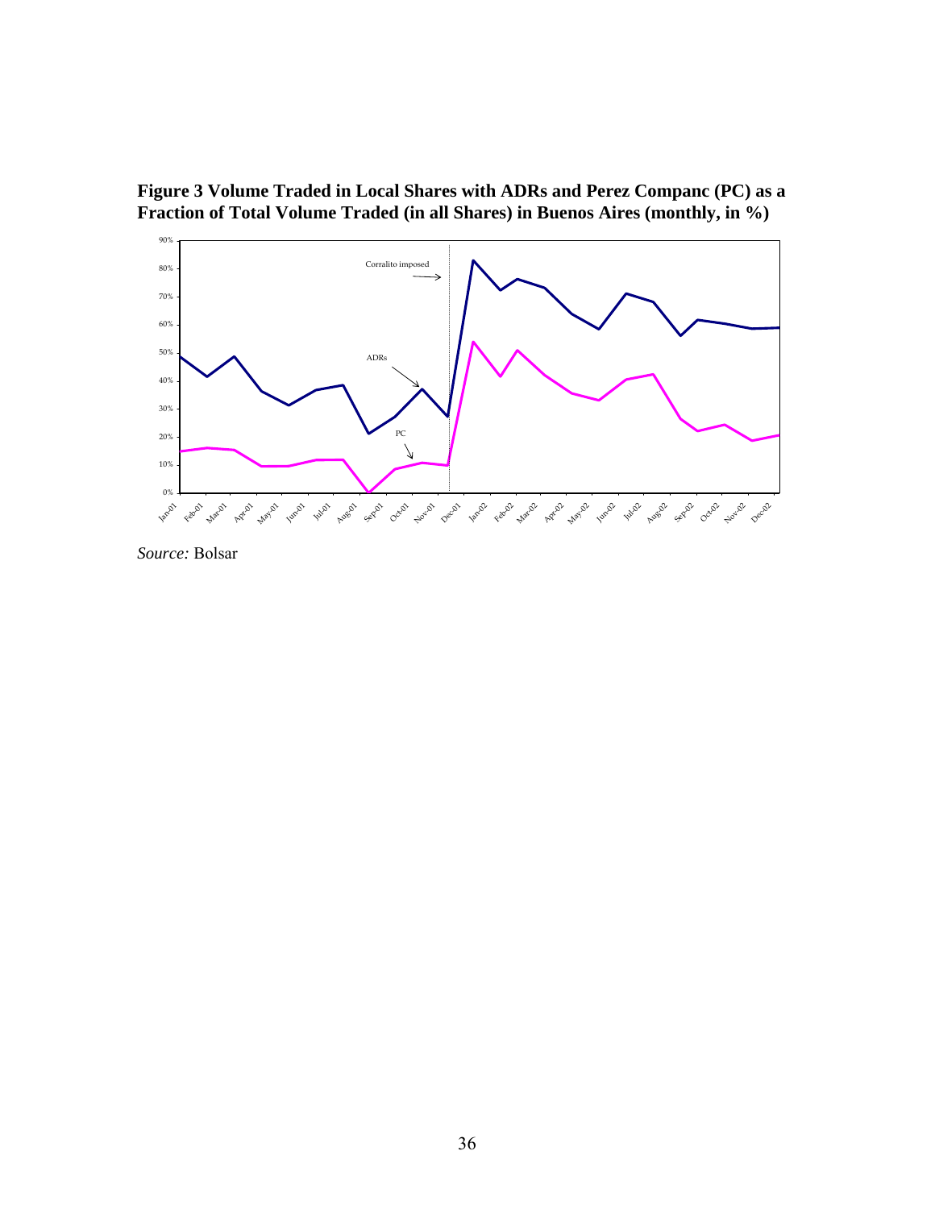**Figure 3 Volume Traded in Local Shares with ADRs and Perez Companc (PC) as a Fraction of Total Volume Traded (in all Shares) in Buenos Aires (monthly, in %)**

*Source:* Bolsar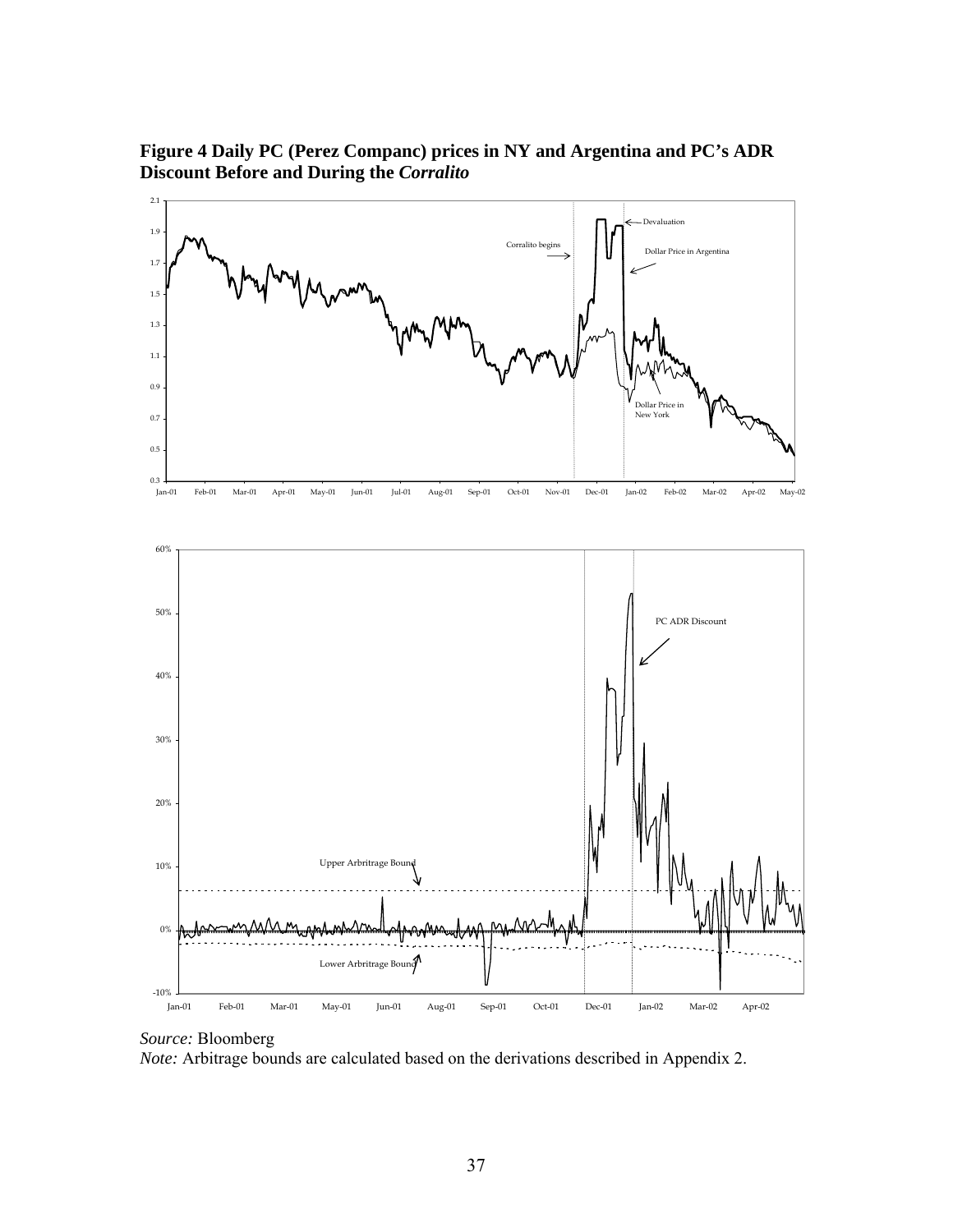**Figure 4 Daily PC (Perez Companc) prices in NY and Argentina and PC's ADR Discount Before and During the *Corralito***

*Source:* Bloomberg

*Note:* Arbitrage bounds are calculated based on the derivations described in Appendix 2.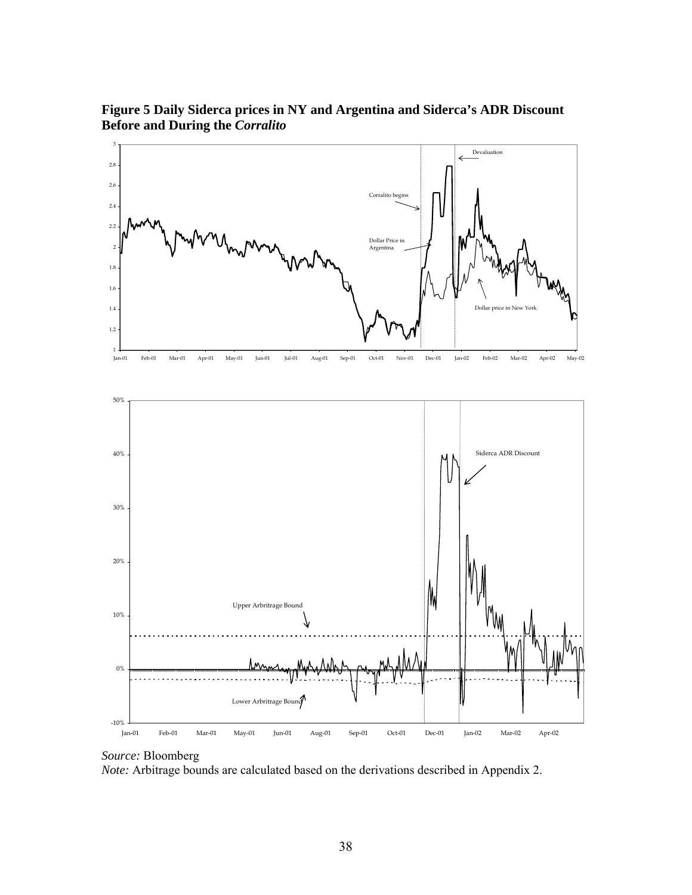**Figure 5 Daily Siderca prices in NY and Argentina and Siderca's ADR Discount Before and During the *Corralito***

*Source:* Bloomberg

*Note:* Arbitrage bounds are calculated based on the derivations described in Appendix 2.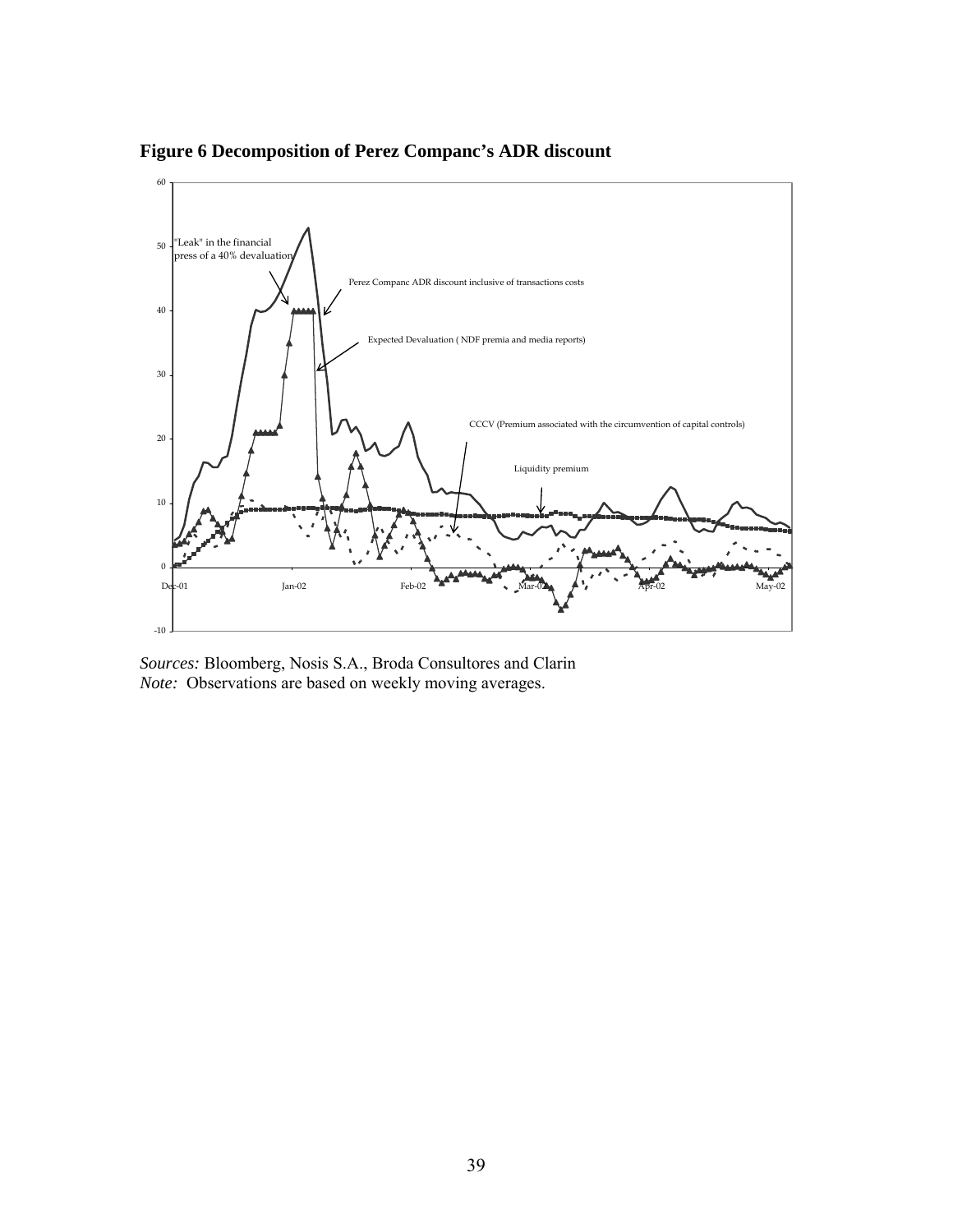**Figure 6 Decomposition of Perez Companc's ADR discount**

*Sources:* Bloomberg, Nosis S.A., Broda Consultores and Clarin
*Note:* Observations are based on weekly moving averages.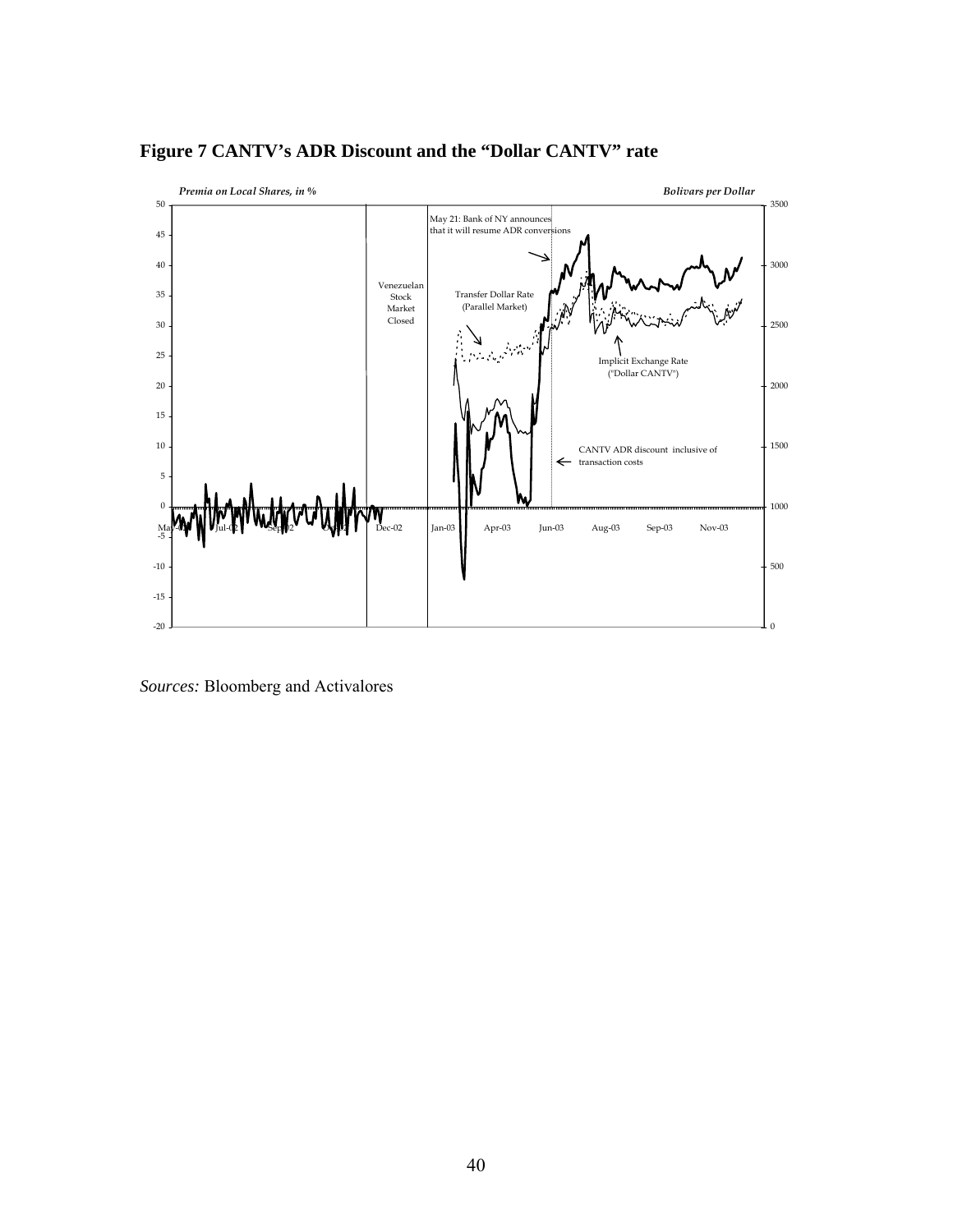**Figure 7 CANTV's ADR Discount and the "Dollar CANTV" rate**

*Sources:* Bloomberg and Activalores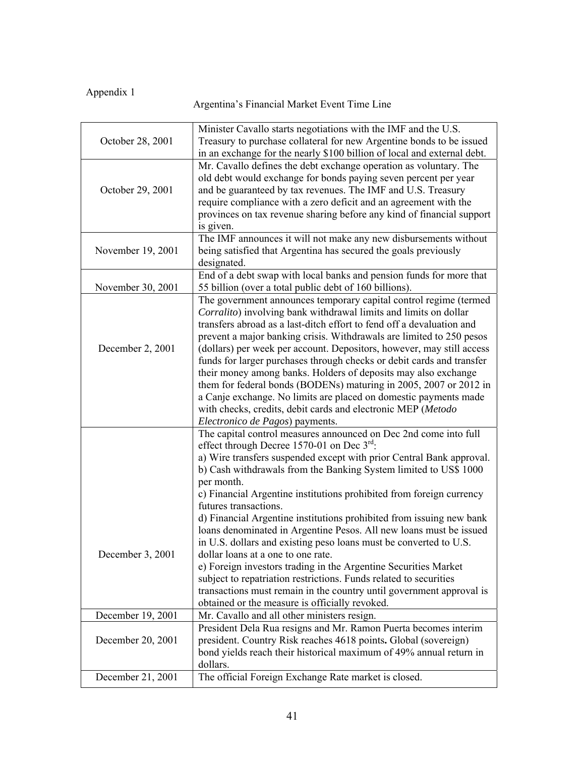Appendix 1

Argentina's Financial Market Event Time Line

| | |
|---|---|
| October 28, 2001 | Minister Cavallo starts negotiations with the IMF and the U.S. Treasury to purchase collateral for new Argentine bonds to be issued in an exchange for the nearly \$100 billion of local and external debt. |
| October 29, 2001 | Mr. Cavallo defines the debt exchange operation as voluntary. The old debt would exchange for bonds paying seven percent per year and be guaranteed by tax revenues. The IMF and U.S. Treasury require compliance with a zero deficit and an agreement with the provinces on tax revenue sharing before any kind of financial support is given. |
| November 19, 2001 | The IMF announces it will not make any new disbursements without being satisfied that Argentina has secured the goals previously designated. |
| November 30, 2001 | End of a debt swap with local banks and pension funds for more that 55 billion (over a total public debt of 160 billions). |
| December 2, 2001 | The government announces temporary capital control regime (termed *Corralito*) involving bank withdrawal limits and limits on dollar transfers abroad as a last-ditch effort to fend off a devaluation and prevent a major banking crisis. Withdrawals are limited to 250 pesos (dollars) per week per account. Depositors, however, may still access funds for larger purchases through checks or debit cards and transfer their money among banks. Holders of deposits may also exchange them for federal bonds (BODENs) maturing in 2005, 2007 or 2012 in a Canje exchange. No limits are placed on domestic payments made with checks, credits, debit cards and electronic MEP (*Metodo Electronico de Pagos*) payments. |
| December 3, 2001 | The capital control measures announced on Dec 2nd come into full effect through Decree 1570-01 on Dec 3rd:<br>a) Wire transfers suspended except with prior Central Bank approval.<br>b) Cash withdrawals from the Banking System limited to US\$ 1000 per month.<br>c) Financial Argentine institutions prohibited from foreign currency futures transactions.<br>d) Financial Argentine institutions prohibited from issuing new bank loans denominated in Argentine Pesos. All new loans must be issued in U.S. dollars and existing peso loans must be converted to U.S. dollar loans at a one to one rate.<br>e) Foreign investors trading in the Argentine Securities Market subject to repatriation restrictions. Funds related to securities transactions must remain in the country until government approval is obtained or the measure is officially revoked. |
| December 19, 2001 | Mr. Cavallo and all other ministers resign. |
| December 20, 2001 | President Dela Rua resigns and Mr. Ramon Puerta becomes interim president. Country Risk reaches 4618 points**.** Global (sovereign) bond yields reach their historical maximum of 49% annual return in dollars. |
| December 21, 2001 | The official Foreign Exchange Rate market is closed. |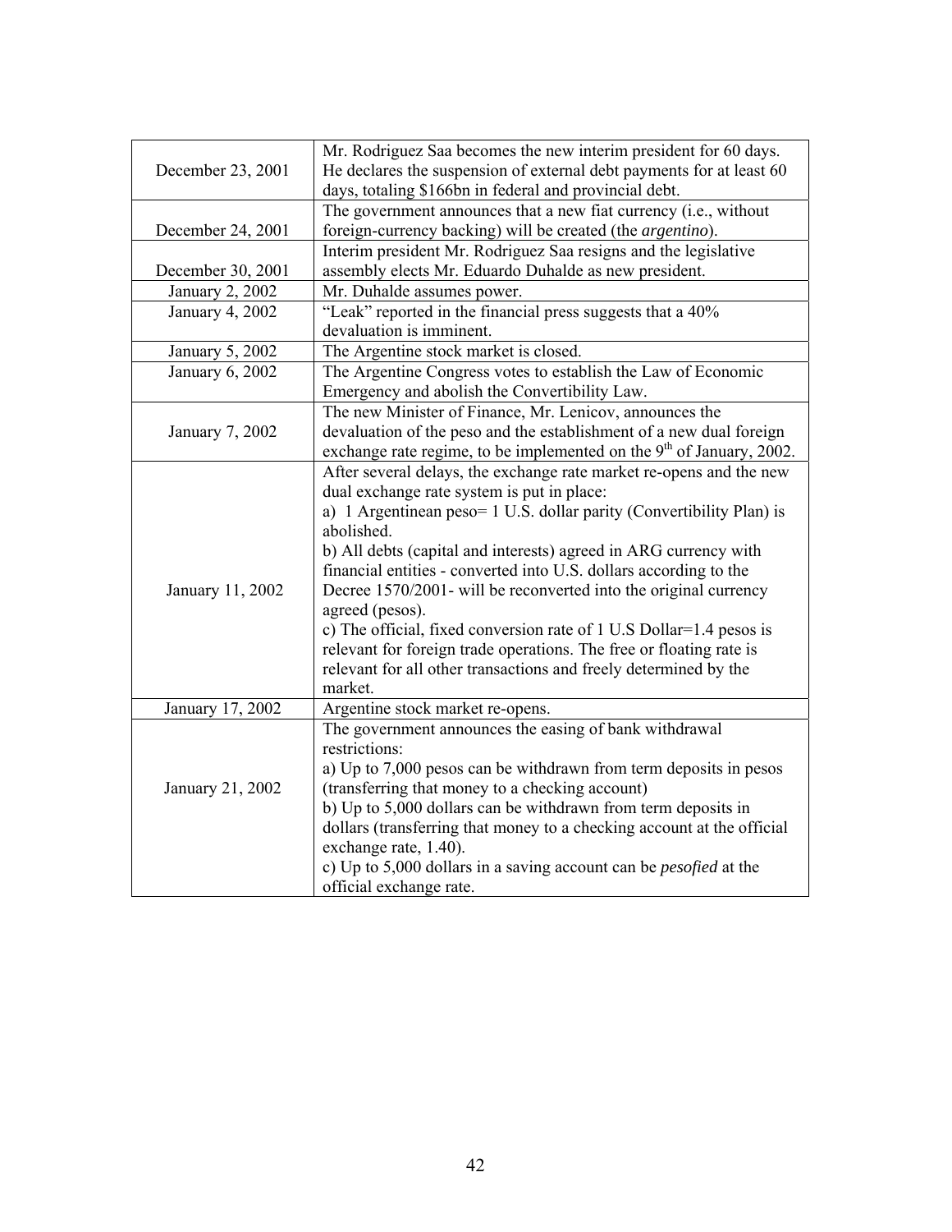| | |
|---|---|
| December 23, 2001 | Mr. Rodriguez Saa becomes the new interim president for 60 days. He declares the suspension of external debt payments for at least 60 days, totaling \$166bn in federal and provincial debt. |
| December 24, 2001 | The government announces that a new fiat currency (i.e., without foreign-currency backing) will be created (the *argentino*). |
| December 30, 2001 | Interim president Mr. Rodriguez Saa resigns and the legislative assembly elects Mr. Eduardo Duhalde as new president. |
| January 2, 2002 | Mr. Duhalde assumes power. |
| January 4, 2002 | "Leak" reported in the financial press suggests that a 40% devaluation is imminent. |
| January 5, 2002 | The Argentine stock market is closed. |
| January 6, 2002 | The Argentine Congress votes to establish the Law of Economic Emergency and abolish the Convertibility Law. |
| January 7, 2002 | The new Minister of Finance, Mr. Lenicov, announces the devaluation of the peso and the establishment of a new dual foreign exchange rate regime, to be implemented on the 9th of January, 2002. |
| January 11, 2002 | After several delays, the exchange rate market re-opens and the new dual exchange rate system is put in place:<br>a) 1 Argentinean peso= 1 U.S. dollar parity (Convertibility Plan) is abolished.<br>b) All debts (capital and interests) agreed in ARG currency with financial entities - converted into U.S. dollars according to the Decree 1570/2001- will be reconverted into the original currency agreed (pesos).<br>c) The official, fixed conversion rate of 1 U.S Dollar=1.4 pesos is relevant for foreign trade operations. The free or floating rate is relevant for all other transactions and freely determined by the market. |
| January 17, 2002 | Argentine stock market re-opens. |
| January 21, 2002 | The government announces the easing of bank withdrawal restrictions:<br>a) Up to 7,000 pesos can be withdrawn from term deposits in pesos (transferring that money to a checking account)<br>b) Up to 5,000 dollars can be withdrawn from term deposits in dollars (transferring that money to a checking account at the official exchange rate, 1.40).<br>c) Up to 5,000 dollars in a saving account can be *pesofied* at the official exchange rate. |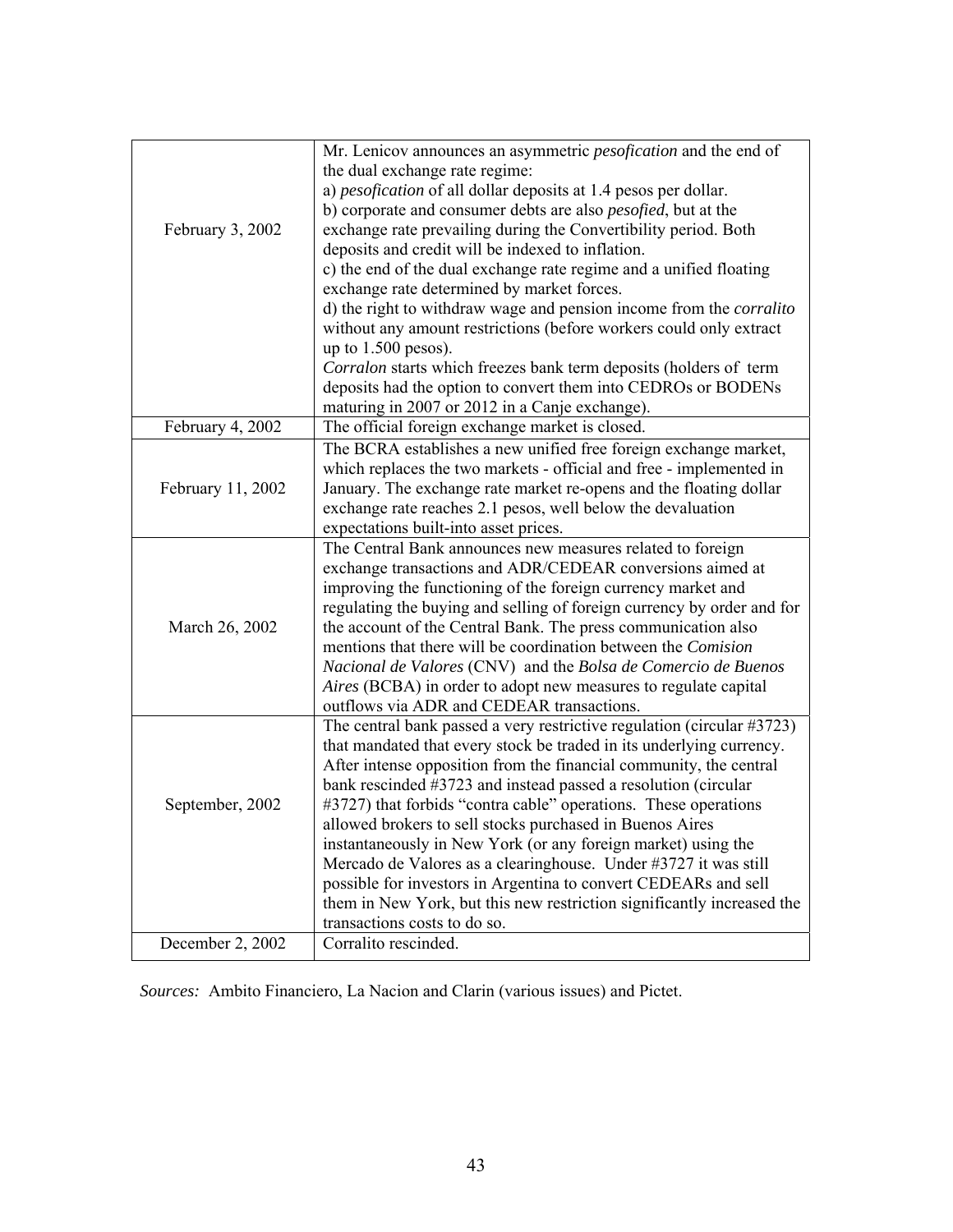| | |
|---|---|
| February 3, 2002 | Mr. Lenicov announces an asymmetric *pesofication* and the end of the dual exchange rate regime:<br>a) *pesofication* of all dollar deposits at 1.4 pesos per dollar.<br>b) corporate and consumer debts are also *pesofied*, but at the exchange rate prevailing during the Convertibility period. Both deposits and credit will be indexed to inflation.<br>c) the end of the dual exchange rate regime and a unified floating exchange rate determined by market forces.<br>d) the right to withdraw wage and pension income from the *corralito* without any amount restrictions (before workers could only extract up to 1.500 pesos).<br>*Corralon* starts which freezes bank term deposits (holders of term deposits had the option to convert them into CEDROs or BODENs maturing in 2007 or 2012 in a Canje exchange). |
| February 4, 2002 | The official foreign exchange market is closed. |
| February 11, 2002 | The BCRA establishes a new unified free foreign exchange market, which replaces the two markets - official and free - implemented in January. The exchange rate market re-opens and the floating dollar exchange rate reaches 2.1 pesos, well below the devaluation expectations built-into asset prices. |
| March 26, 2002 | The Central Bank announces new measures related to foreign exchange transactions and ADR/CEDEAR conversions aimed at improving the functioning of the foreign currency market and regulating the buying and selling of foreign currency by order and for the account of the Central Bank. The press communication also mentions that there will be coordination between the *Comision Nacional de Valores* (CNV) and the *Bolsa de Comercio de Buenos Aires* (BCBA) in order to adopt new measures to regulate capital outflows via ADR and CEDEAR transactions. |
| September, 2002 | The central bank passed a very restrictive regulation (circular #3723) that mandated that every stock be traded in its underlying currency. After intense opposition from the financial community, the central bank rescinded #3723 and instead passed a resolution (circular #3727) that forbids "contra cable" operations. These operations allowed brokers to sell stocks purchased in Buenos Aires instantaneously in New York (or any foreign market) using the Mercado de Valores as a clearinghouse. Under #3727 it was still possible for investors in Argentina to convert CEDEARs and sell them in New York, but this new restriction significantly increased the transactions costs to do so. |
| December 2, 2002 | Corralito rescinded. |

*Sources:* Ambito Financiero, La Nacion and Clarin (various issues) and Pictet.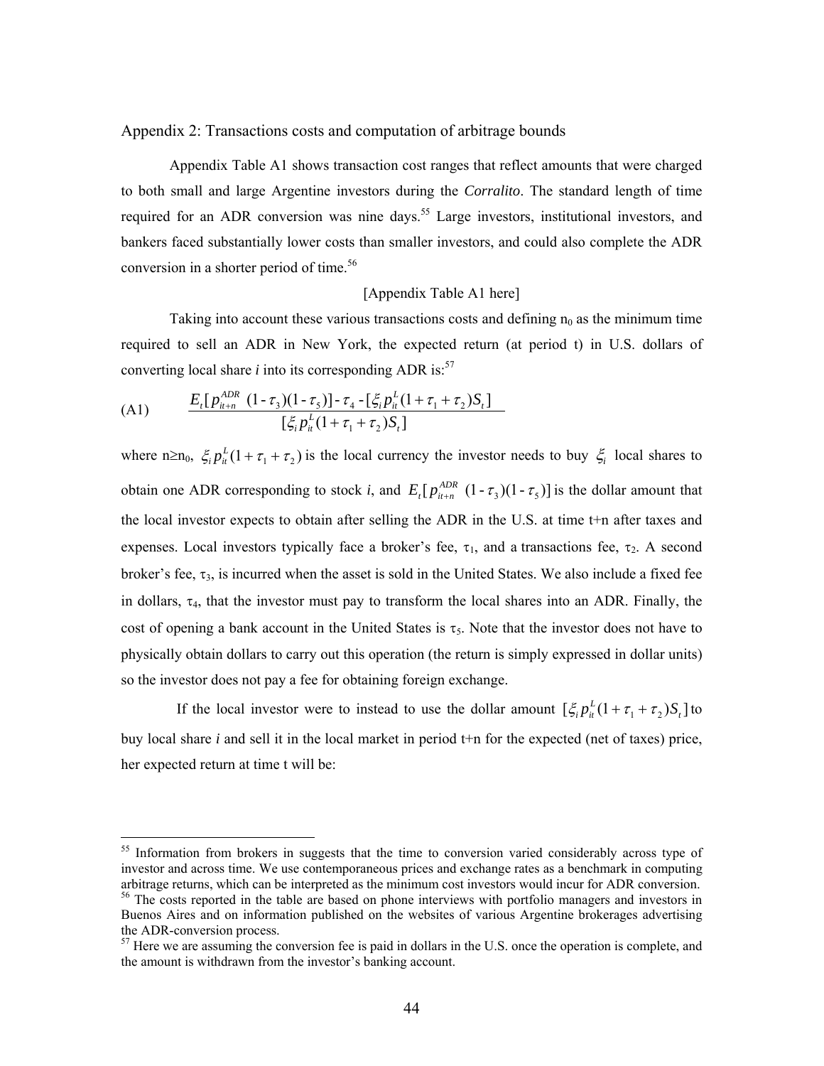## Appendix 2: Transactions costs and computation of arbitrage bounds

Appendix Table A1 shows transaction cost ranges that reflect amounts that were charged to both small and large Argentine investors during the *Corralito*. The standard length of time required for an ADR conversion was nine days.[55] Large investors, institutional investors, and bankers faced substantially lower costs than smaller investors, and could also complete the ADR conversion in a shorter period of time.[56]

[Appendix Table A1 here]

Taking into account these various transactions costs and defining $n_0$ as the minimum time required to sell an ADR in New York, the expected return (at period t) in U.S. dollars of converting local share *i* into its corresponding ADR is:[57]

$$\text{(A1)} \qquad \frac{E_t[p_{it+n}^{ADR}\ (1-\tau_3)(1-\tau_5)] - \tau_4 - [\xi_i p_{it}^L(1+\tau_1+\tau_2)S_t]}{[\xi_i p_{it}^L(1+\tau_1+\tau_2)S_t]}$$

where $n \geq n_0$, $\xi_i p_{it}^L(1+\tau_1+\tau_2)$ is the local currency the investor needs to buy $\xi_i$ local shares to obtain one ADR corresponding to stock *i*, and $E_t[p_{it+n}^{ADR}\ (1-\tau_3)(1-\tau_5)]$ is the dollar amount that the local investor expects to obtain after selling the ADR in the U.S. at time t+n after taxes and expenses. Local investors typically face a broker's fee, $\tau_1$, and a transactions fee, $\tau_2$. A second broker's fee, $\tau_3$, is incurred when the asset is sold in the United States. We also include a fixed fee in dollars, $\tau_4$, that the investor must pay to transform the local shares into an ADR. Finally, the cost of opening a bank account in the United States is $\tau_5$. Note that the investor does not have to physically obtain dollars to carry out this operation (the return is simply expressed in dollar units) so the investor does not pay a fee for obtaining foreign exchange.

If the local investor were to instead to use the dollar amount $[\xi_i p_{it}^L(1+\tau_1+\tau_2)S_t]$ to buy local share *i* and sell it in the local market in period t+n for the expected (net of taxes) price, her expected return at time t will be:

---

[55] Information from brokers in suggests that the time to conversion varied considerably across type of investor and across time. We use contemporaneous prices and exchange rates as a benchmark in computing arbitrage returns, which can be interpreted as the minimum cost investors would incur for ADR conversion.

[56] The costs reported in the table are based on phone interviews with portfolio managers and investors in Buenos Aires and on information published on the websites of various Argentine brokerages advertising the ADR-conversion process.

[57] Here we are assuming the conversion fee is paid in dollars in the U.S. once the operation is complete, and the amount is withdrawn from the investor's banking account.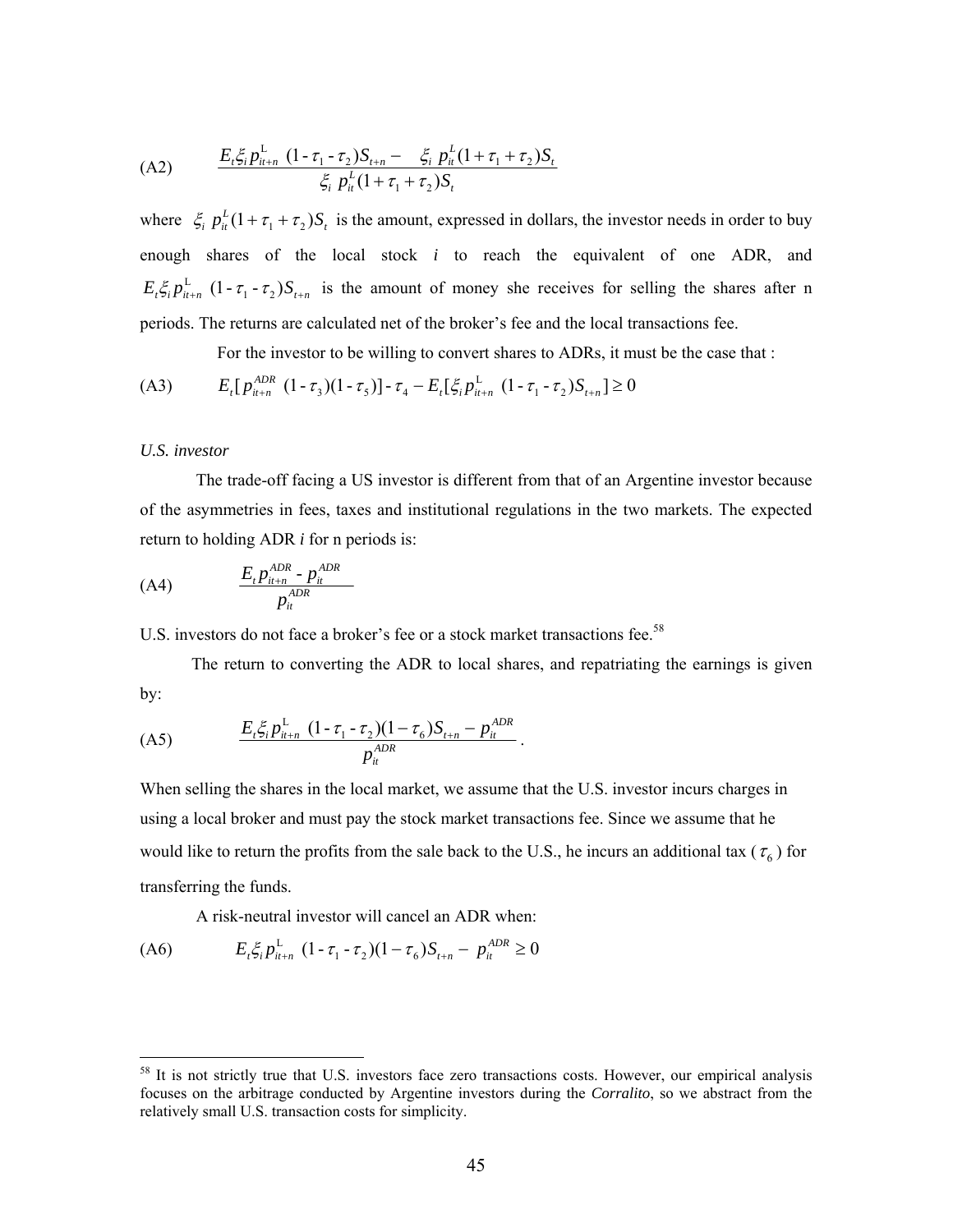$$\text{(A2)} \qquad \frac{E_t \xi_i p^{\text{L}}_{it+n}\ (1 - \tau_1 - \tau_2) S_{t+n} - \ \ \xi_i\ p^{L}_{it}(1+\tau_1+\tau_2) S_t}{\xi_i\ p^{L}_{it}(1+\tau_1+\tau_2) S_t}$$

where $\xi_i\ p^{L}_{it}(1+\tau_1+\tau_2) S_t$ is the amount, expressed in dollars, the investor needs in order to buy enough shares of the local stock *i* to reach the equivalent of one ADR, and $E_t \xi_i p^{\text{L}}_{it+n}\ (1 - \tau_1 - \tau_2) S_{t+n}$ is the amount of money she receives for selling the shares after n periods. The returns are calculated net of the broker's fee and the local transactions fee.

For the investor to be willing to convert shares to ADRs, it must be the case that :

$$\text{(A3)} \qquad E_t[p^{ADR}_{it+n}\ (1 - \tau_3)(1 - \tau_5)] - \tau_4 - E_t[\xi_i p^{\text{L}}_{it+n}\ (1 - \tau_1 - \tau_2) S_{t+n}] \geq 0$$

*U.S. investor*

The trade-off facing a US investor is different from that of an Argentine investor because of the asymmetries in fees, taxes and institutional regulations in the two markets. The expected return to holding ADR *i* for n periods is:

$$\text{(A4)} \qquad \frac{E_t p^{ADR}_{it+n} - p^{ADR}_{it}}{p^{ADR}_{it}}$$

U.S. investors do not face a broker's fee or a stock market transactions fee.[58]

The return to converting the ADR to local shares, and repatriating the earnings is given by:

$$\text{(A5)} \qquad \frac{E_t \xi_i p^{\text{L}}_{it+n}\ (1 - \tau_1 - \tau_2)(1-\tau_6) S_{t+n} - p^{ADR}_{it}}{p^{ADR}_{it}}.$$

When selling the shares in the local market, we assume that the U.S. investor incurs charges in using a local broker and must pay the stock market transactions fee. Since we assume that he would like to return the profits from the sale back to the U.S., he incurs an additional tax ($\tau_6$) for transferring the funds.

A risk-neutral investor will cancel an ADR when:

$$\text{(A6)} \qquad E_t \xi_i p^{\text{L}}_{it+n}\ (1 - \tau_1 - \tau_2)(1-\tau_6) S_{t+n} - \ p^{ADR}_{it} \geq 0$$

---

[58] It is not strictly true that U.S. investors face zero transactions costs. However, our empirical analysis focuses on the arbitrage conducted by Argentine investors during the *Corralito*, so we abstract from the relatively small U.S. transaction costs for simplicity.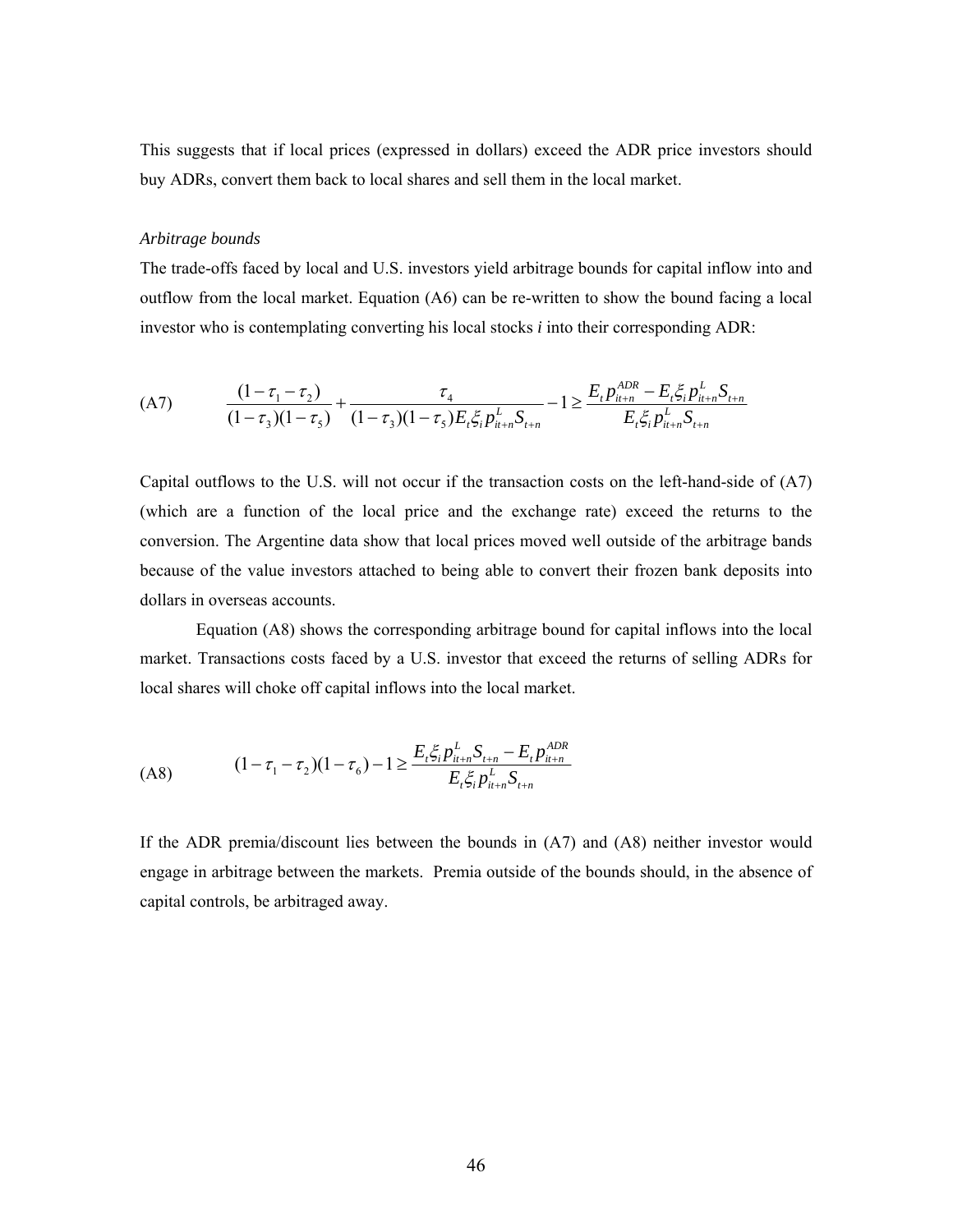This suggests that if local prices (expressed in dollars) exceed the ADR price investors should buy ADRs, convert them back to local shares and sell them in the local market.

*Arbitrage bounds*

The trade-offs faced by local and U.S. investors yield arbitrage bounds for capital inflow into and outflow from the local market. Equation (A6) can be re-written to show the bound facing a local investor who is contemplating converting his local stocks *i* into their corresponding ADR:

$$\text{(A7)} \qquad \frac{(1-\tau_1-\tau_2)}{(1-\tau_3)(1-\tau_5)} + \frac{\tau_4}{(1-\tau_3)(1-\tau_5)E_t \xi_i p_{it+n}^L S_{t+n}} - 1 \geq \frac{E_t p_{it+n}^{ADR} - E_t \xi_i p_{it+n}^L S_{t+n}}{E_t \xi_i p_{it+n}^L S_{t+n}}$$

Capital outflows to the U.S. will not occur if the transaction costs on the left-hand-side of (A7) (which are a function of the local price and the exchange rate) exceed the returns to the conversion. The Argentine data show that local prices moved well outside of the arbitrage bands because of the value investors attached to being able to convert their frozen bank deposits into dollars in overseas accounts.

Equation (A8) shows the corresponding arbitrage bound for capital inflows into the local market. Transactions costs faced by a U.S. investor that exceed the returns of selling ADRs for local shares will choke off capital inflows into the local market.

$$\text{(A8)} \qquad (1-\tau_1-\tau_2)(1-\tau_6) - 1 \geq \frac{E_t \xi_i p_{it+n}^L S_{t+n} - E_t p_{it+n}^{ADR}}{E_t \xi_i p_{it+n}^L S_{t+n}}$$

If the ADR premia/discount lies between the bounds in (A7) and (A8) neither investor would engage in arbitrage between the markets. Premia outside of the bounds should, in the absence of capital controls, be arbitraged away.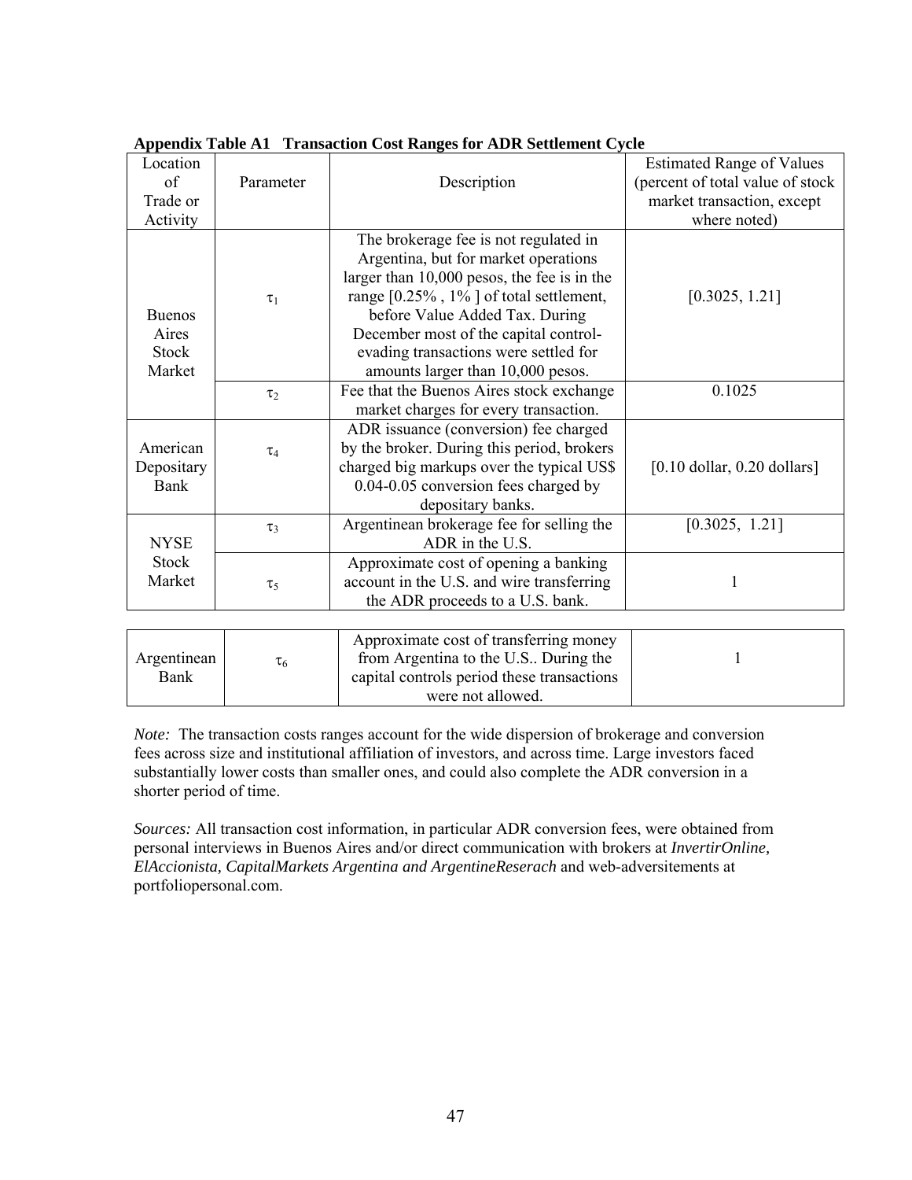**Appendix Table A1 Transaction Cost Ranges for ADR Settlement Cycle**

| Location of Trade or Activity | Parameter | Description | Estimated Range of Values (percent of total value of stock market transaction, except where noted) |
|---|---|---|---|
| Buenos Aires Stock Market | $\tau_1$ | The brokerage fee is not regulated in Argentina, but for market operations larger than 10,000 pesos, the fee is in the range [0.25% , 1% ] of total settlement, before Value Added Tax. During December most of the capital control-evading transactions were settled for amounts larger than 10,000 pesos. | [0.3025, 1.21] |
| | $\tau_2$ | Fee that the Buenos Aires stock exchange market charges for every transaction. | 0.1025 |
| American Depositary Bank | $\tau_4$ | ADR issuance (conversion) fee charged by the broker. During this period, brokers charged big markups over the typical US$ 0.04-0.05 conversion fees charged by depositary banks. | [0.10 dollar, 0.20 dollars] |
| NYSE Stock Market | $\tau_3$ | Argentinean brokerage fee for selling the ADR in the U.S. | [0.3025, 1.21] |
| | $\tau_5$ | Approximate cost of opening a banking account in the U.S. and wire transferring the ADR proceeds to a U.S. bank. | 1 |
| Argentinean Bank | $\tau_6$ | Approximate cost of transferring money from Argentina to the U.S.. During the capital controls period these transactions were not allowed. | 1 |

*Note:* The transaction costs ranges account for the wide dispersion of brokerage and conversion fees across size and institutional affiliation of investors, and across time. Large investors faced substantially lower costs than smaller ones, and could also complete the ADR conversion in a shorter period of time.

*Sources:* All transaction cost information, in particular ADR conversion fees, were obtained from personal interviews in Buenos Aires and/or direct communication with brokers at *InvertirOnline, ElAccionista, CapitalMarkets Argentina and ArgentineReserach* and web-adversitements at portfoliopersonal.com.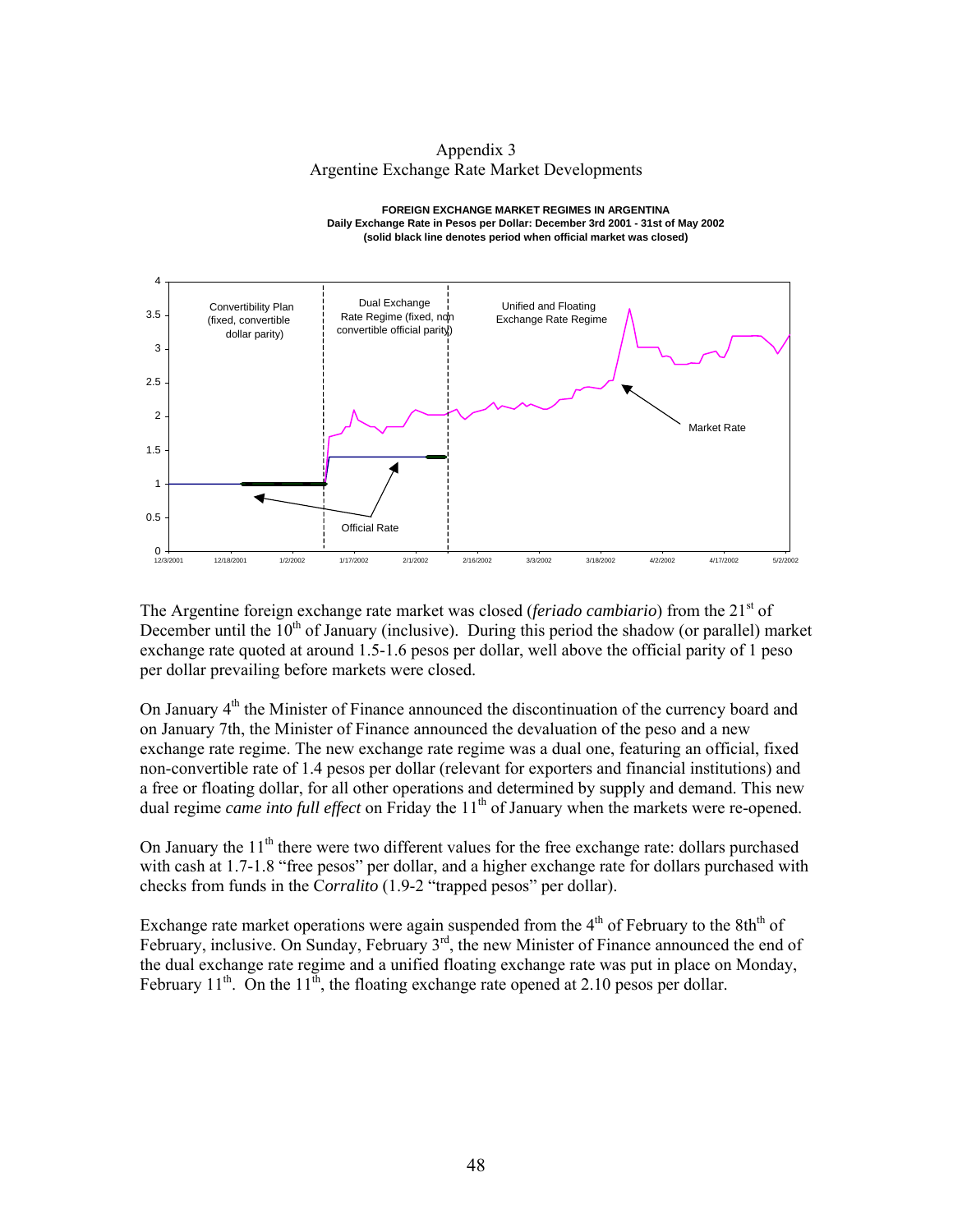# Appendix 3
## Argentine Exchange Rate Market Developments

**FOREIGN EXCHANGE MARKET REGIMES IN ARGENTINA**
**Daily Exchange Rate in Pesos per Dollar: December 3rd 2001 - 31st of May 2002**
**(solid black line denotes period when official market was closed)**

Convertibility Plan (fixed, convertible dollar parity)

Dual Exchange Rate Regime (fixed, non convertible official parity)

Unified and Floating Exchange Rate Regime

Market Rate

Official Rate

4
3.5
3
2.5
2
1.5
1
0.5
0

12/3/2001 12/18/2001 1/2/2002 1/17/2002 2/1/2002 2/16/2002 3/3/2002 3/18/2002 4/2/2002 4/17/2002 5/2/2002

The Argentine foreign exchange rate market was closed (*feriado cambiario*) from the 21st of December until the 10th of January (inclusive). During this period the shadow (or parallel) market exchange rate quoted at around 1.5-1.6 pesos per dollar, well above the official parity of 1 peso per dollar prevailing before markets were closed.

On January 4th the Minister of Finance announced the discontinuation of the currency board and on January 7th, the Minister of Finance announced the devaluation of the peso and a new exchange rate regime. The new exchange rate regime was a dual one, featuring an official, fixed non-convertible rate of 1.4 pesos per dollar (relevant for exporters and financial institutions) and a free or floating dollar, for all other operations and determined by supply and demand. This new dual regime *came into full effect* on Friday the 11th of January when the markets were re-opened.

On January the 11th there were two different values for the free exchange rate: dollars purchased with cash at 1.7-1.8 "free pesos" per dollar, and a higher exchange rate for dollars purchased with checks from funds in the C*orralito* (1.9-2 "trapped pesos" per dollar).

Exchange rate market operations were again suspended from the 4th of February to the 8th of February, inclusive. On Sunday, February 3rd, the new Minister of Finance announced the end of the dual exchange rate regime and a unified floating exchange rate was put in place on Monday, February 11th. On the 11th, the floating exchange rate opened at 2.10 pesos per dollar.